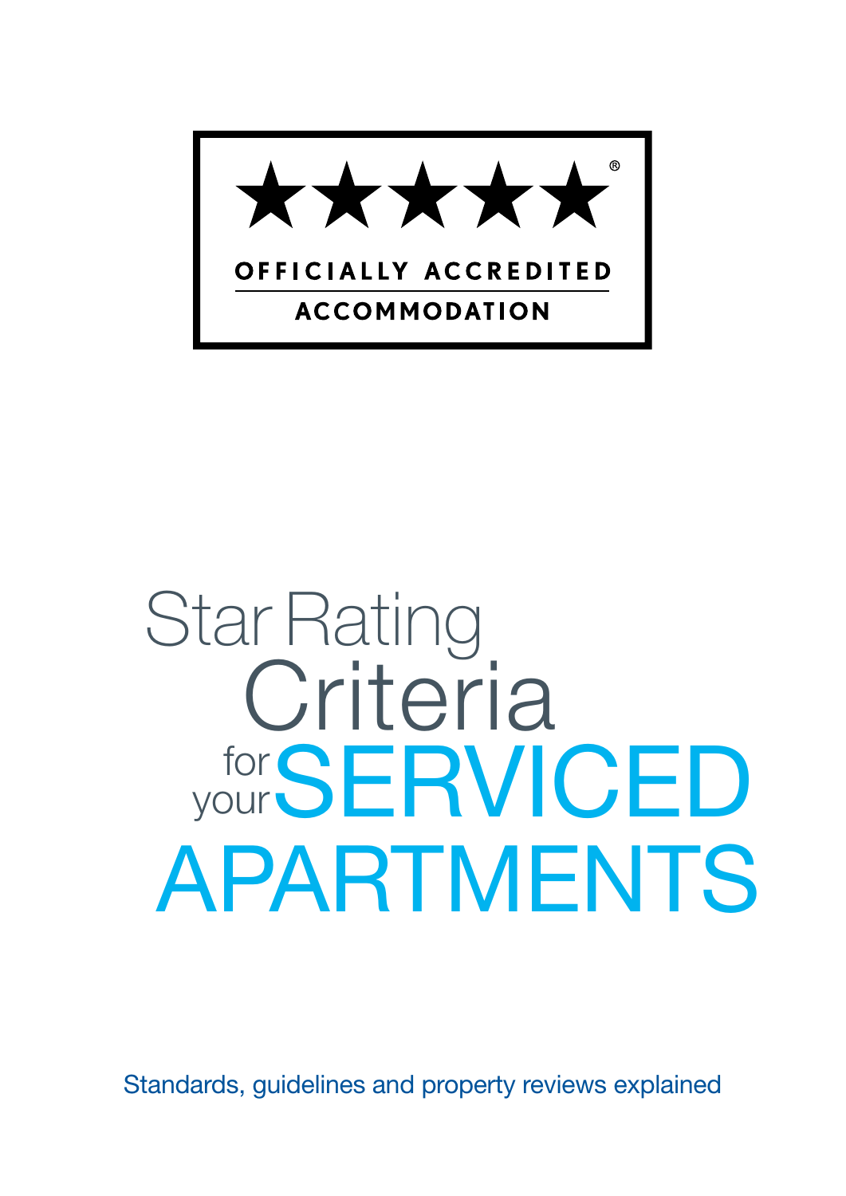★★★★★®

OFFICIALLY ACCREDITED

ACCOMMODATION

# Star Rating Criteria for your SERVICED APARTMENTS

Standards, guidelines and property reviews explained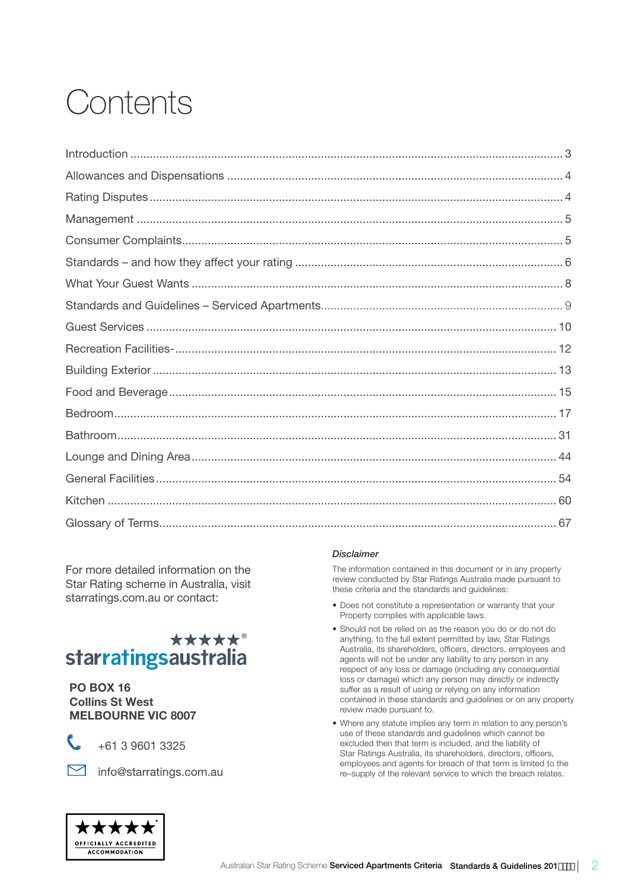# Contents

Introduction ..... 3
Allowances and Dispensations ..... 4
Rating Disputes ..... 4
Management ..... 5
Consumer Complaints ..... 5
Standards – and how they affect your rating ..... 6
What Your Guest Wants ..... 8
Standards and Guidelines – Serviced Apartments ..... 9
Guest Services ..... 10
Recreation Facilities- ..... 12
Building Exterior ..... 13
Food and Beverage ..... 15
Bedroom ..... 17
Bathroom ..... 31
Lounge and Dining Area ..... 44
General Facilities ..... 54
Kitchen ..... 60
Glossary of Terms ..... 67

For more detailed information on the Star Rating scheme in Australia, visit starratings.com.au or contact:

starratingsaustralia

**PO BOX 16**
**Collins St West**
**MELBOURNE VIC 8007**

+61 3 9601 3325

info@starratings.com.au

OFFICIALLY ACCREDITED ACCOMMODATION

*Disclaimer*

The information contained in this document or in any property review conducted by Star Ratings Australia made pursuant to these criteria and the standards and guidelines:

- Does not constitute a representation or warranty that your Property complies with applicable laws.
- Should not be relied on as the reason you do or do not do anything, to the full extent permitted by law, Star Ratings Australia, its shareholders, officers, directors, employees and agents will not be under any liability to any person in any respect of any loss or damage (including any consequential loss or damage) which any person may directly or indirectly suffer as a result of using or relying on any information contained in these standards and guidelines or on any property review made pursuant to.
- Where any statute implies any term in relation to any person's use of these standards and guidelines which cannot be excluded then that term is included, and the liability of Star Ratings Australia, its shareholders, directors, officers, employees and agents for breach of that term is limited to the re–supply of the relevant service to which the breach relates.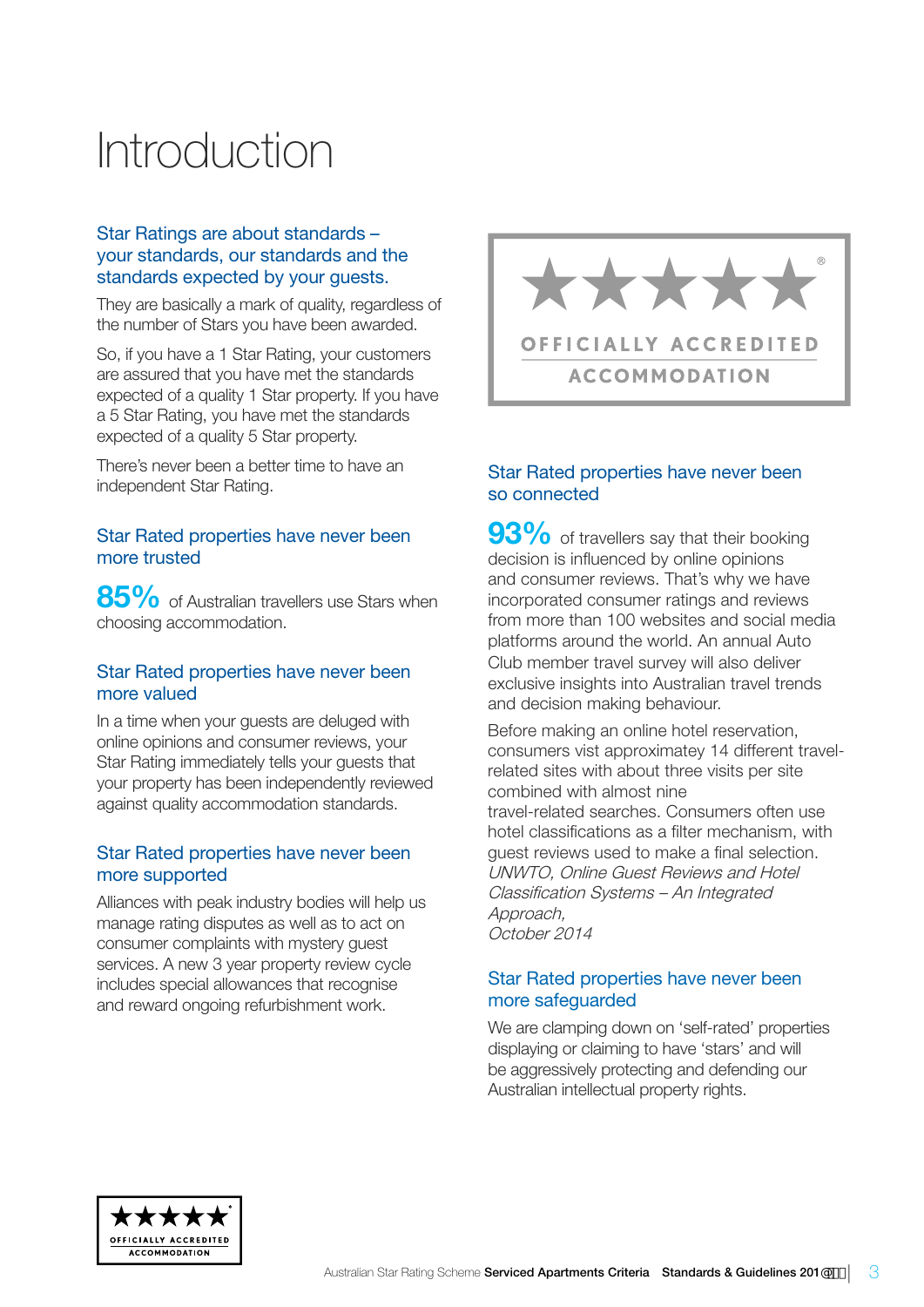# Introduction

## Star Ratings are about standards – your standards, our standards and the standards expected by your guests.

They are basically a mark of quality, regardless of the number of Stars you have been awarded.

So, if you have a 1 Star Rating, your customers are assured that you have met the standards expected of a quality 1 Star property. If you have a 5 Star Rating, you have met the standards expected of a quality 5 Star property.

There's never been a better time to have an independent Star Rating.

## Star Rated properties have never been more trusted

**85%** of Australian travellers use Stars when choosing accommodation.

## Star Rated properties have never been more valued

In a time when your guests are deluged with online opinions and consumer reviews, your Star Rating immediately tells your guests that your property has been independently reviewed against quality accommodation standards.

## Star Rated properties have never been more supported

Alliances with peak industry bodies will help us manage rating disputes as well as to act on consumer complaints with mystery guest services. A new 3 year property review cycle includes special allowances that recognise and reward ongoing refurbishment work.

★★★★★®
OFFICIALLY ACCREDITED
ACCOMMODATION

## Star Rated properties have never been so connected

**93%** of travellers say that their booking decision is influenced by online opinions and consumer reviews. That's why we have incorporated consumer ratings and reviews from more than 100 websites and social media platforms around the world. An annual Auto Club member travel survey will also deliver exclusive insights into Australian travel trends and decision making behaviour.

Before making an online hotel reservation, consumers vist approximatey 14 different travel-related sites with about three visits per site combined with almost nine travel-related searches. Consumers often use hotel classifications as a filter mechanism, with guest reviews used to make a final selection.
*UNWTO, Online Guest Reviews and Hotel Classification Systems – An Integrated Approach, October 2014*

## Star Rated properties have never been more safeguarded

We are clamping down on 'self-rated' properties displaying or claiming to have 'stars' and will be aggressively protecting and defending our Australian intellectual property rights.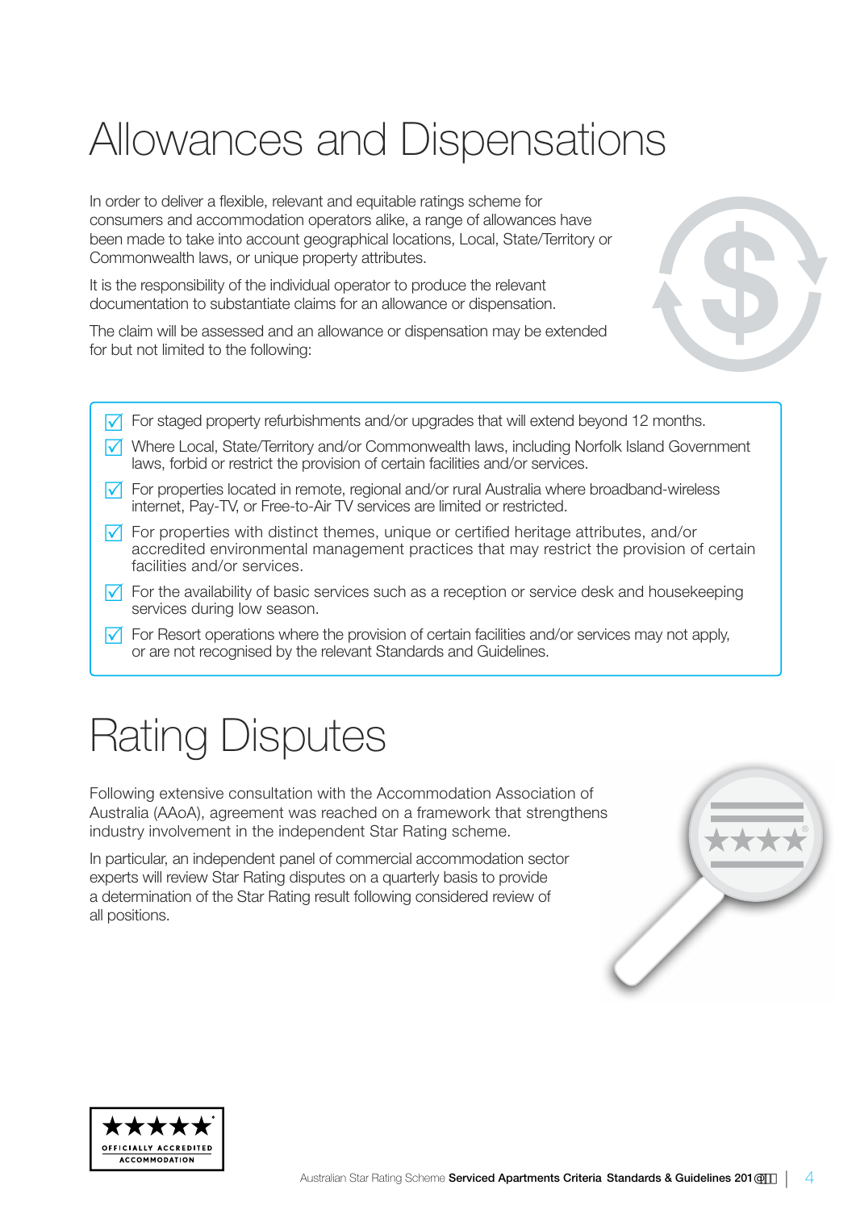# Allowances and Dispensations

In order to deliver a flexible, relevant and equitable ratings scheme for consumers and accommodation operators alike, a range of allowances have been made to take into account geographical locations, Local, State/Territory or Commonwealth laws, or unique property attributes.

It is the responsibility of the individual operator to produce the relevant documentation to substantiate claims for an allowance or dispensation.

The claim will be assessed and an allowance or dispensation may be extended for but not limited to the following:

- For staged property refurbishments and/or upgrades that will extend beyond 12 months.
- Where Local, State/Territory and/or Commonwealth laws, including Norfolk Island Government laws, forbid or restrict the provision of certain facilities and/or services.
- For properties located in remote, regional and/or rural Australia where broadband-wireless internet, Pay-TV, or Free-to-Air TV services are limited or restricted.
- For properties with distinct themes, unique or certified heritage attributes, and/or accredited environmental management practices that may restrict the provision of certain facilities and/or services.
- For the availability of basic services such as a reception or service desk and housekeeping services during low season.
- For Resort operations where the provision of certain facilities and/or services may not apply, or are not recognised by the relevant Standards and Guidelines.

# Rating Disputes

Following extensive consultation with the Accommodation Association of Australia (AAoA), agreement was reached on a framework that strengthens industry involvement in the independent Star Rating scheme.

In particular, an independent panel of commercial accommodation sector experts will review Star Rating disputes on a quarterly basis to provide a determination of the Star Rating result following considered review of all positions.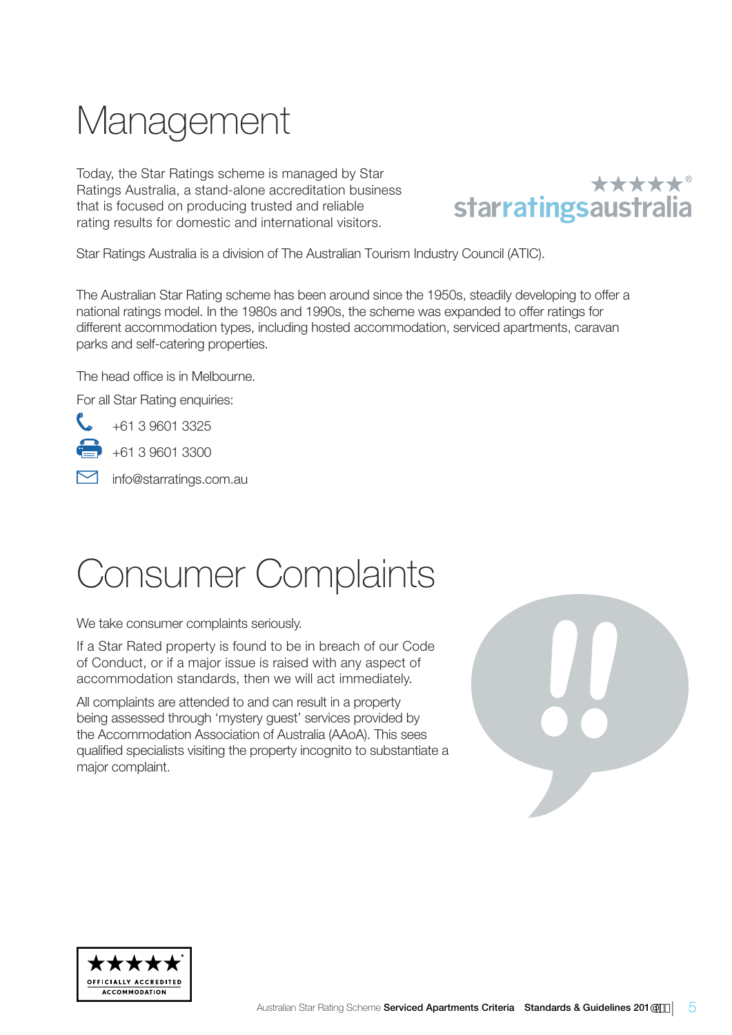# Management

Today, the Star Ratings scheme is managed by Star Ratings Australia, a stand-alone accreditation business that is focused on producing trusted and reliable rating results for domestic and international visitors.

Star Ratings Australia is a division of The Australian Tourism Industry Council (ATIC).

The Australian Star Rating scheme has been around since the 1950s, steadily developing to offer a national ratings model. In the 1980s and 1990s, the scheme was expanded to offer ratings for different accommodation types, including hosted accommodation, serviced apartments, caravan parks and self-catering properties.

The head office is in Melbourne.

For all Star Rating enquiries:

+61 3 9601 3325

+61 3 9601 3300

info@starratings.com.au

# Consumer Complaints

We take consumer complaints seriously.

If a Star Rated property is found to be in breach of our Code of Conduct, or if a major issue is raised with any aspect of accommodation standards, then we will act immediately.

All complaints are attended to and can result in a property being assessed through 'mystery guest' services provided by the Accommodation Association of Australia (AAoA). This sees qualified specialists visiting the property incognito to substantiate a major complaint.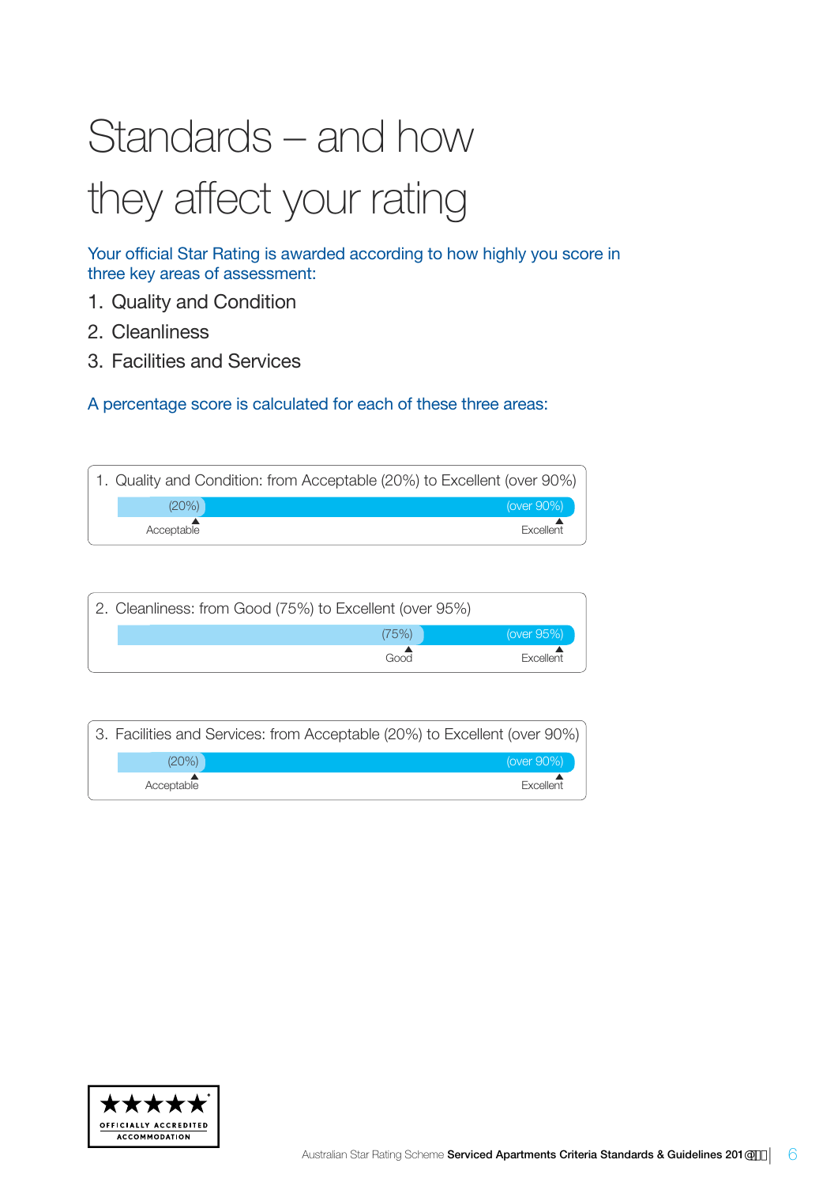# Standards – and how they affect your rating

Your official Star Rating is awarded according to how highly you score in three key areas of assessment:

1. Quality and Condition
2. Cleanliness
3. Facilities and Services

A percentage score is calculated for each of these three areas:

1. Quality and Condition: from Acceptable (20%) to Excellent (over 90%)

(20%) Acceptable — (over 90%) Excellent

2. Cleanliness: from Good (75%) to Excellent (over 95%)

(75%) Good — (over 95%) Excellent

3. Facilities and Services: from Acceptable (20%) to Excellent (over 90%)

(20%) Acceptable — (over 90%) Excellent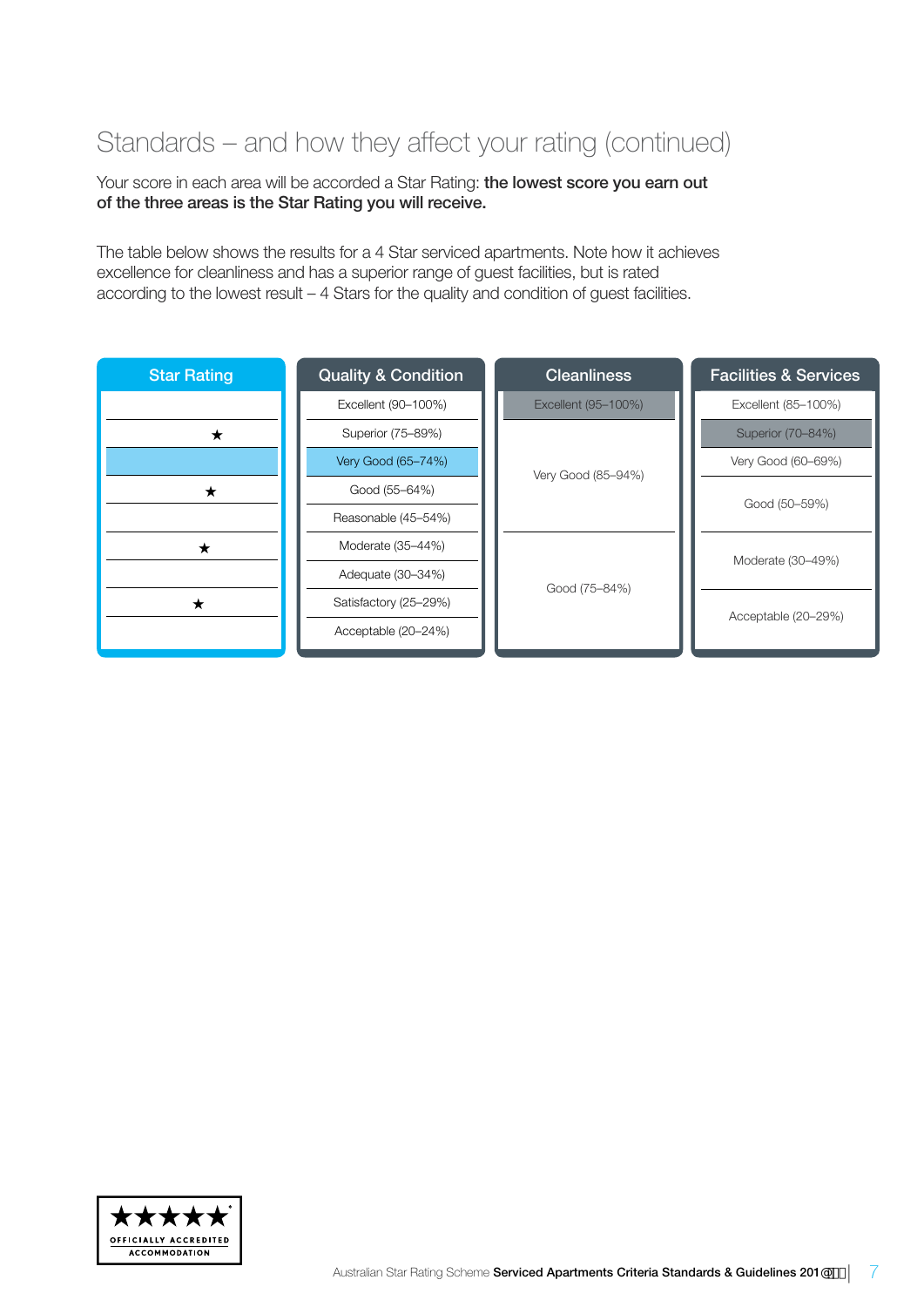## Standards – and how they affect your rating (continued)

Your score in each area will be accorded a Star Rating: **the lowest score you earn out of the three areas is the Star Rating you will receive.**

The table below shows the results for a 4 Star serviced apartments. Note how it achieves excellence for cleanliness and has a superior range of guest facilities, but is rated according to the lowest result – 4 Stars for the quality and condition of guest facilities.

| Star Rating | Quality & Condition | Cleanliness | Facilities & Services |
|---|---|---|---|
| | Excellent (90–100%) | Excellent (95–100%) | Excellent (85–100%) |
| ★ | Superior (75–89%) | Very Good (85–94%) | Superior (70–84%) |
| | Very Good (65–74%) | | Very Good (60–69%) |
| ★ | Good (55–64%) | | Good (50–59%) |
| | Reasonable (45–54%) | | |
| ★ | Moderate (35–44%) | Good (75–84%) | Moderate (30–49%) |
| | Adequate (30–34%) | | |
| ★ | Satisfactory (25–29%) | | Acceptable (20–29%) |
| | Acceptable (20–24%) | | |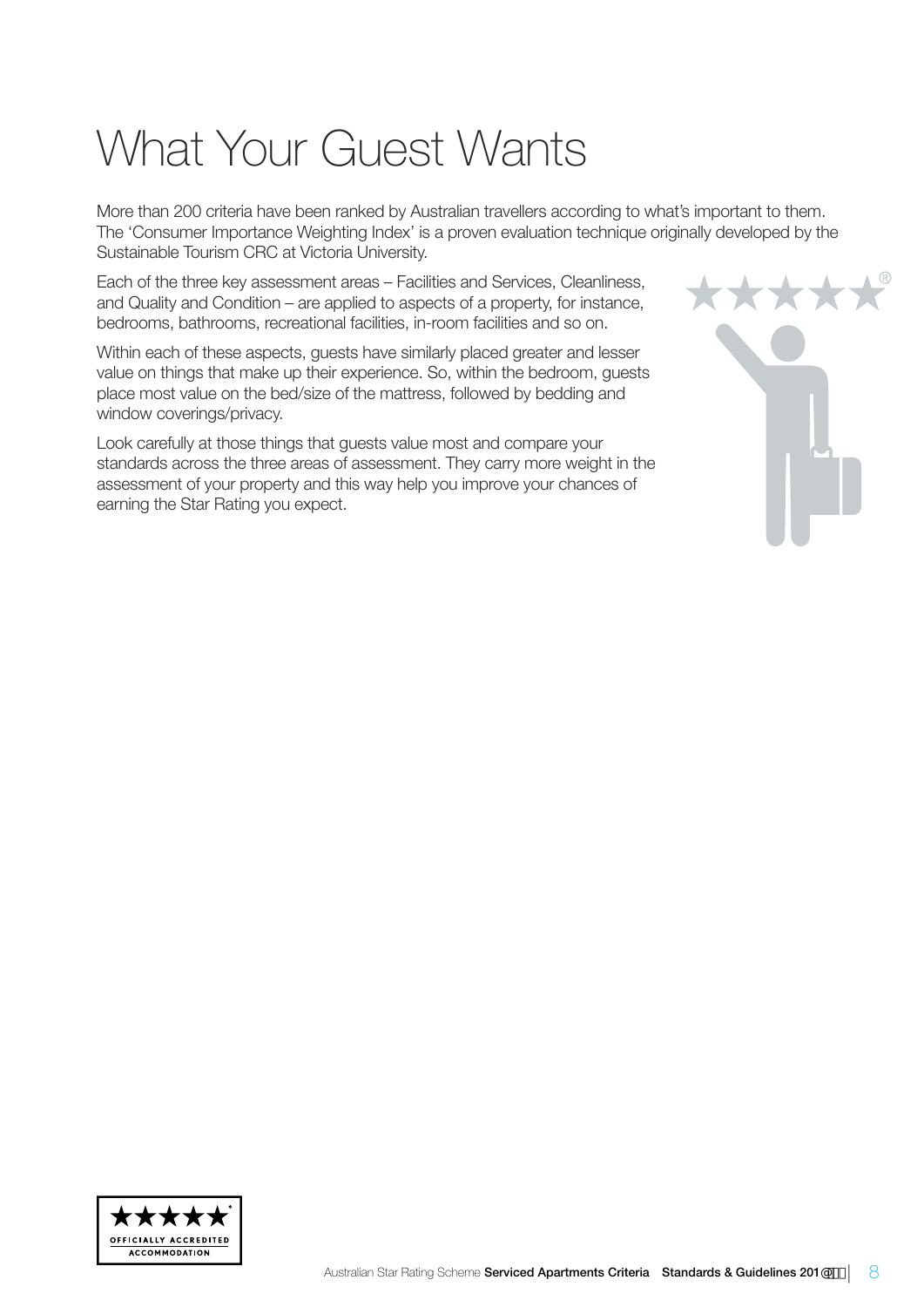# What Your Guest Wants

More than 200 criteria have been ranked by Australian travellers according to what's important to them. The 'Consumer Importance Weighting Index' is a proven evaluation technique originally developed by the Sustainable Tourism CRC at Victoria University.

Each of the three key assessment areas – Facilities and Services, Cleanliness, and Quality and Condition – are applied to aspects of a property, for instance, bedrooms, bathrooms, recreational facilities, in-room facilities and so on.

Within each of these aspects, guests have similarly placed greater and lesser value on things that make up their experience. So, within the bedroom, guests place most value on the bed/size of the mattress, followed by bedding and window coverings/privacy.

Look carefully at those things that guests value most and compare your standards across the three areas of assessment. They carry more weight in the assessment of your property and this way help you improve your chances of earning the Star Rating you expect.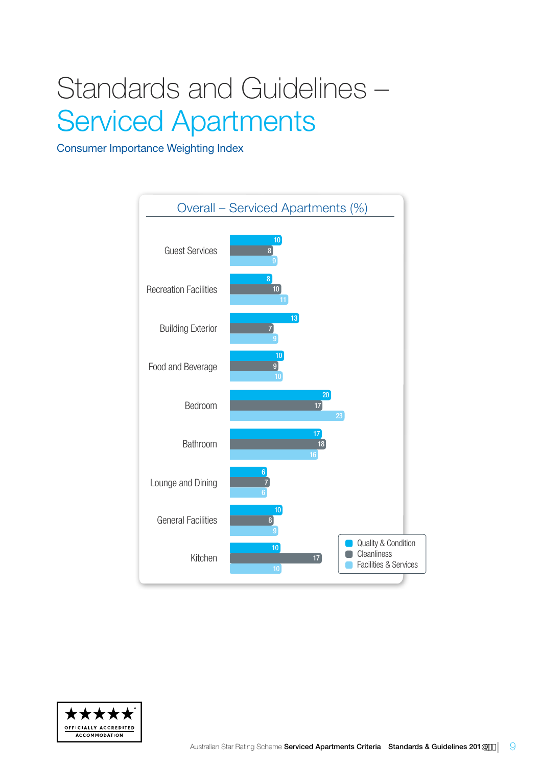# Standards and Guidelines – Serviced Apartments

## Consumer Importance Weighting Index

### Overall – Serviced Apartments (%)

| | Quality & Condition | Cleanliness | Facilities & Services |
|---|---|---|---|
| Guest Services | 10 | 8 | 9 |
| Recreation Facilities | 8 | 10 | 11 |
| Building Exterior | 13 | 7 | 9 |
| Food and Beverage | 10 | 9 | 10 |
| Bedroom | 20 | 17 | 23 |
| Bathroom | 17 | 18 | 16 |
| Lounge and Dining | 6 | 7 | 6 |
| General Facilities | 10 | 8 | 9 |
| Kitchen | 10 | 17 | 10 |

OFFICIALLY ACCREDITED ACCOMMODATION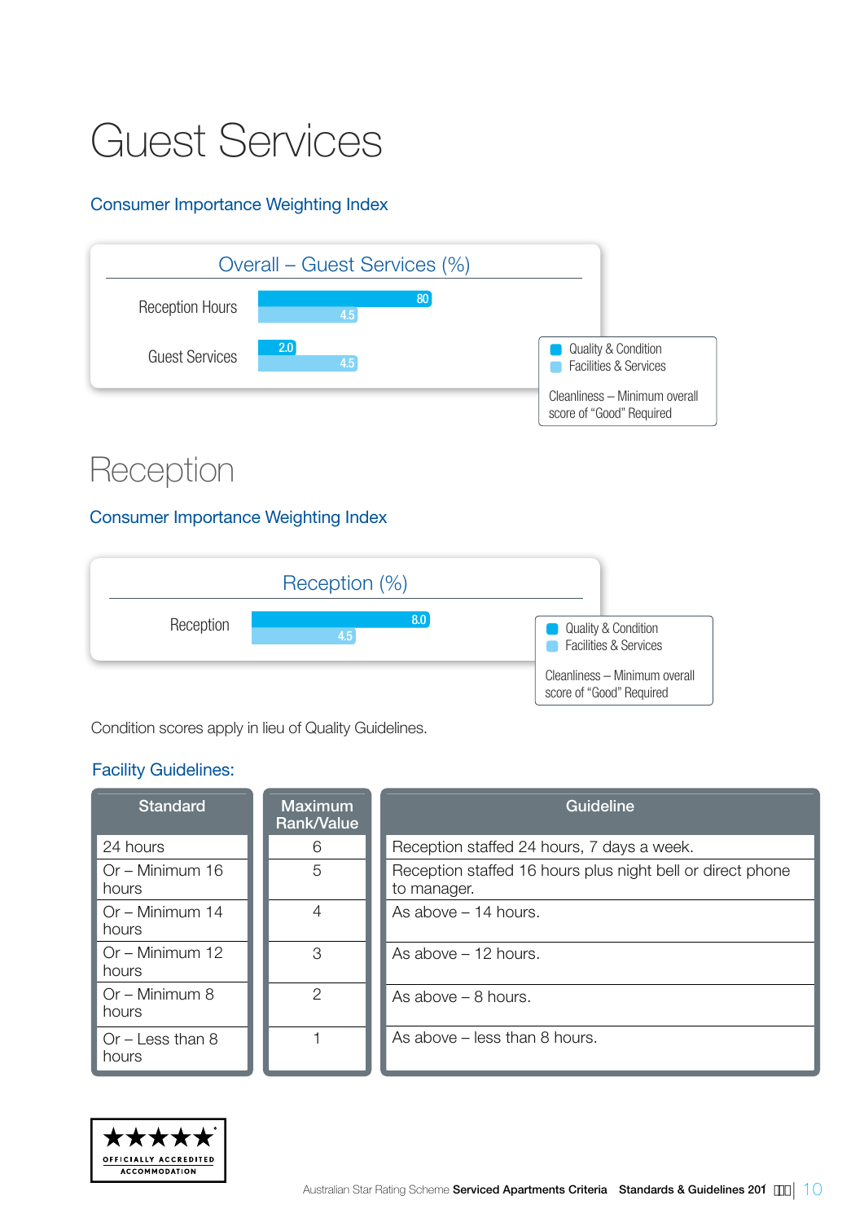# Guest Services

### Consumer Importance Weighting Index

**Overall – Guest Services (%)**

| | Quality & Condition | Facilities & Services |
|---|---|---|
| Reception Hours | 80 | 4.5 |
| Guest Services | 2.0 | 4.5 |

Cleanliness – Minimum overall score of "Good" Required

## Reception

### Consumer Importance Weighting Index

**Reception (%)**

| | Quality & Condition | Facilities & Services |
|---|---|---|
| Reception | 8.0 | 4.5 |

Cleanliness – Minimum overall score of "Good" Required

Condition scores apply in lieu of Quality Guidelines.

### Facility Guidelines:

| Standard | Maximum Rank/Value | Guideline |
|---|---|---|
| 24 hours | 6 | Reception staffed 24 hours, 7 days a week. |
| Or – Minimum 16 hours | 5 | Reception staffed 16 hours plus night bell or direct phone to manager. |
| Or – Minimum 14 hours | 4 | As above – 14 hours. |
| Or – Minimum 12 hours | 3 | As above – 12 hours. |
| Or – Minimum 8 hours | 2 | As above – 8 hours. |
| Or – Less than 8 hours | 1 | As above – less than 8 hours. |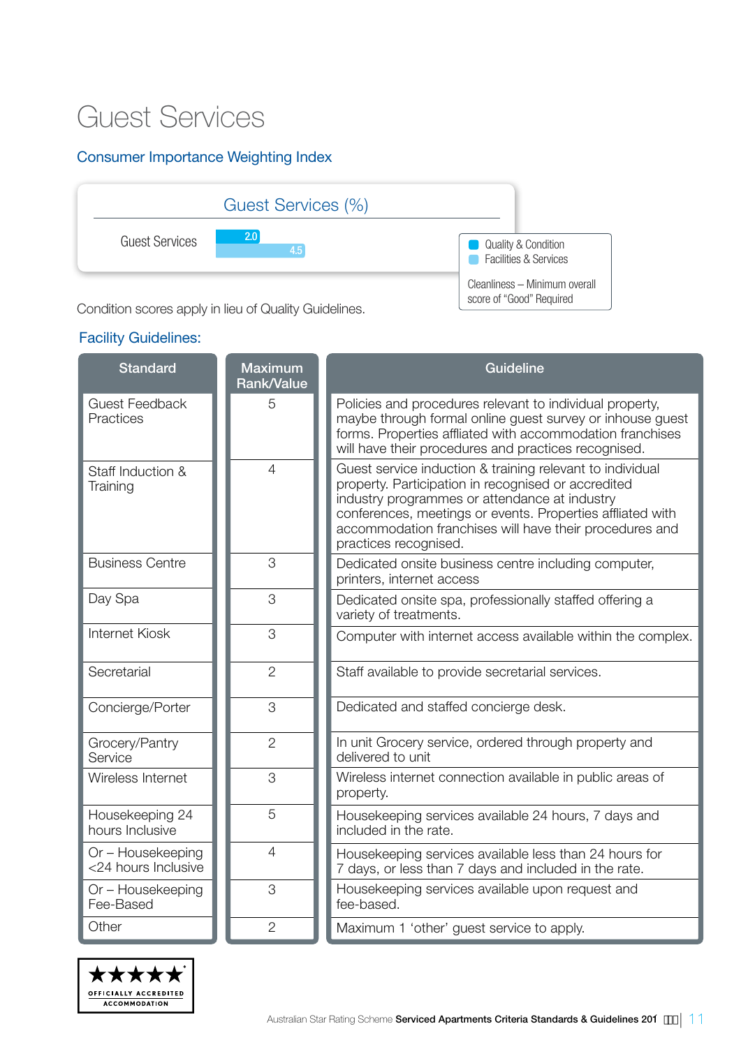# Guest Services

## Consumer Importance Weighting Index

**Guest Services (%)**

| | Quality & Condition | Facilities & Services |
|---|---|---|
| Guest Services | 2.0 | 4.5 |

Cleanliness – Minimum overall score of "Good" Required

Condition scores apply in lieu of Quality Guidelines.

## Facility Guidelines:

| Standard | Maximum Rank/Value | Guideline |
|---|---|---|
| Guest Feedback Practices | 5 | Policies and procedures relevant to individual property, maybe through formal online guest survey or inhouse guest forms. Properties affliated with accommodation franchises will have their procedures and practices recognised. |
| Staff Induction & Training | 4 | Guest service induction & training relevant to individual property. Participation in recognised or accredited industry programmes or attendance at industry conferences, meetings or events. Properties affliated with accommodation franchises will have their procedures and practices recognised. |
| Business Centre | 3 | Dedicated onsite business centre including computer, printers, internet access |
| Day Spa | 3 | Dedicated onsite spa, professionally staffed offering a variety of treatments. |
| Internet Kiosk | 3 | Computer with internet access available within the complex. |
| Secretarial | 2 | Staff available to provide secretarial services. |
| Concierge/Porter | 3 | Dedicated and staffed concierge desk. |
| Grocery/Pantry Service | 2 | In unit Grocery service, ordered through property and delivered to unit |
| Wireless Internet | 3 | Wireless internet connection available in public areas of property. |
| Housekeeping 24 hours Inclusive | 5 | Housekeeping services available 24 hours, 7 days and included in the rate. |
| Or – Housekeeping <24 hours Inclusive | 4 | Housekeeping services available less than 24 hours for 7 days, or less than 7 days and included in the rate. |
| Or – Housekeeping Fee-Based | 3 | Housekeeping services available upon request and fee-based. |
| Other | 2 | Maximum 1 'other' guest service to apply. |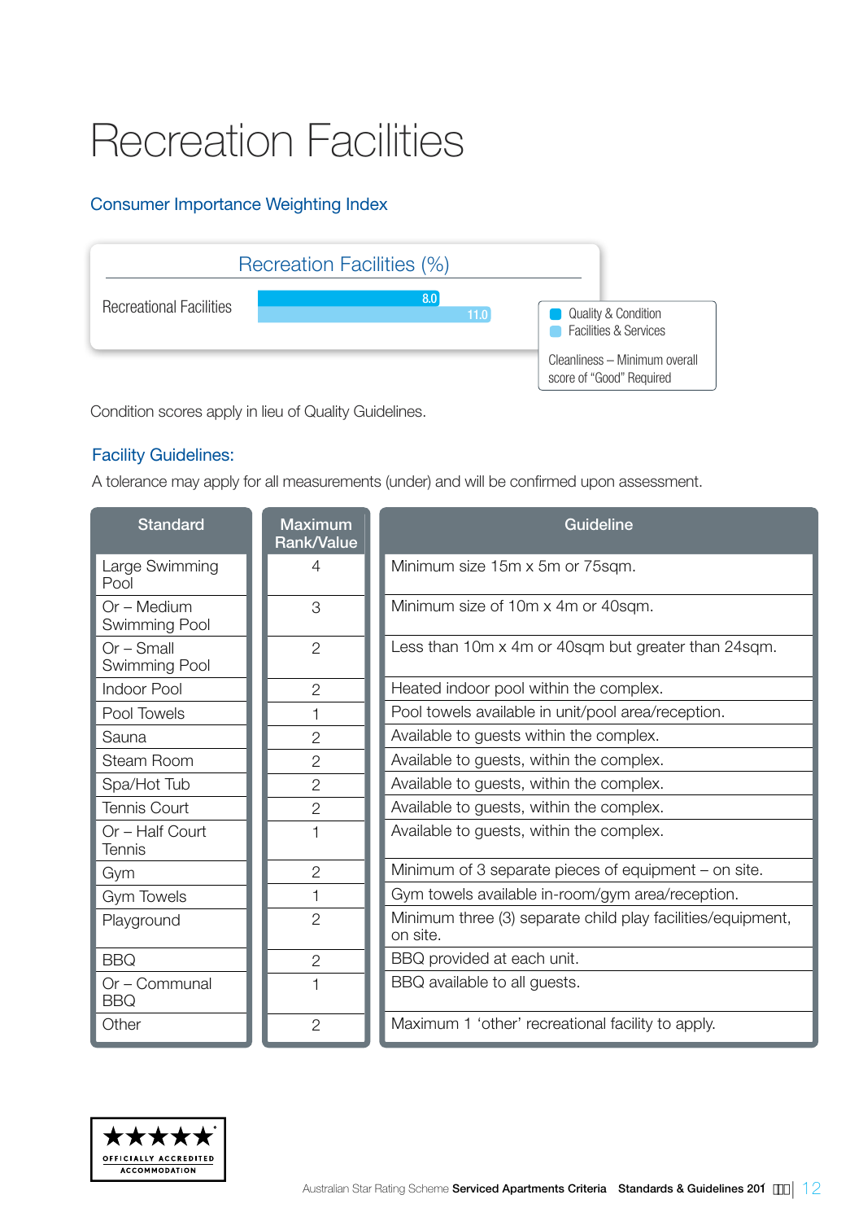# Recreation Facilities

## Consumer Importance Weighting Index

| Recreation Facilities (%) | Quality & Condition | Facilities & Services |
|---|---|---|
| Recreational Facilities | 8.0 | 11.0 |

Cleanliness – Minimum overall score of "Good" Required

Condition scores apply in lieu of Quality Guidelines.

## Facility Guidelines:

A tolerance may apply for all measurements (under) and will be confirmed upon assessment.

| Standard | Maximum Rank/Value | Guideline |
|---|---|---|
| Large Swimming Pool | 4 | Minimum size 15m x 5m or 75sqm. |
| Or – Medium Swimming Pool | 3 | Minimum size of 10m x 4m or 40sqm. |
| Or – Small Swimming Pool | 2 | Less than 10m x 4m or 40sqm but greater than 24sqm. |
| Indoor Pool | 2 | Heated indoor pool within the complex. |
| Pool Towels | 1 | Pool towels available in unit/pool area/reception. |
| Sauna | 2 | Available to guests within the complex. |
| Steam Room | 2 | Available to guests, within the complex. |
| Spa/Hot Tub | 2 | Available to guests, within the complex. |
| Tennis Court | 2 | Available to guests, within the complex. |
| Or – Half Court Tennis | 1 | Available to guests, within the complex. |
| Gym | 2 | Minimum of 3 separate pieces of equipment – on site. |
| Gym Towels | 1 | Gym towels available in-room/gym area/reception. |
| Playground | 2 | Minimum three (3) separate child play facilities/equipment, on site. |
| BBQ | 2 | BBQ provided at each unit. |
| Or – Communal BBQ | 1 | BBQ available to all guests. |
| Other | 2 | Maximum 1 'other' recreational facility to apply. |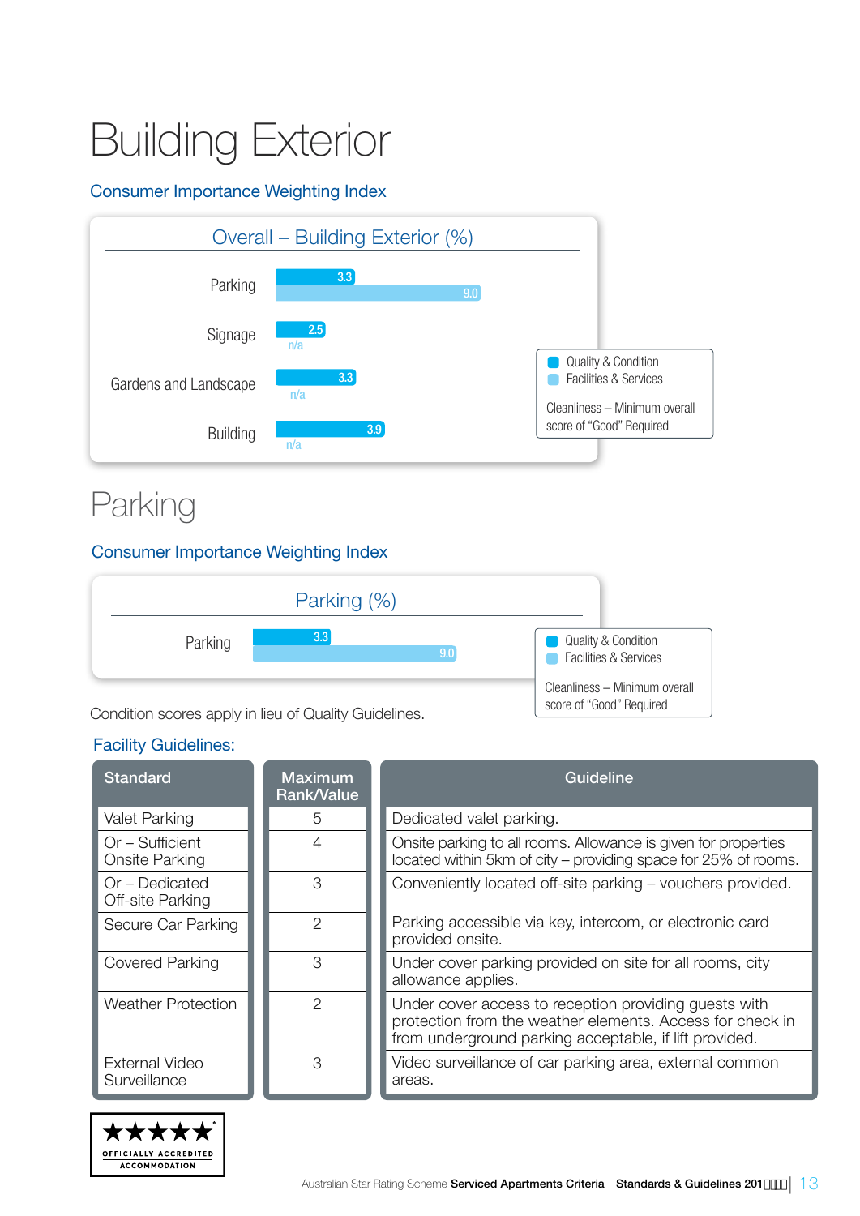# Building Exterior

## Consumer Importance Weighting Index

**Overall – Building Exterior (%)**

| | Quality & Condition | Facilities & Services |
|---|---|---|
| Parking | 3.3 | 9.0 |
| Signage | 2.5 | n/a |
| Gardens and Landscape | 3.3 | n/a |
| Building | 3.9 | n/a |

Cleanliness – Minimum overall score of "Good" Required

# Parking

## Consumer Importance Weighting Index

**Parking (%)**

| | Quality & Condition | Facilities & Services |
|---|---|---|
| Parking | 3.3 | 9.0 |

Cleanliness – Minimum overall score of "Good" Required

Condition scores apply in lieu of Quality Guidelines.

## Facility Guidelines:

| Standard | Maximum Rank/Value | Guideline |
|---|---|---|
| Valet Parking | 5 | Dedicated valet parking. |
| Or – Sufficient Onsite Parking | 4 | Onsite parking to all rooms. Allowance is given for properties located within 5km of city – providing space for 25% of rooms. |
| Or – Dedicated Off-site Parking | 3 | Conveniently located off-site parking – vouchers provided. |
| Secure Car Parking | 2 | Parking accessible via key, intercom, or electronic card provided onsite. |
| Covered Parking | 3 | Under cover parking provided on site for all rooms, city allowance applies. |
| Weather Protection | 2 | Under cover access to reception providing guests with protection from the weather elements. Access for check in from underground parking acceptable, if lift provided. |
| External Video Surveillance | 3 | Video surveillance of car parking area, external common areas. |

OFFICIALLY ACCREDITED ACCOMMODATION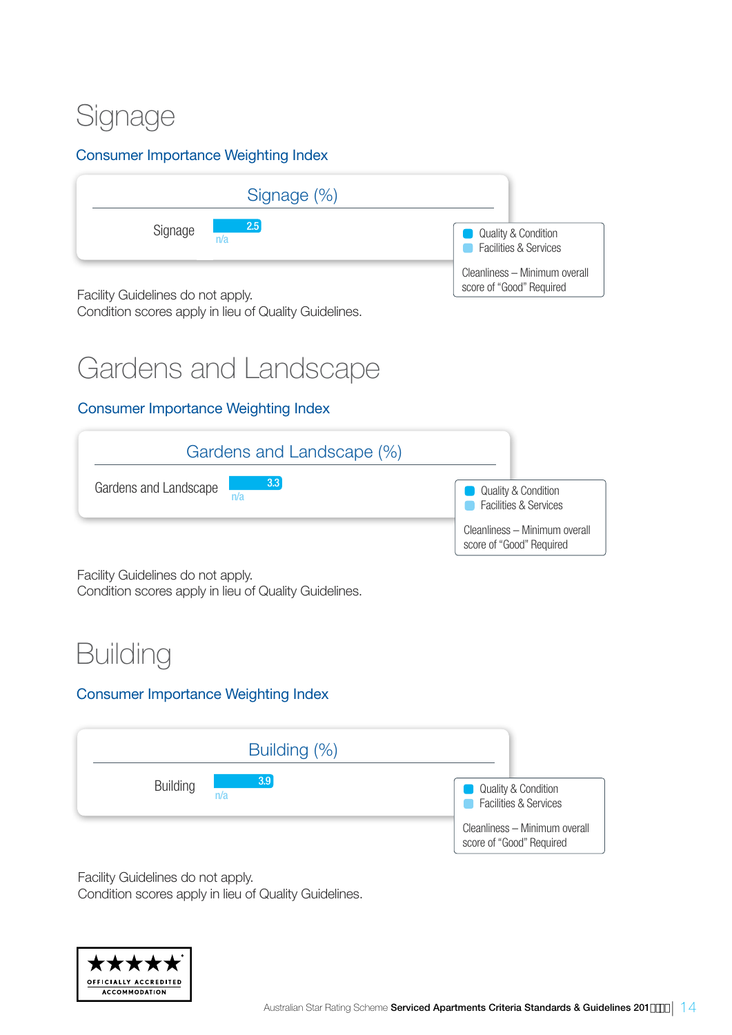# Signage

## Consumer Importance Weighting Index

| Signage (%) | Quality & Condition | Facilities & Services |
|---|---|---|
| Signage | 2.5 | n/a |

Cleanliness – Minimum overall score of "Good" Required

Facility Guidelines do not apply.
Condition scores apply in lieu of Quality Guidelines.

# Gardens and Landscape

## Consumer Importance Weighting Index

| Gardens and Landscape (%) | Quality & Condition | Facilities & Services |
|---|---|---|
| Gardens and Landscape | 3.3 | n/a |

Cleanliness – Minimum overall score of "Good" Required

Facility Guidelines do not apply.
Condition scores apply in lieu of Quality Guidelines.

# Building

## Consumer Importance Weighting Index

| Building (%) | Quality & Condition | Facilities & Services |
|---|---|---|
| Building | 3.9 | n/a |

Cleanliness – Minimum overall score of "Good" Required

Facility Guidelines do not apply.
Condition scores apply in lieu of Quality Guidelines.

OFFICIALLY ACCREDITED ACCOMMODATION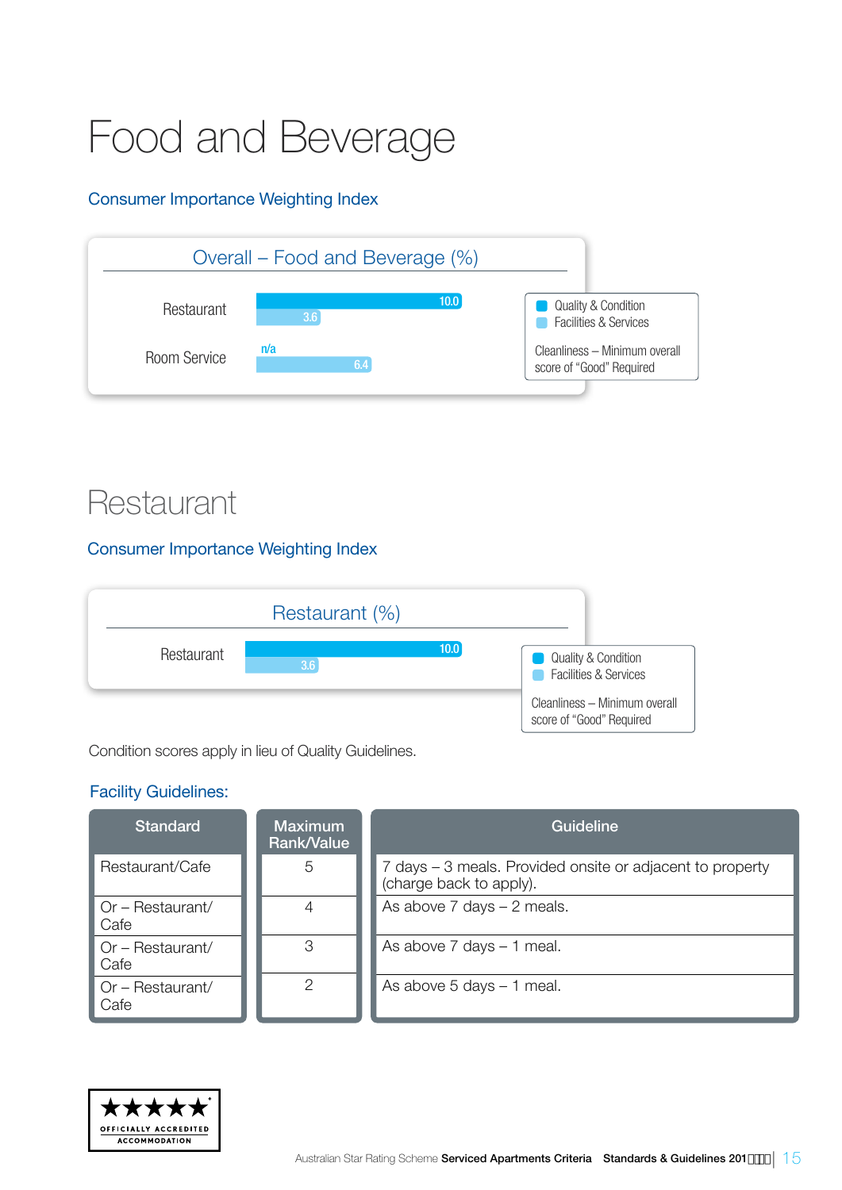# Food and Beverage

## Consumer Importance Weighting Index

**Overall – Food and Beverage (%)**

| | Quality & Condition | Facilities & Services |
|---|---|---|
| Restaurant | 10.0 | 3.6 |
| Room Service | n/a | 6.4 |

Cleanliness – Minimum overall score of "Good" Required

# Restaurant

## Consumer Importance Weighting Index

**Restaurant (%)**

| | Quality & Condition | Facilities & Services |
|---|---|---|
| Restaurant | 10.0 | 3.6 |

Cleanliness – Minimum overall score of "Good" Required

Condition scores apply in lieu of Quality Guidelines.

### Facility Guidelines:

| Standard | Maximum Rank/Value | Guideline |
|---|---|---|
| Restaurant/Cafe | 5 | 7 days – 3 meals. Provided onsite or adjacent to property (charge back to apply). |
| Or – Restaurant/ Cafe | 4 | As above 7 days – 2 meals. |
| Or – Restaurant/ Cafe | 3 | As above 7 days – 1 meal. |
| Or – Restaurant/ Cafe | 2 | As above 5 days – 1 meal. |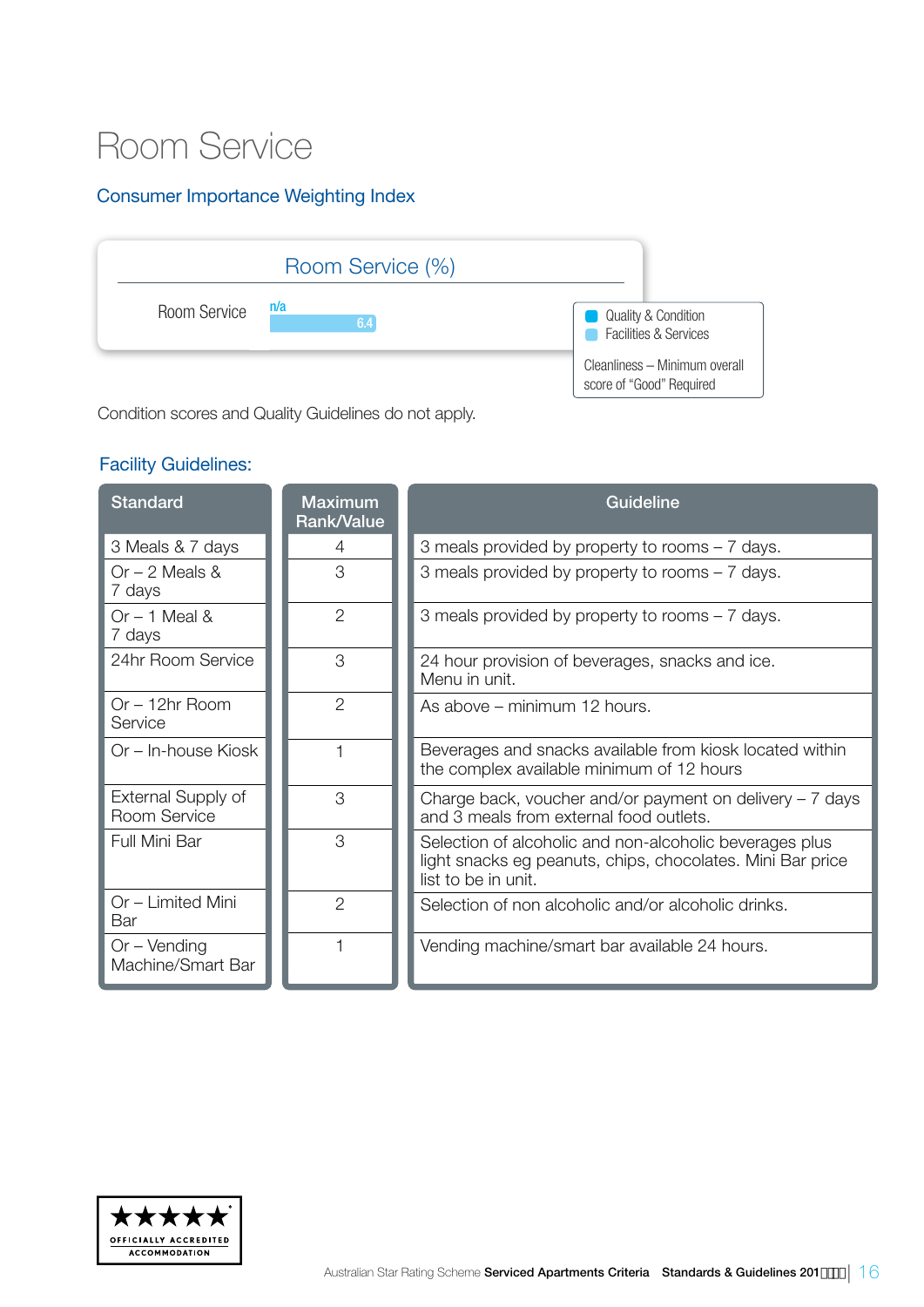# Room Service

## Consumer Importance Weighting Index

Room Service (%)

| | Quality & Condition | Facilities & Services |
|---|---|---|
| Room Service | n/a | 6.4 |

Cleanliness – Minimum overall score of "Good" Required

Condition scores and Quality Guidelines do not apply.

## Facility Guidelines:

| Standard | Maximum Rank/Value | Guideline |
|---|---|---|
| 3 Meals & 7 days | 4 | 3 meals provided by property to rooms – 7 days. |
| Or – 2 Meals & 7 days | 3 | 3 meals provided by property to rooms – 7 days. |
| Or – 1 Meal & 7 days | 2 | 3 meals provided by property to rooms – 7 days. |
| 24hr Room Service | 3 | 24 hour provision of beverages, snacks and ice. Menu in unit. |
| Or – 12hr Room Service | 2 | As above – minimum 12 hours. |
| Or – In-house Kiosk | 1 | Beverages and snacks available from kiosk located within the complex available minimum of 12 hours |
| External Supply of Room Service | 3 | Charge back, voucher and/or payment on delivery – 7 days and 3 meals from external food outlets. |
| Full Mini Bar | 3 | Selection of alcoholic and non-alcoholic beverages plus light snacks eg peanuts, chips, chocolates. Mini Bar price list to be in unit. |
| Or – Limited Mini Bar | 2 | Selection of non alcoholic and/or alcoholic drinks. |
| Or – Vending Machine/Smart Bar | 1 | Vending machine/smart bar available 24 hours. |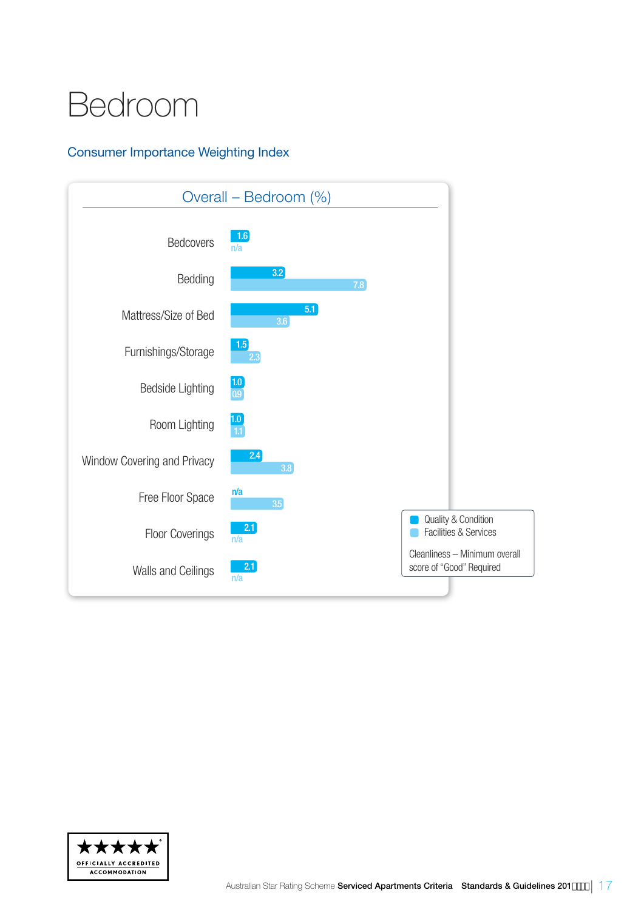# Bedroom

## Consumer Importance Weighting Index

### Overall – Bedroom (%)

| | Quality & Condition | Facilities & Services |
|---|---|---|
| Bedcovers | 1.6 | n/a |
| Bedding | 3.2 | 7.8 |
| Mattress/Size of Bed | 5.1 | 3.6 |
| Furnishings/Storage | 1.5 | 2.3 |
| Bedside Lighting | 1.0 | 0.9 |
| Room Lighting | 1.0 | 1.1 |
| Window Covering and Privacy | 2.4 | 3.8 |
| Free Floor Space | n/a | 3.5 |
| Floor Coverings | 2.1 | n/a |
| Walls and Ceilings | 2.1 | n/a |

Cleanliness – Minimum overall score of "Good" Required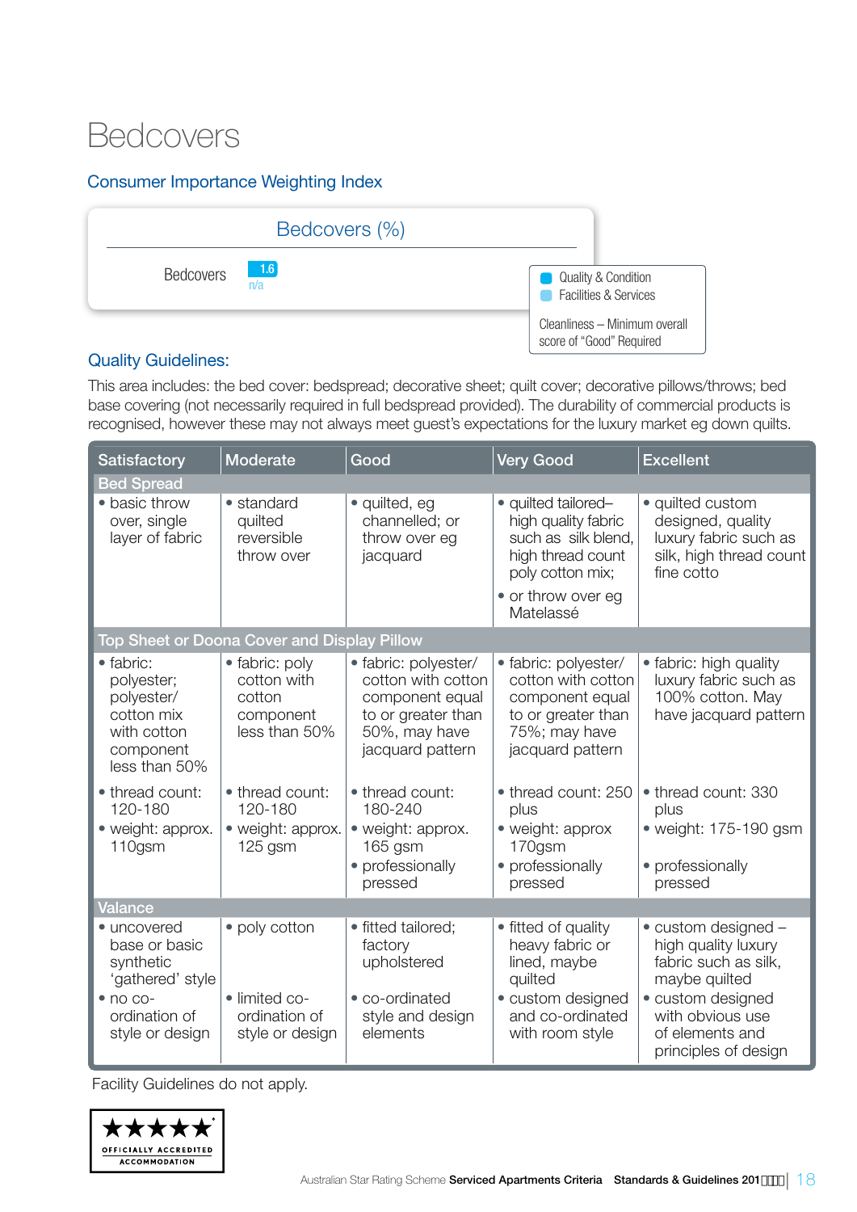# Bedcovers

## Consumer Importance Weighting Index

| Bedcovers (%) | |
|---|---|
| Bedcovers | 1.6 |
| | n/a |

Quality & Condition
Facilities & Services

Cleanliness – Minimum overall score of "Good" Required

## Quality Guidelines:

This area includes: the bed cover: bedspread; decorative sheet; quilt cover; decorative pillows/throws; bed base covering (not necessarily required in full bedspread provided). The durability of commercial products is recognised, however these may not always meet guest's expectations for the luxury market eg down quilts.

| Satisfactory | Moderate | Good | Very Good | Excellent |
|---|---|---|---|---|
| **Bed Spread** | | | | |
| • basic throw over, single layer of fabric | • standard quilted reversible throw over | • quilted, eg channelled; or throw over eg jacquard | • quilted tailored– high quality fabric such as silk blend, high thread count poly cotton mix;<br>• or throw over eg Matelassé | • quilted custom designed, quality luxury fabric such as silk, high thread count fine cotto |
| **Top Sheet or Doona Cover and Display Pillow** | | | | |
| • fabric: polyester; polyester/ cotton mix with cotton component less than 50% | • fabric: poly cotton with cotton component less than 50% | • fabric: polyester/ cotton with cotton component equal to or greater than 50%, may have jacquard pattern | • fabric: polyester/ cotton with cotton component equal to or greater than 75%; may have jacquard pattern | • fabric: high quality luxury fabric such as 100% cotton. May have jacquard pattern |
| • thread count: 120-180<br>• weight: approx. 110gsm | • thread count: 120-180<br>• weight: approx. 125 gsm | • thread count: 180-240<br>• weight: approx. 165 gsm<br>• professionally pressed | • thread count: 250 plus<br>• weight: approx 170gsm<br>• professionally pressed | • thread count: 330 plus<br>• weight: 175-190 gsm<br>• professionally pressed |
| **Valance** | | | | |
| • uncovered base or basic synthetic 'gathered' style<br>• no co-ordination of style or design | • poly cotton<br>• limited co-ordination of style or design | • fitted tailored; factory upholstered<br>• co-ordinated style and design elements | • fitted of quality heavy fabric or lined, maybe quilted<br>• custom designed and co-ordinated with room style | • custom designed – high quality luxury fabric such as silk, maybe quilted<br>• custom designed with obvious use of elements and principles of design |

Facility Guidelines do not apply.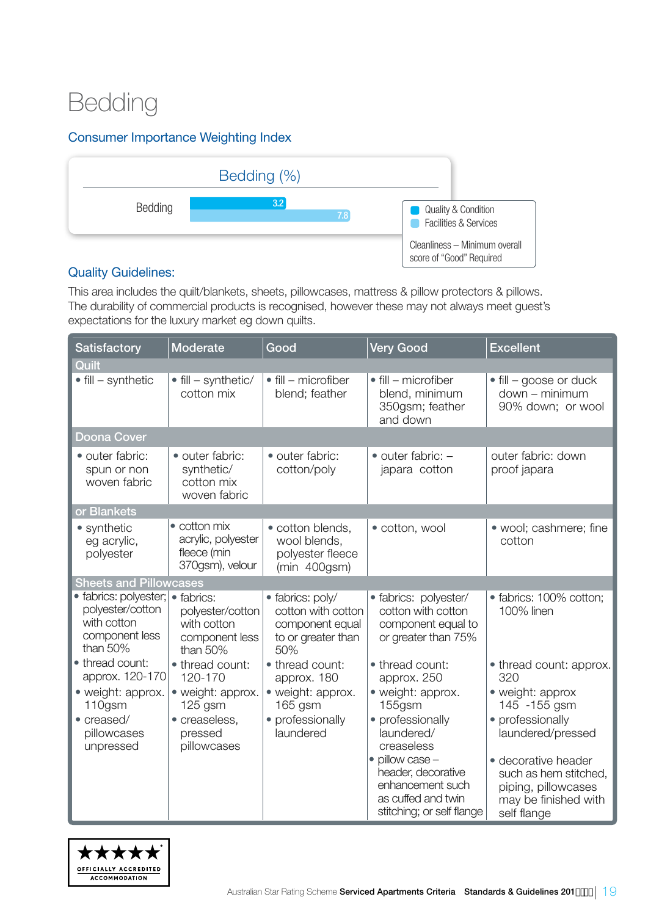# Bedding

## Consumer Importance Weighting Index

**Bedding (%)**

| | Quality & Condition | Facilities & Services |
|---|---|---|
| Bedding | 3.2 | 7.8 |

Cleanliness – Minimum overall score of "Good" Required

## Quality Guidelines:

This area includes the quilt/blankets, sheets, pillowcases, mattress & pillow protectors & pillows. The durability of commercial products is recognised, however these may not always meet guest's expectations for the luxury market eg down quilts.

| Satisfactory | Moderate | Good | Very Good | Excellent |
|---|---|---|---|---|
| **Quilt** | | | | |
| • fill – synthetic | • fill – synthetic/ cotton mix | • fill – microfiber blend; feather | • fill – microfiber blend, minimum 350gsm; feather and down | • fill – goose or duck down – minimum 90% down; or wool |
| **Doona Cover** | | | | |
| • outer fabric: spun or non woven fabric | • outer fabric: synthetic/ cotton mix woven fabric | • outer fabric: cotton/poly | • outer fabric: – japara cotton | outer fabric: down proof japara |
| **or Blankets** | | | | |
| • synthetic eg acrylic, polyester | • cotton mix acrylic, polyester fleece (min 370gsm), velour | • cotton blends, wool blends, polyester fleece (min 400gsm) | • cotton, wool | • wool; cashmere; fine cotton |
| **Sheets and Pillowcases** | | | | |
| • fabrics: polyester; polyester/cotton with cotton component less than 50%<br>• thread count: approx. 120-170<br>• weight: approx. 110gsm<br>• creased/ pillowcases unpressed | • fabrics: polyester/cotton with cotton component less than 50%<br>• thread count: 120-170<br>• weight: approx. 125 gsm<br>• creaseless, pressed pillowcases | • fabrics: poly/ cotton with cotton component equal to or greater than 50%<br>• thread count: approx. 180<br>• weight: approx. 165 gsm<br>• professionally laundered | • fabrics: polyester/ cotton with cotton component equal to or greater than 75%<br>• thread count: approx. 250<br>• weight: approx. 155gsm<br>• professionally laundered/ creaseless<br>• pillow case – header, decorative enhancement such as cuffed and twin stitching; or self flange | • fabrics: 100% cotton; 100% linen<br>• thread count: approx. 320<br>• weight: approx 145 -155 gsm<br>• professionally laundered/pressed<br>• decorative header such as hem stitched, piping, pillowcases may be finished with self flange |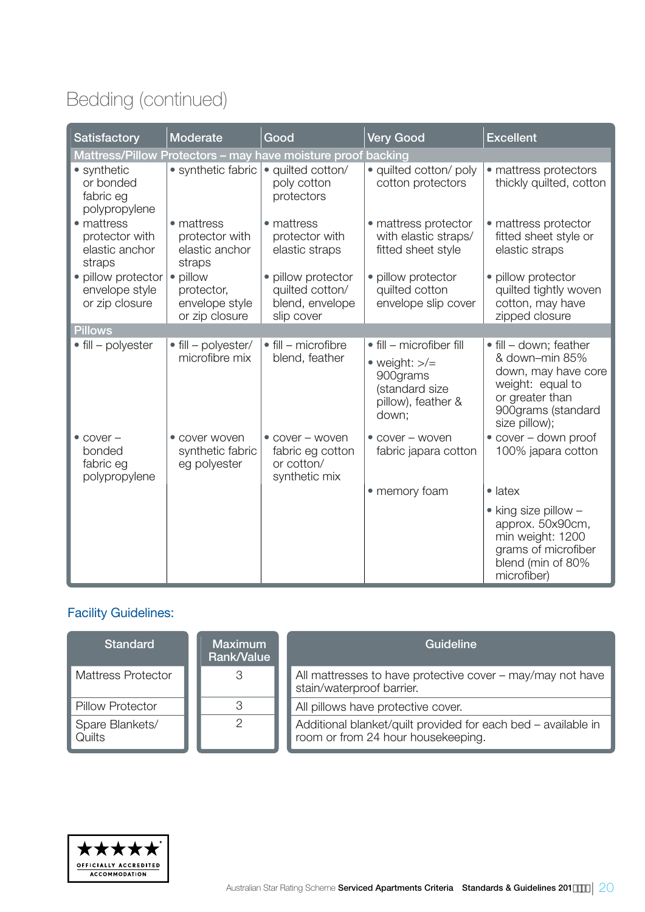# Bedding (continued)

| Satisfactory | Moderate | Good | Very Good | Excellent |
|---|---|---|---|---|
| **Mattress/Pillow Protectors – may have moisture proof backing** | | | | |
| • synthetic or bonded fabric eg polypropylene | • synthetic fabric | • quilted cotton/ poly cotton protectors | • quilted cotton/ poly cotton protectors | • mattress protectors thickly quilted, cotton |
| • mattress protector with elastic anchor straps | • mattress protector with elastic anchor straps | • mattress protector with elastic straps | • mattress protector with elastic straps/ fitted sheet style | • mattress protector fitted sheet style or elastic straps |
| • pillow protector envelope style or zip closure | • pillow protector, envelope style or zip closure | • pillow protector quilted cotton/ blend, envelope slip cover | • pillow protector quilted cotton envelope slip cover | • pillow protector quilted tightly woven cotton, may have zipped closure |
| **Pillows** | | | | |
| • fill – polyester | • fill – polyester/ microfibre mix | • fill – microfibre blend, feather | • fill – microfiber fill<br>• weight: >/= 900grams (standard size pillow), feather & down; | • fill – down; feather & down–min 85% down, may have core weight: equal to or greater than 900grams (standard size pillow); |
| • cover – bonded fabric eg polypropylene | • cover woven synthetic fabric eg polyester | • cover – woven fabric eg cotton or cotton/ synthetic mix | • cover – woven fabric japara cotton | • cover – down proof 100% japara cotton |
| | | | • memory foam | • latex |
| | | | | • king size pillow – approx. 50x90cm, min weight: 1200 grams of microfiber blend (min of 80% microfiber) |

## Facility Guidelines:

| Standard | Maximum Rank/Value | Guideline |
|---|---|---|
| Mattress Protector | 3 | All mattresses to have protective cover – may/may not have stain/waterproof barrier. |
| Pillow Protector | 3 | All pillows have protective cover. |
| Spare Blankets/ Quilts | 2 | Additional blanket/quilt provided for each bed – available in room or from 24 hour housekeeping. |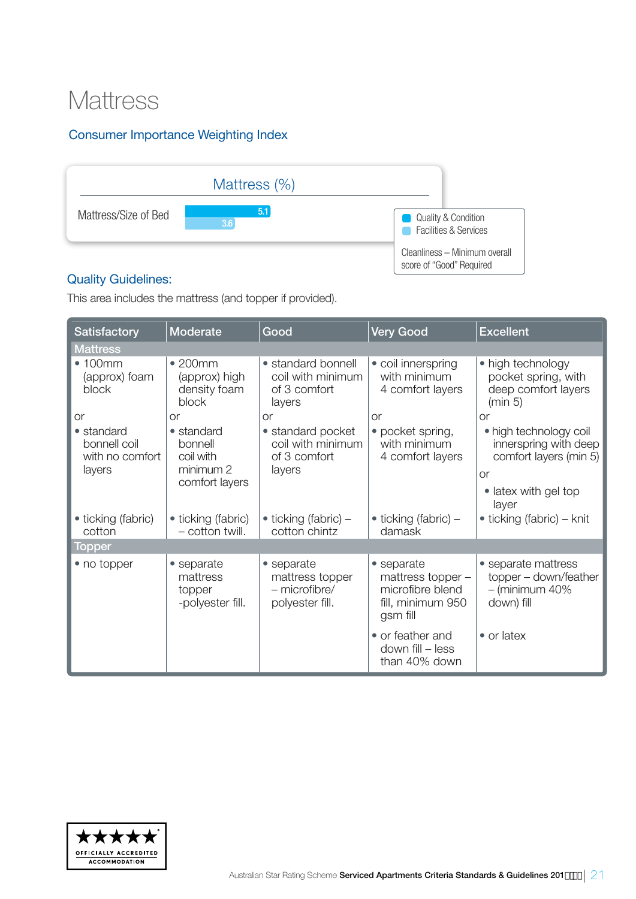# Mattress

## Consumer Importance Weighting Index

| Mattress (%) | Quality & Condition | Facilities & Services |
|---|---|---|
| Mattress/Size of Bed | 5.1 | 3.6 |

Cleanliness – Minimum overall score of "Good" Required

## Quality Guidelines:

This area includes the mattress (and topper if provided).

| Satisfactory | Moderate | Good | Very Good | Excellent |
|---|---|---|---|---|
| **Mattress** | | | | |
| • 100mm (approx) foam block<br>or<br>• standard bonnell coil with no comfort layers<br>• ticking (fabric) cotton | • 200mm (approx) high density foam block<br>or<br>• standard bonnell coil with minimum 2 comfort layers<br>• ticking (fabric) – cotton twill. | • standard bonnell coil with minimum of 3 comfort layers<br>or<br>• standard pocket coil with minimum of 3 comfort layers<br>• ticking (fabric) – cotton chintz | • coil innerspring with minimum 4 comfort layers<br>or<br>• pocket spring, with minimum 4 comfort layers<br>• ticking (fabric) – damask | • high technology pocket spring, with deep comfort layers (min 5)<br>or<br>• high technology coil innerspring with deep comfort layers (min 5)<br>or<br>• latex with gel top layer<br>• ticking (fabric) – knit |
| **Topper** | | | | |
| • no topper | • separate mattress topper -polyester fill. | • separate mattress topper – microfibre/ polyester fill. | • separate mattress topper – microfibre blend fill, minimum 950 gsm fill<br>• or feather and down fill – less than 40% down | • separate mattress topper – down/feather – (minimum 40% down) fill<br>• or latex |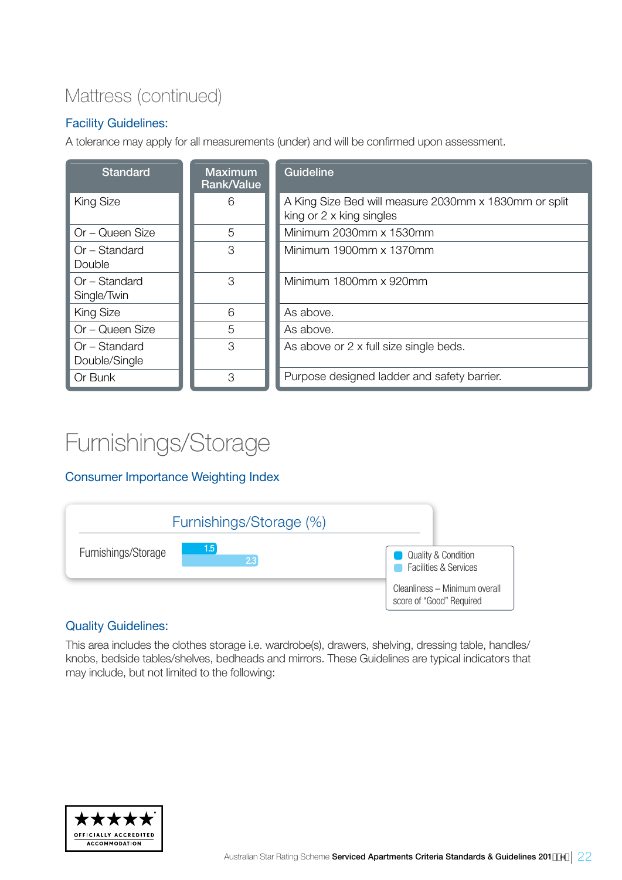## Mattress (continued)

### Facility Guidelines:

A tolerance may apply for all measurements (under) and will be confirmed upon assessment.

| Standard | Maximum Rank/Value | Guideline |
|---|---|---|
| King Size | 6 | A King Size Bed will measure 2030mm x 1830mm or split king or 2 x king singles |
| Or – Queen Size | 5 | Minimum 2030mm x 1530mm |
| Or – Standard Double | 3 | Minimum 1900mm x 1370mm |
| Or – Standard Single/Twin | 3 | Minimum 1800mm x 920mm |
| King Size | 6 | As above. |
| Or – Queen Size | 5 | As above. |
| Or – Standard Double/Single | 3 | As above or 2 x full size single beds. |
| Or Bunk | 3 | Purpose designed ladder and safety barrier. |

# Furnishings/Storage

### Consumer Importance Weighting Index

**Furnishings/Storage (%)**

| | Quality & Condition | Facilities & Services |
|---|---|---|
| Furnishings/Storage | 1.5 | 2.3 |

Cleanliness – Minimum overall score of "Good" Required

### Quality Guidelines:

This area includes the clothes storage i.e. wardrobe(s), drawers, shelving, dressing table, handles/knobs, bedside tables/shelves, bedheads and mirrors. These Guidelines are typical indicators that may include, but not limited to the following: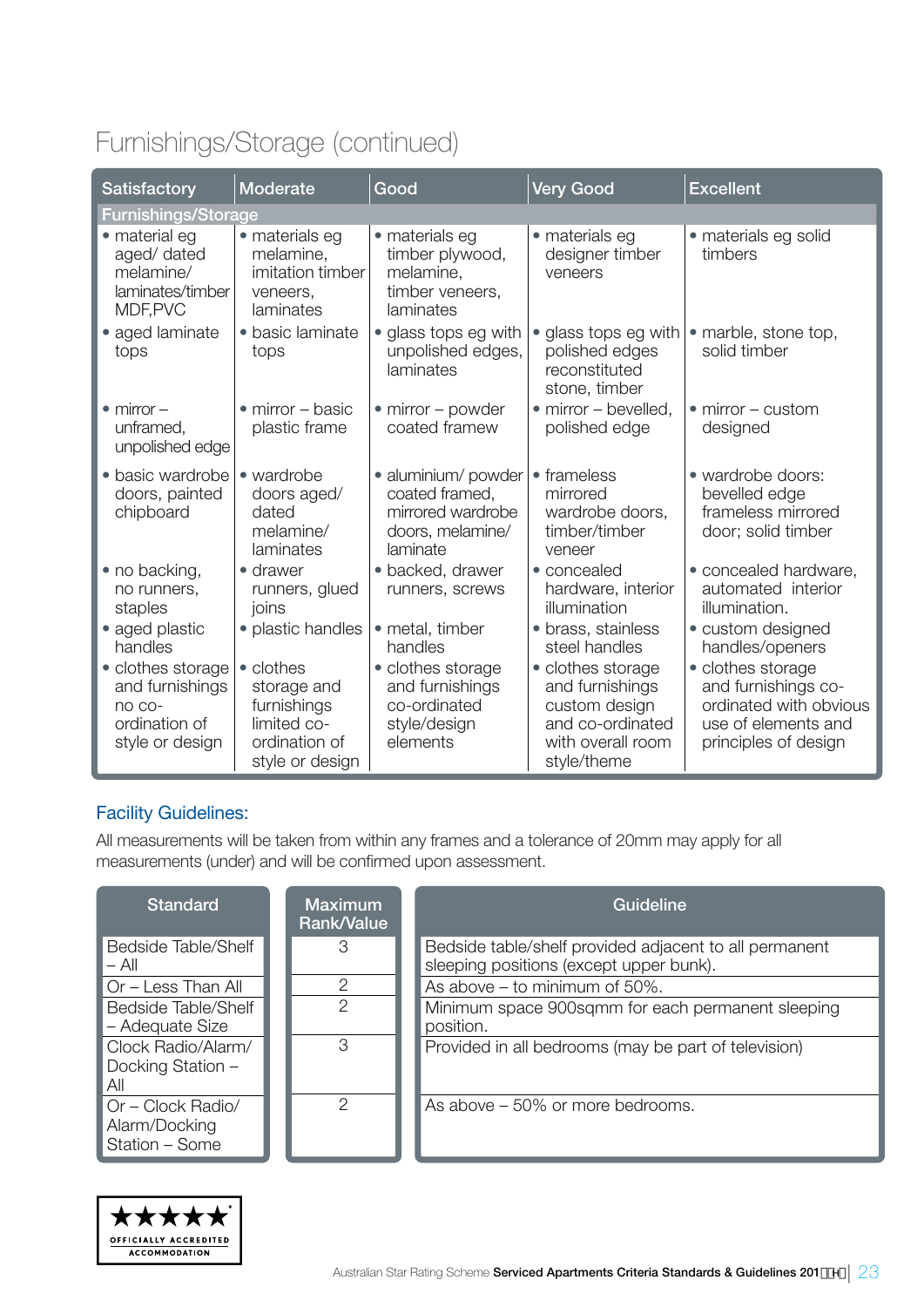## Furnishings/Storage (continued)

| Satisfactory | Moderate | Good | Very Good | Excellent |
|---|---|---|---|---|
| **Furnishings/Storage** | | | | |
| • material eg aged/ dated melamine/ laminates/timber MDF,PVC | • materials eg melamine, imitation timber veneers, laminates | • materials eg timber plywood, melamine, timber veneers, laminates | • materials eg designer timber veneers | • materials eg solid timbers |
| • aged laminate tops | • basic laminate tops | • glass tops eg with unpolished edges, laminates | • glass tops eg with polished edges reconstituted stone, timber | • marble, stone top, solid timber |
| • mirror – unframed, unpolished edge | • mirror – basic plastic frame | • mirror – powder coated framew | • mirror – bevelled, polished edge | • mirror – custom designed |
| • basic wardrobe doors, painted chipboard | • wardrobe doors aged/ dated melamine/ laminates | • aluminium/ powder coated framed, mirrored wardrobe doors, melamine/ laminate | • frameless mirrored wardrobe doors, timber/timber veneer | • wardrobe doors: bevelled edge frameless mirrored door; solid timber |
| • no backing, no runners, staples | • drawer runners, glued joins | • backed, drawer runners, screws | • concealed hardware, interior illumination | • concealed hardware, automated interior illumination. |
| • aged plastic handles | • plastic handles | • metal, timber handles | • brass, stainless steel handles | • custom designed handles/openers |
| • clothes storage and furnishings no co-ordination of style or design | • clothes storage and furnishings limited co-ordination of style or design | • clothes storage and furnishings co-ordinated style/design elements | • clothes storage and furnishings custom design and co-ordinated with overall room style/theme | • clothes storage and furnishings co-ordinated with obvious use of elements and principles of design |

### Facility Guidelines:

All measurements will be taken from within any frames and a tolerance of 20mm may apply for all measurements (under) and will be confirmed upon assessment.

| Standard | Maximum Rank/Value | Guideline |
|---|---|---|
| Bedside Table/Shelf – All | 3 | Bedside table/shelf provided adjacent to all permanent sleeping positions (except upper bunk). |
| Or – Less Than All | 2 | As above – to minimum of 50%. |
| Bedside Table/Shelf – Adequate Size | 2 | Minimum space 900sqmm for each permanent sleeping position. |
| Clock Radio/Alarm/ Docking Station – All | 3 | Provided in all bedrooms (may be part of television) |
| Or – Clock Radio/ Alarm/Docking Station – Some | 2 | As above – 50% or more bedrooms. |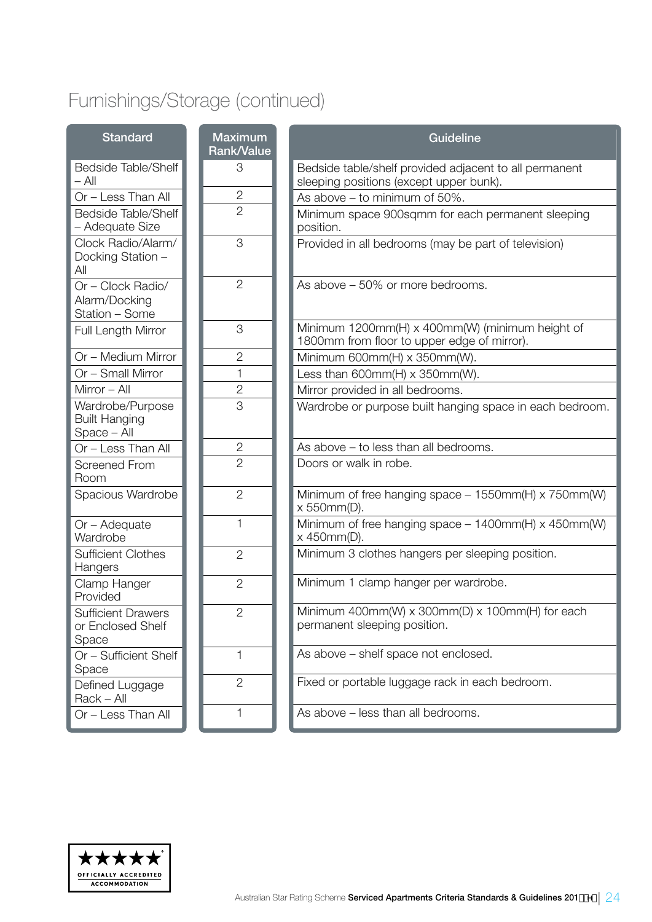# Furnishings/Storage (continued)

| Standard | Maximum Rank/Value | Guideline |
|---|---|---|
| Bedside Table/Shelf – All | 3 | Bedside table/shelf provided adjacent to all permanent sleeping positions (except upper bunk). |
| Or – Less Than All | 2 | As above – to minimum of 50%. |
| Bedside Table/Shelf – Adequate Size | 2 | Minimum space 900sqmm for each permanent sleeping position. |
| Clock Radio/Alarm/ Docking Station – All | 3 | Provided in all bedrooms (may be part of television) |
| Or – Clock Radio/ Alarm/Docking Station – Some | 2 | As above – 50% or more bedrooms. |
| Full Length Mirror | 3 | Minimum 1200mm(H) x 400mm(W) (minimum height of 1800mm from floor to upper edge of mirror). |
| Or – Medium Mirror | 2 | Minimum 600mm(H) x 350mm(W). |
| Or – Small Mirror | 1 | Less than 600mm(H) x 350mm(W). |
| Mirror – All | 2 | Mirror provided in all bedrooms. |
| Wardrobe/Purpose Built Hanging Space – All | 3 | Wardrobe or purpose built hanging space in each bedroom. |
| Or – Less Than All | 2 | As above – to less than all bedrooms. |
| Screened From Room | 2 | Doors or walk in robe. |
| Spacious Wardrobe | 2 | Minimum of free hanging space – 1550mm(H) x 750mm(W) x 550mm(D). |
| Or – Adequate Wardrobe | 1 | Minimum of free hanging space – 1400mm(H) x 450mm(W) x 450mm(D). |
| Sufficient Clothes Hangers | 2 | Minimum 3 clothes hangers per sleeping position. |
| Clamp Hanger Provided | 2 | Minimum 1 clamp hanger per wardrobe. |
| Sufficient Drawers or Enclosed Shelf Space | 2 | Minimum 400mm(W) x 300mm(D) x 100mm(H) for each permanent sleeping position. |
| Or – Sufficient Shelf Space | 1 | As above – shelf space not enclosed. |
| Defined Luggage Rack – All | 2 | Fixed or portable luggage rack in each bedroom. |
| Or – Less Than All | 1 | As above – less than all bedrooms. |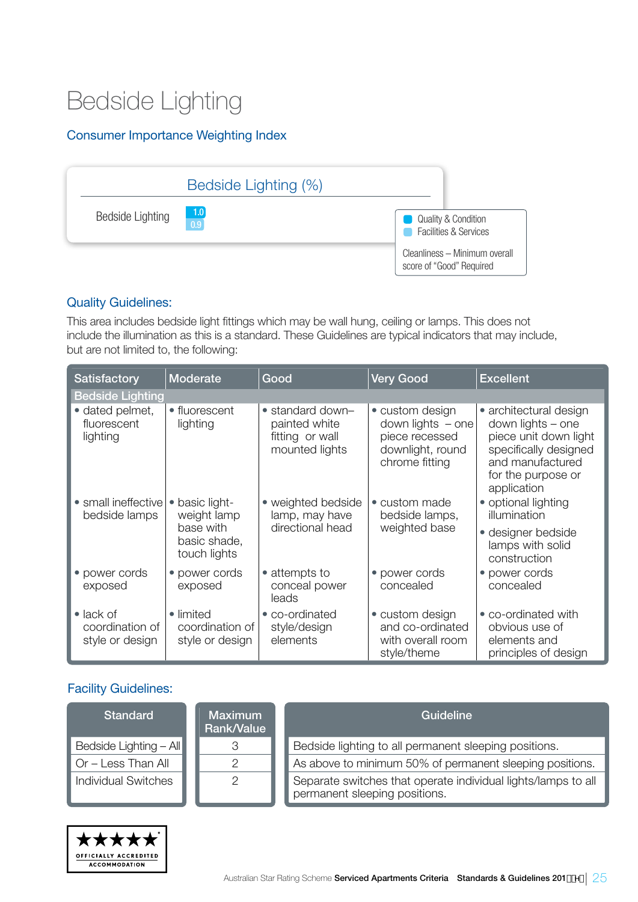# Bedside Lighting

## Consumer Importance Weighting Index

| Bedside Lighting (%) | |
|---|---|
| Bedside Lighting | 1.0 / 0.9 |

- Quality & Condition
- Facilities & Services

Cleanliness – Minimum overall score of "Good" Required

## Quality Guidelines:

This area includes bedside light fittings which may be wall hung, ceiling or lamps. This does not include the illumination as this is a standard. These Guidelines are typical indicators that may include, but are not limited to, the following:

| Satisfactory | Moderate | Good | Very Good | Excellent |
|---|---|---|---|---|
| **Bedside Lighting** | | | | |
| • dated pelmet, fluorescent lighting | • fluorescent lighting | • standard down–painted white fitting or wall mounted lights | • custom design down lights – one piece recessed downlight, round chrome fitting | • architectural design down lights – one piece unit down light specifically designed and manufactured for the purpose or application |
| • small ineffective bedside lamps | • basic light-weight lamp base with basic shade, touch lights | • weighted bedside lamp, may have directional head | • custom made bedside lamps, weighted base | • optional lighting illumination<br>• designer bedside lamps with solid construction |
| • power cords exposed | • power cords exposed | • attempts to conceal power leads | • power cords concealed | • power cords concealed |
| • lack of coordination of style or design | • limited coordination of style or design | • co-ordinated style/design elements | • custom design and co-ordinated with overall room style/theme | • co-ordinated with obvious use of elements and principles of design |

## Facility Guidelines:

| Standard | Maximum Rank/Value | Guideline |
|---|---|---|
| Bedside Lighting – All | 3 | Bedside lighting to all permanent sleeping positions. |
| Or – Less Than All | 2 | As above to minimum 50% of permanent sleeping positions. |
| Individual Switches | 2 | Separate switches that operate individual lights/lamps to all permanent sleeping positions. |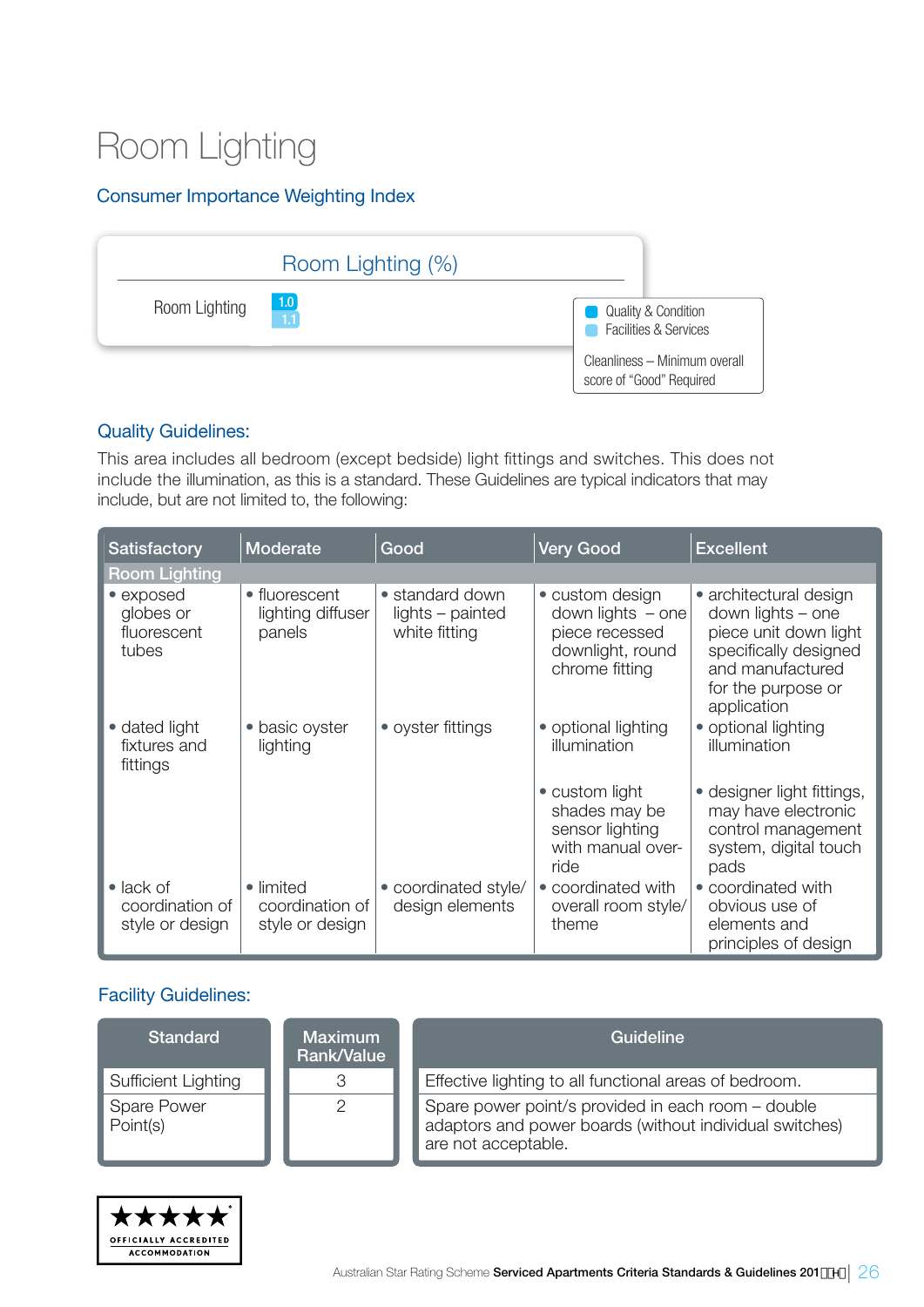# Room Lighting

## Consumer Importance Weighting Index

**Room Lighting (%)**

| | Quality & Condition | Facilities & Services |
|---|---|---|
| Room Lighting | 1.0 | 1.1 |

Cleanliness – Minimum overall score of "Good" Required

## Quality Guidelines:

This area includes all bedroom (except bedside) light fittings and switches. This does not include the illumination, as this is a standard. These Guidelines are typical indicators that may include, but are not limited to, the following:

| Satisfactory | Moderate | Good | Very Good | Excellent |
|---|---|---|---|---|
| **Room Lighting** | | | | |
| • exposed globes or fluorescent tubes | • fluorescent lighting diffuser panels | • standard down lights – painted white fitting | • custom design down lights – one piece recessed downlight, round chrome fitting | • architectural design down lights – one piece unit down light specifically designed and manufactured for the purpose or application |
| • dated light fixtures and fittings | • basic oyster lighting | • oyster fittings | • optional lighting illumination | • optional lighting illumination |
| | | | • custom light shades may be sensor lighting with manual over-ride | • designer light fittings, may have electronic control management system, digital touch pads |
| • lack of coordination of style or design | • limited coordination of style or design | • coordinated style/ design elements | • coordinated with overall room style/ theme | • coordinated with obvious use of elements and principles of design |

## Facility Guidelines:

| Standard | Maximum Rank/Value | Guideline |
|---|---|---|
| Sufficient Lighting | 3 | Effective lighting to all functional areas of bedroom. |
| Spare Power Point(s) | 2 | Spare power point/s provided in each room – double adaptors and power boards (without individual switches) are not acceptable. |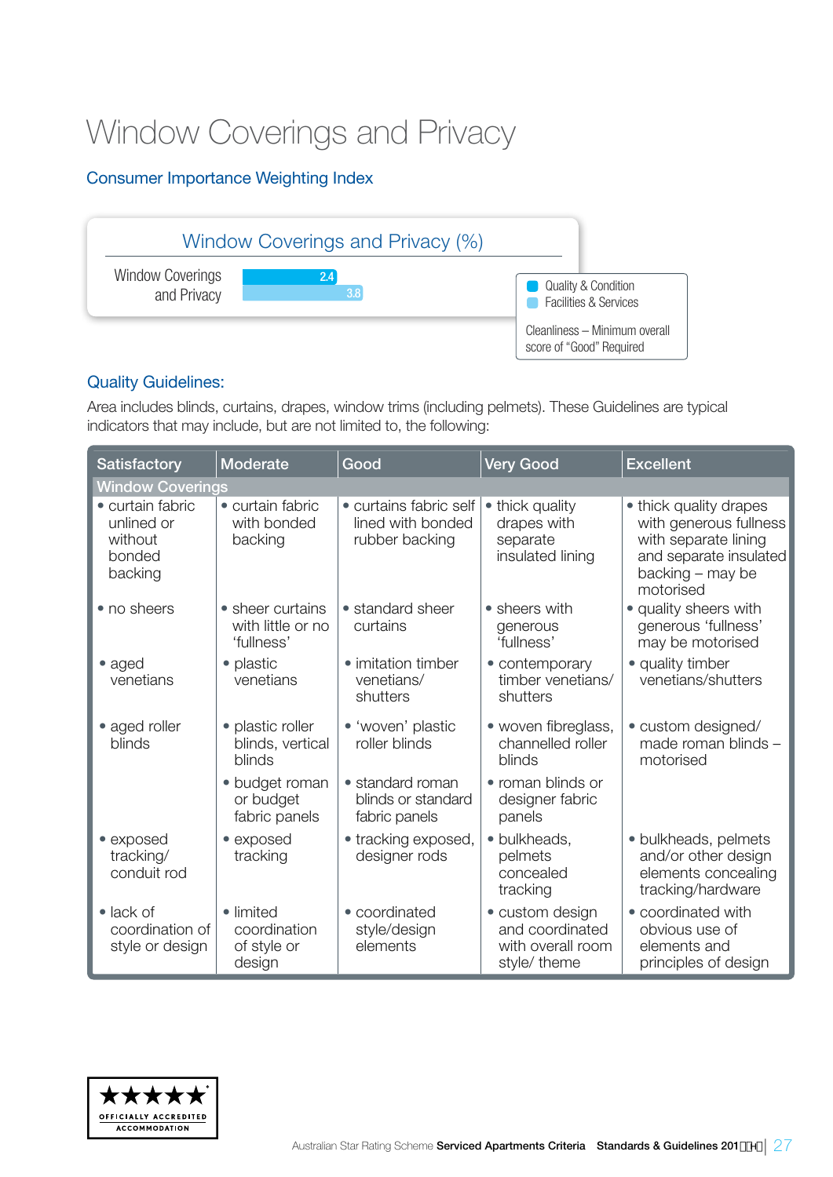# Window Coverings and Privacy

## Consumer Importance Weighting Index

| Window Coverings and Privacy (%) | Quality & Condition | Facilities & Services |
|---|---|---|
| Window Coverings and Privacy | 2.4 | 3.8 |

Cleanliness – Minimum overall score of "Good" Required

## Quality Guidelines:

Area includes blinds, curtains, drapes, window trims (including pelmets). These Guidelines are typical indicators that may include, but are not limited to, the following:

| Satisfactory | Moderate | Good | Very Good | Excellent |
|---|---|---|---|---|
| **Window Coverings** | | | | |
| • curtain fabric unlined or without bonded backing | • curtain fabric with bonded backing | • curtains fabric self lined with bonded rubber backing | • thick quality drapes with separate insulated lining | • thick quality drapes with generous fullness with separate lining and separate insulated backing – may be motorised |
| • no sheers | • sheer curtains with little or no 'fullness' | • standard sheer curtains | • sheers with generous 'fullness' | • quality sheers with generous 'fullness' may be motorised |
| • aged venetians | • plastic venetians | • imitation timber venetians/ shutters | • contemporary timber venetians/ shutters | • quality timber venetians/shutters |
| • aged roller blinds | • plastic roller blinds, vertical blinds | • 'woven' plastic roller blinds | • woven fibreglass, channelled roller blinds | • custom designed/ made roman blinds – motorised |
| | • budget roman or budget fabric panels | • standard roman blinds or standard fabric panels | • roman blinds or designer fabric panels | |
| • exposed tracking/ conduit rod | • exposed tracking | • tracking exposed, designer rods | • bulkheads, pelmets concealed tracking | • bulkheads, pelmets and/or other design elements concealing tracking/hardware |
| • lack of coordination of style or design | • limited coordination of style or design | • coordinated style/design elements | • custom design and coordinated with overall room style/ theme | • coordinated with obvious use of elements and principles of design |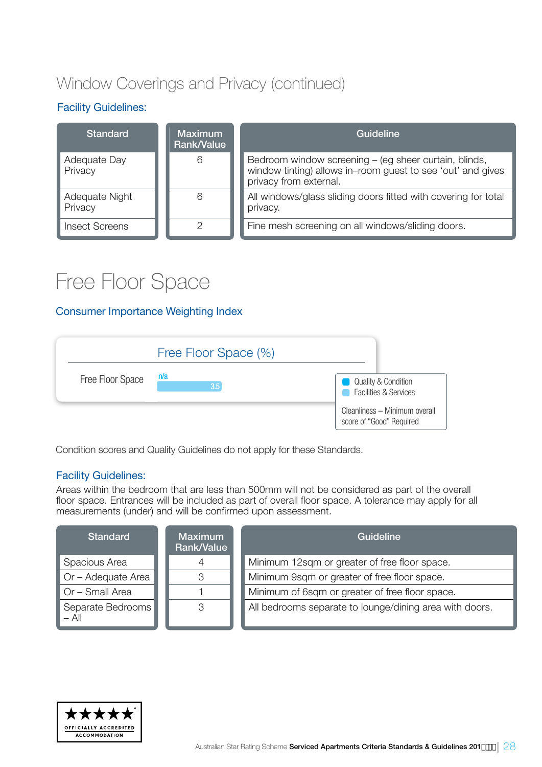# Window Coverings and Privacy (continued)

### Facility Guidelines:

| Standard | Maximum Rank/Value | Guideline |
|---|---|---|
| Adequate Day Privacy | 6 | Bedroom window screening – (eg sheer curtain, blinds, window tinting) allows in–room guest to see 'out' and gives privacy from external. |
| Adequate Night Privacy | 6 | All windows/glass sliding doors fitted with covering for total privacy. |
| Insect Screens | 2 | Fine mesh screening on all windows/sliding doors. |

# Free Floor Space

### Consumer Importance Weighting Index

**Free Floor Space (%)**

| | Quality & Condition | Facilities & Services |
|---|---|---|
| Free Floor Space | n/a | 3.5 |

Cleanliness – Minimum overall score of "Good" Required

Condition scores and Quality Guidelines do not apply for these Standards.

### Facility Guidelines:

Areas within the bedroom that are less than 500mm will not be considered as part of the overall floor space. Entrances will be included as part of overall floor space. A tolerance may apply for all measurements (under) and will be confirmed upon assessment.

| Standard | Maximum Rank/Value | Guideline |
|---|---|---|
| Spacious Area | 4 | Minimum 12sqm or greater of free floor space. |
| Or – Adequate Area | 3 | Minimum 9sqm or greater of free floor space. |
| Or – Small Area | 1 | Minimum of 6sqm or greater of free floor space. |
| Separate Bedrooms – All | 3 | All bedrooms separate to lounge/dining area with doors. |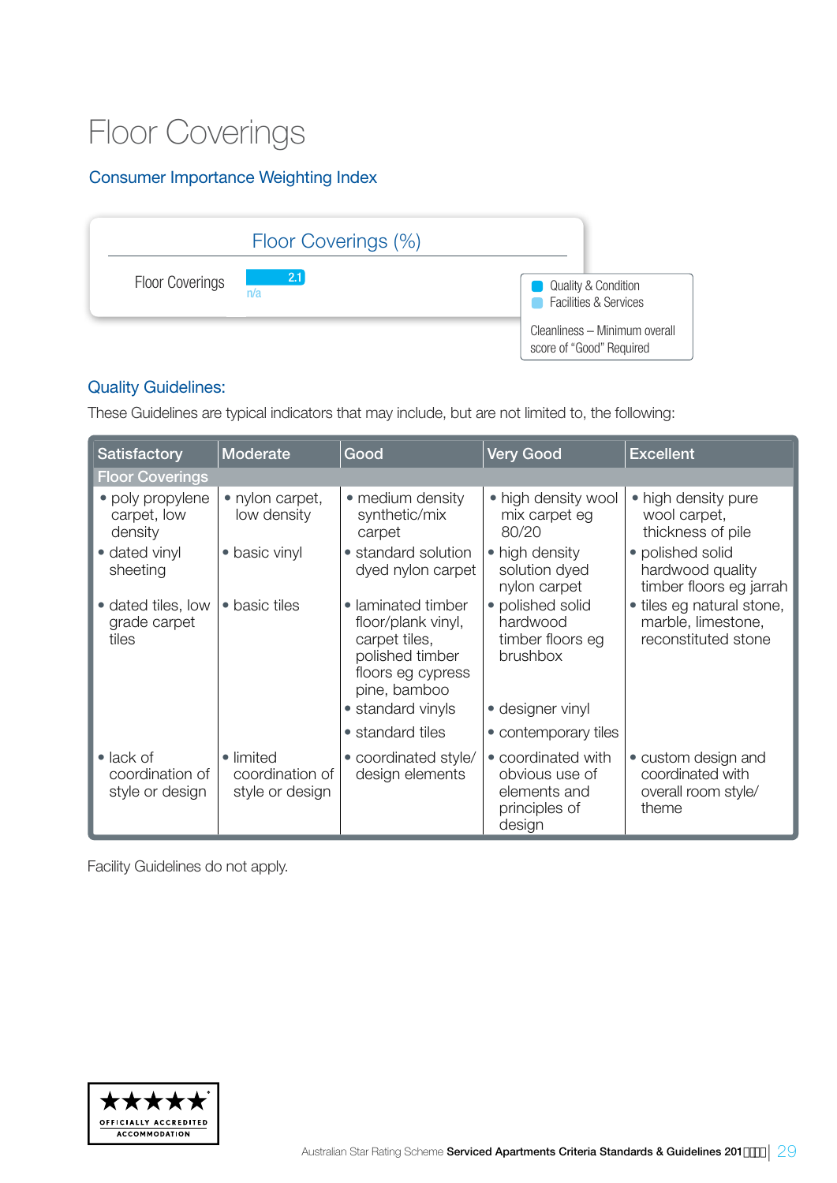# Floor Coverings

## Consumer Importance Weighting Index

| Floor Coverings (%) | |
|---|---|
| Floor Coverings | 2.1 / n/a |

- Quality & Condition
- Facilities & Services

Cleanliness – Minimum overall score of "Good" Required

## Quality Guidelines:

These Guidelines are typical indicators that may include, but are not limited to, the following:

| Satisfactory | Moderate | Good | Very Good | Excellent |
|---|---|---|---|---|
| **Floor Coverings** | | | | |
| • poly propylene carpet, low density | • nylon carpet, low density | • medium density synthetic/mix carpet | • high density wool mix carpet eg 80/20 | • high density pure wool carpet, thickness of pile |
| • dated vinyl sheeting | • basic vinyl | • standard solution dyed nylon carpet | • high density solution dyed nylon carpet | • polished solid hardwood quality timber floors eg jarrah |
| • dated tiles, low grade carpet tiles | • basic tiles | • laminated timber floor/plank vinyl, carpet tiles, polished timber floors eg cypress pine, bamboo | • polished solid hardwood timber floors eg brushbox | • tiles eg natural stone, marble, limestone, reconstituted stone |
| | | • standard vinyls | • designer vinyl | |
| | | • standard tiles | • contemporary tiles | |
| • lack of coordination of style or design | • limited coordination of style or design | • coordinated style/ design elements | • coordinated with obvious use of elements and principles of design | • custom design and coordinated with overall room style/ theme |

Facility Guidelines do not apply.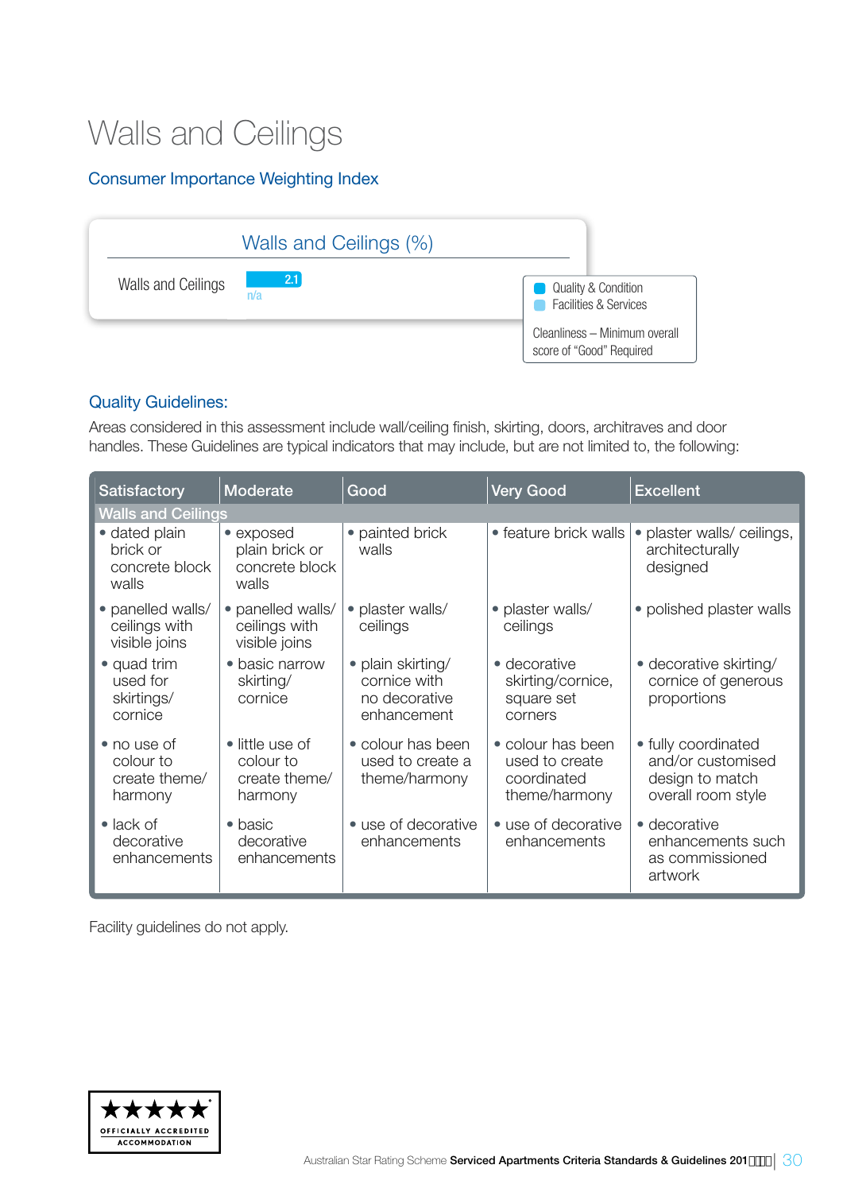# Walls and Ceilings

## Consumer Importance Weighting Index

| Walls and Ceilings (%) | |
|---|---|
| Walls and Ceilings | 2.1 / n/a |

- Quality & Condition
- Facilities & Services

Cleanliness – Minimum overall score of "Good" Required

## Quality Guidelines:

Areas considered in this assessment include wall/ceiling finish, skirting, doors, architraves and door handles. These Guidelines are typical indicators that may include, but are not limited to, the following:

| Satisfactory | Moderate | Good | Very Good | Excellent |
|---|---|---|---|---|
| **Walls and Ceilings** | | | | |
| • dated plain brick or concrete block walls | • exposed plain brick or concrete block walls | • painted brick walls | • feature brick walls | • plaster walls/ ceilings, architecturally designed |
| • panelled walls/ ceilings with visible joins | • panelled walls/ ceilings with visible joins | • plaster walls/ ceilings | • plaster walls/ ceilings | • polished plaster walls |
| • quad trim used for skirtings/ cornice | • basic narrow skirting/ cornice | • plain skirting/ cornice with no decorative enhancement | • decorative skirting/cornice, square set corners | • decorative skirting/ cornice of generous proportions |
| • no use of colour to create theme/ harmony | • little use of colour to create theme/ harmony | • colour has been used to create a theme/harmony | • colour has been used to create coordinated theme/harmony | • fully coordinated and/or customised design to match overall room style |
| • lack of decorative enhancements | • basic decorative enhancements | • use of decorative enhancements | • use of decorative enhancements | • decorative enhancements such as commissioned artwork |

Facility guidelines do not apply.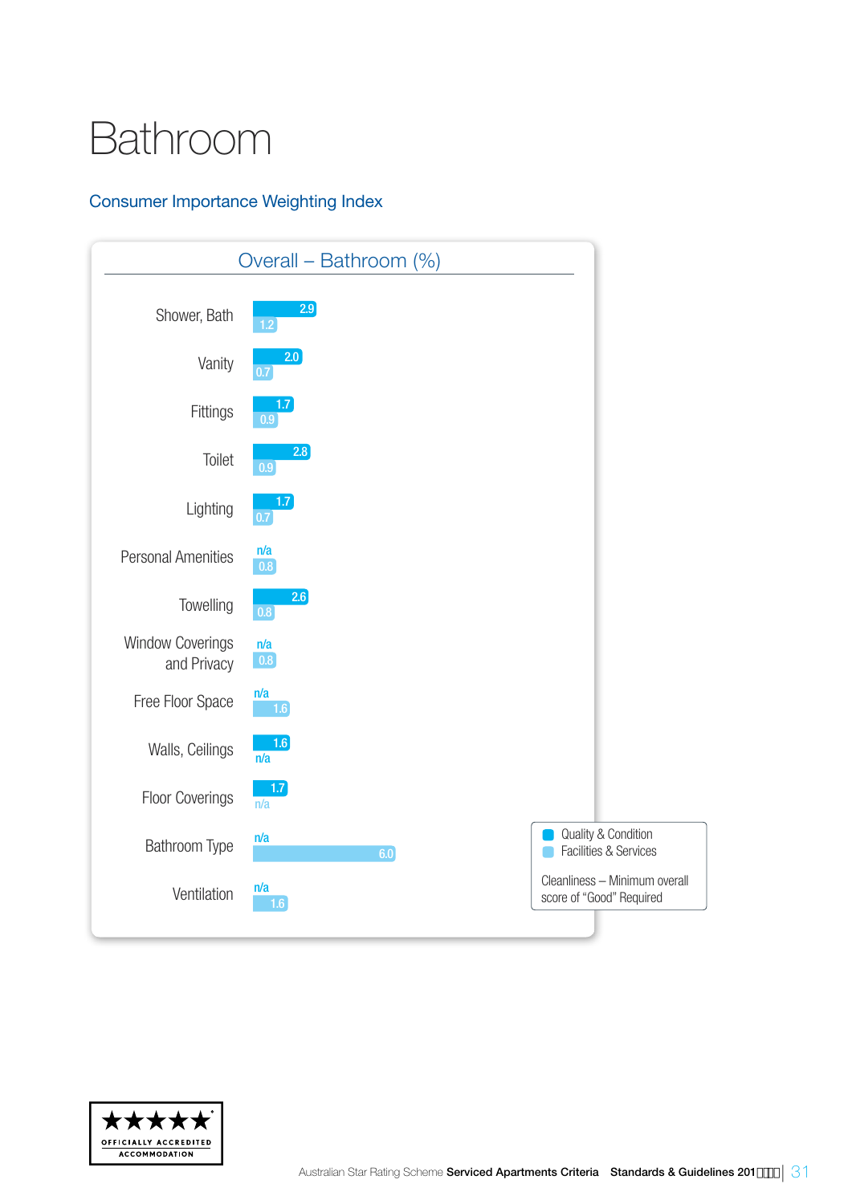# Bathroom

## Consumer Importance Weighting Index

### Overall – Bathroom (%)

| Item | Quality & Condition | Facilities & Services |
|---|---|---|
| Shower, Bath | 2.9 | 1.2 |
| Vanity | 2.0 | 0.7 |
| Fittings | 1.7 | 0.9 |
| Toilet | 2.8 | 0.9 |
| Lighting | 1.7 | 0.7 |
| Personal Amenities | n/a | 0.8 |
| Towelling | 2.6 | 0.8 |
| Window Coverings and Privacy | n/a | 0.8 |
| Free Floor Space | n/a | 1.6 |
| Walls, Ceilings | 1.6 | n/a |
| Floor Coverings | 1.7 | n/a |
| Bathroom Type | n/a | 6.0 |
| Ventilation | n/a | 1.6 |

Cleanliness – Minimum overall score of "Good" Required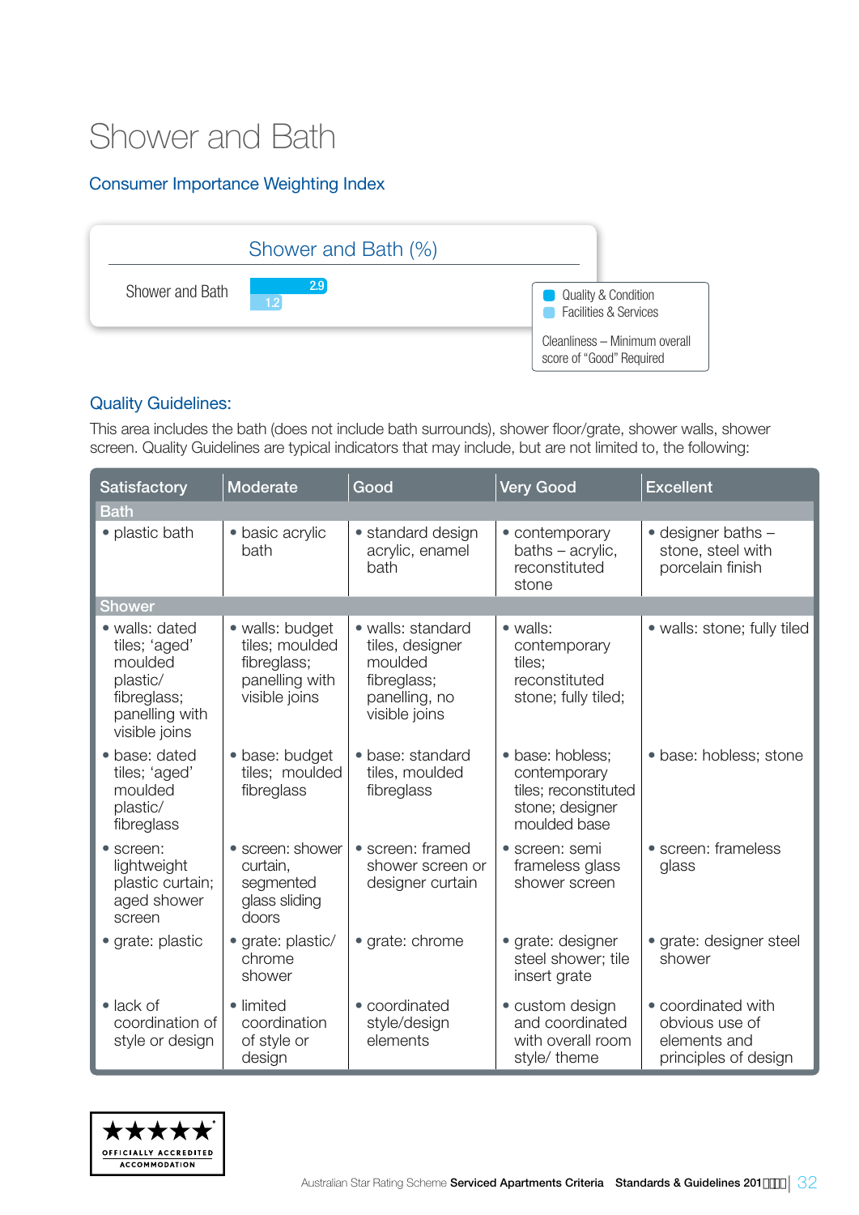# Shower and Bath

## Consumer Importance Weighting Index

| Shower and Bath (%) | Quality & Condition | Facilities & Services |
|---|---|---|
| Shower and Bath | 2.9 | 1.2 |

Cleanliness – Minimum overall score of "Good" Required

## Quality Guidelines:

This area includes the bath (does not include bath surrounds), shower floor/grate, shower walls, shower screen. Quality Guidelines are typical indicators that may include, but are not limited to, the following:

| Satisfactory | Moderate | Good | Very Good | Excellent |
|---|---|---|---|---|
| **Bath** | | | | |
| • plastic bath | • basic acrylic bath | • standard design acrylic, enamel bath | • contemporary baths – acrylic, reconstituted stone | • designer baths – stone, steel with porcelain finish |
| **Shower** | | | | |
| • walls: dated tiles; 'aged' moulded plastic/ fibreglass; panelling with visible joins | • walls: budget tiles; moulded fibreglass; panelling with visible joins | • walls: standard tiles, designer moulded fibreglass; panelling, no visible joins | • walls: contemporary tiles; reconstituted stone; fully tiled; | • walls: stone; fully tiled |
| • base: dated tiles; 'aged' moulded plastic/ fibreglass | • base: budget tiles; moulded fibreglass | • base: standard tiles, moulded fibreglass | • base: hobless; contemporary tiles; reconstituted stone; designer moulded base | • base: hobless; stone |
| • screen: lightweight plastic curtain; aged shower screen | • screen: shower curtain, segmented glass sliding doors | • screen: framed shower screen or designer curtain | • screen: semi frameless glass shower screen | • screen: frameless glass |
| • grate: plastic | • grate: plastic/ chrome shower | • grate: chrome | • grate: designer steel shower; tile insert grate | • grate: designer steel shower |
| • lack of coordination of style or design | • limited coordination of style or design | • coordinated style/design elements | • custom design and coordinated with overall room style/ theme | • coordinated with obvious use of elements and principles of design |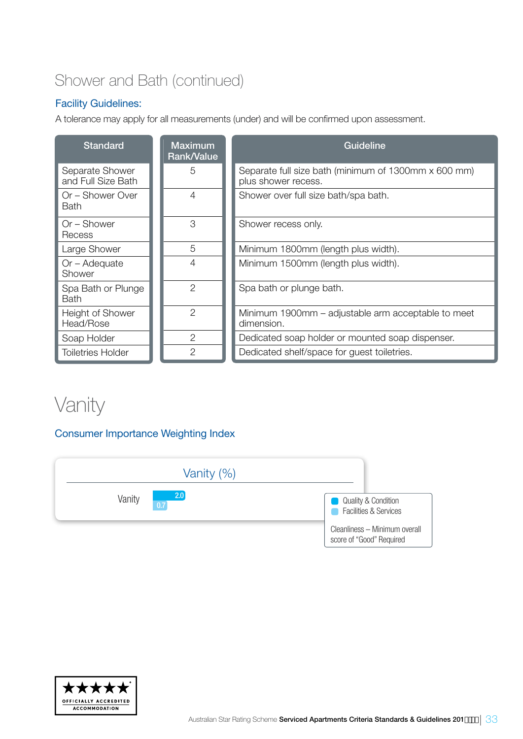# Shower and Bath (continued)

### Facility Guidelines:

A tolerance may apply for all measurements (under) and will be confirmed upon assessment.

| Standard | Maximum Rank/Value | Guideline |
|---|---|---|
| Separate Shower and Full Size Bath | 5 | Separate full size bath (minimum of 1300mm x 600 mm) plus shower recess. |
| Or – Shower Over Bath | 4 | Shower over full size bath/spa bath. |
| Or – Shower Recess | 3 | Shower recess only. |
| Large Shower | 5 | Minimum 1800mm (length plus width). |
| Or – Adequate Shower | 4 | Minimum 1500mm (length plus width). |
| Spa Bath or Plunge Bath | 2 | Spa bath or plunge bath. |
| Height of Shower Head/Rose | 2 | Minimum 1900mm – adjustable arm acceptable to meet dimension. |
| Soap Holder | 2 | Dedicated soap holder or mounted soap dispenser. |
| Toiletries Holder | 2 | Dedicated shelf/space for guest toiletries. |

# Vanity

### Consumer Importance Weighting Index

**Vanity (%)**

| | Quality & Condition | Facilities & Services |
|---|---|---|
| Vanity | 2.0 | 0.7 |

Cleanliness – Minimum overall score of "Good" Required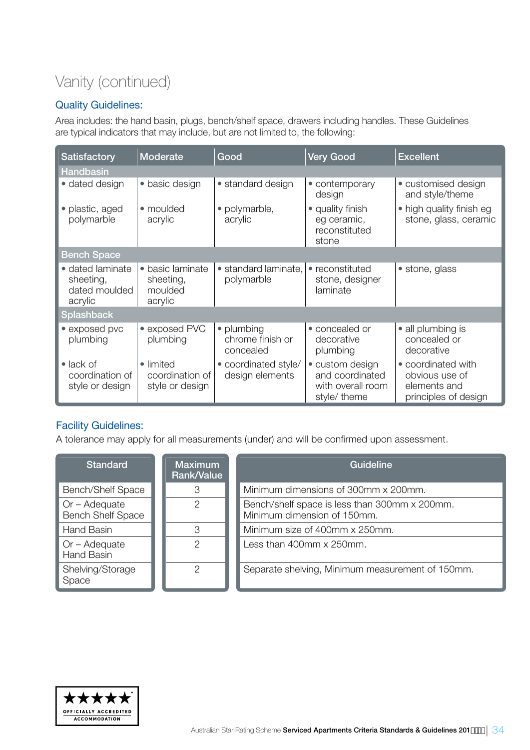# Vanity (continued)

## Quality Guidelines:

Area includes: the hand basin, plugs, bench/shelf space, drawers including handles. These Guidelines are typical indicators that may include, but are not limited to, the following:

| Satisfactory | Moderate | Good | Very Good | Excellent |
|---|---|---|---|---|
| **Handbasin** | | | | |
| • dated design<br>• plastic, aged polymarble | • basic design<br>• moulded acrylic | • standard design<br>• polymarble, acrylic | • contemporary design<br>• quality finish eg ceramic, reconstituted stone | • customised design and style/theme<br>• high quality finish eg stone, glass, ceramic |
| **Bench Space** | | | | |
| • dated laminate sheeting, dated moulded acrylic | • basic laminate sheeting, moulded acrylic | • standard laminate, polymarble | • reconstituted stone, designer laminate | • stone, glass |
| **Splashback** | | | | |
| • exposed pvc plumbing<br>• lack of coordination of style or design | • exposed PVC plumbing<br>• limited coordination of style or design | • plumbing chrome finish or concealed<br>• coordinated style/ design elements | • concealed or decorative plumbing<br>• custom design and coordinated with overall room style/ theme | • all plumbing is concealed or decorative<br>• coordinated with obvious use of elements and principles of design |

## Facility Guidelines:

A tolerance may apply for all measurements (under) and will be confirmed upon assessment.

| Standard | Maximum Rank/Value | Guideline |
|---|---|---|
| Bench/Shelf Space | 3 | Minimum dimensions of 300mm x 200mm. |
| Or – Adequate Bench Shelf Space | 2 | Bench/shelf space is less than 300mm x 200mm. Minimum dimension of 150mm. |
| Hand Basin | 3 | Minimum size of 400mm x 250mm. |
| Or – Adequate Hand Basin | 2 | Less than 400mm x 250mm. |
| Shelving/Storage Space | 2 | Separate shelving, Minimum measurement of 150mm. |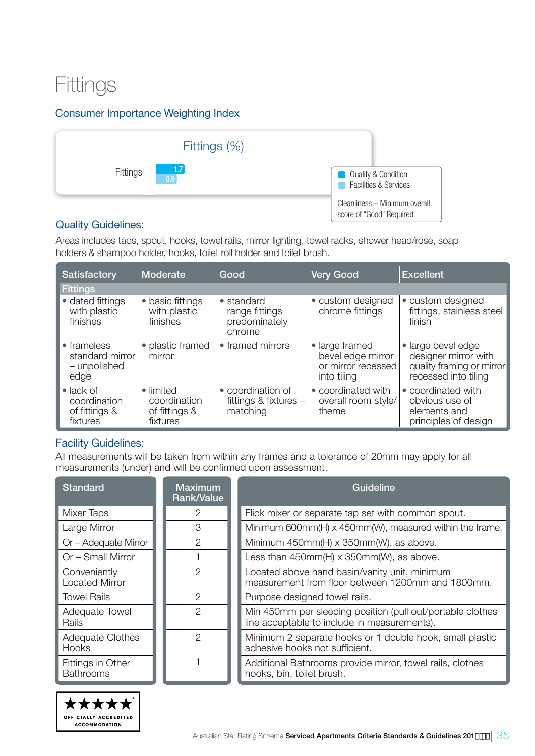# Fittings

## Consumer Importance Weighting Index

**Fittings (%)**

| | Quality & Condition | Facilities & Services |
|---|---|---|
| Fittings | 1.7 | 0.9 |

Cleanliness – Minimum overall score of "Good" Required

## Quality Guidelines:

Areas includes taps, spout, hooks, towel rails, mirror lighting, towel racks, shower head/rose, soap holders & shampoo holder, hooks, toilet roll holder and toilet brush.

| Satisfactory | Moderate | Good | Very Good | Excellent |
|---|---|---|---|---|
| **Fittings** | | | | |
| • dated fittings with plastic finishes | • basic fittings with plastic finishes | • standard range fittings predominately chrome | • custom designed chrome fittings | • custom designed fittings, stainless steel finish |
| • frameless standard mirror – unpolished edge | • plastic framed mirror | • framed mirrors | • large framed bevel edge mirror or mirror recessed into tiling | • large bevel edge designer mirror with quality framing or mirror recessed into tiling |
| • lack of coordination of fittings & fixtures | • limited coordination of fittings & fixtures | • coordination of fittings & fixtures – matching | • coordinated with overall room style/ theme | • coordinated with obvious use of elements and principles of design |

## Facility Guidelines:

All measurements will be taken from within any frames and a tolerance of 20mm may apply for all measurements (under) and will be confirmed upon assessment.

| Standard | Maximum Rank/Value | Guideline |
|---|---|---|
| Mixer Taps | 2 | Flick mixer or separate tap set with common spout. |
| Large Mirror | 3 | Minimum 600mm(H) x 450mm(W), measured within the frame. |
| Or – Adequate Mirror | 2 | Minimum 450mm(H) x 350mm(W), as above. |
| Or – Small Mirror | 1 | Less than 450mm(H) x 350mm(W), as above. |
| Conveniently Located Mirror | 2 | Located above hand basin/vanity unit, minimum measurement from floor between 1200mm and 1800mm. |
| Towel Rails | 2 | Purpose designed towel rails. |
| Adequate Towel Rails | 2 | Min 450mm per sleeping position (pull out/portable clothes line acceptable to include in measurements). |
| Adequate Clothes Hooks | 2 | Minimum 2 separate hooks or 1 double hook, small plastic adhesive hooks not sufficient. |
| Fittings in Other Bathrooms | 1 | Additional Bathrooms provide mirror, towel rails, clothes hooks, bin, toilet brush. |

★★★★★ OFFICIALLY ACCREDITED ACCOMMODATION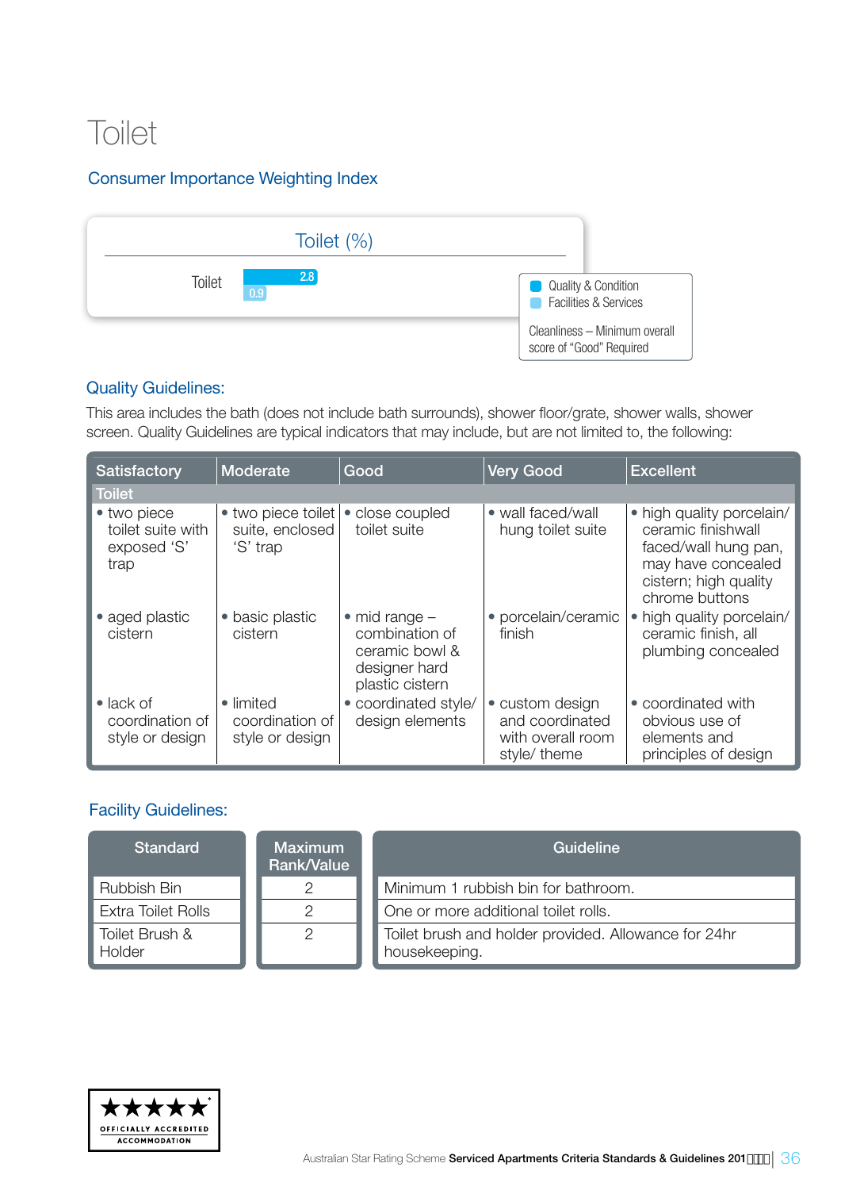# Toilet

## Consumer Importance Weighting Index

**Toilet (%)**

| | Quality & Condition | Facilities & Services |
|---|---|---|
| Toilet | 2.8 | 0.9 |

Cleanliness – Minimum overall score of "Good" Required

## Quality Guidelines:

This area includes the bath (does not include bath surrounds), shower floor/grate, shower walls, shower screen. Quality Guidelines are typical indicators that may include, but are not limited to, the following:

| Satisfactory | Moderate | Good | Very Good | Excellent |
|---|---|---|---|---|
| **Toilet** | | | | |
| • two piece toilet suite with exposed 'S' trap | • two piece toilet suite, enclosed 'S' trap | • close coupled toilet suite | • wall faced/wall hung toilet suite | • high quality porcelain/ ceramic finishwall faced/wall hung pan, may have concealed cistern; high quality chrome buttons |
| • aged plastic cistern | • basic plastic cistern | • mid range – combination of ceramic bowl & designer hard plastic cistern | • porcelain/ceramic finish | • high quality porcelain/ ceramic finish, all plumbing concealed |
| • lack of coordination of style or design | • limited coordination of style or design | • coordinated style/ design elements | • custom design and coordinated with overall room style/ theme | • coordinated with obvious use of elements and principles of design |

## Facility Guidelines:

| Standard | Maximum Rank/Value | Guideline |
|---|---|---|
| Rubbish Bin | 2 | Minimum 1 rubbish bin for bathroom. |
| Extra Toilet Rolls | 2 | One or more additional toilet rolls. |
| Toilet Brush & Holder | 2 | Toilet brush and holder provided. Allowance for 24hr housekeeping. |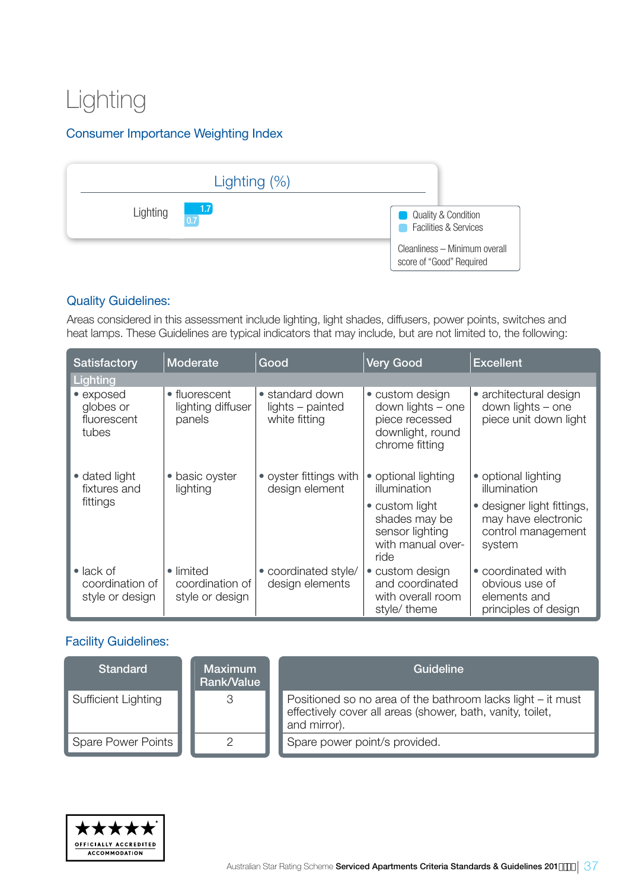# Lighting

## Consumer Importance Weighting Index

**Lighting (%)**

| | Quality & Condition | Facilities & Services |
|---|---|---|
| Lighting | 1.7 | 0.7 |

Cleanliness – Minimum overall score of "Good" Required

## Quality Guidelines:

Areas considered in this assessment include lighting, light shades, diffusers, power points, switches and heat lamps. These Guidelines are typical indicators that may include, but are not limited to, the following:

| Satisfactory | Moderate | Good | Very Good | Excellent |
|---|---|---|---|---|
| **Lighting** | | | | |
| • exposed globes or fluorescent tubes | • fluorescent lighting diffuser panels | • standard down lights – painted white fitting | • custom design down lights – one piece recessed downlight, round chrome fitting | • architectural design down lights – one piece unit down light |
| • dated light fixtures and fittings | • basic oyster lighting | • oyster fittings with design element | • optional lighting illumination<br>• custom light shades may be sensor lighting with manual over-ride | • optional lighting illumination<br>• designer light fittings, may have electronic control management system |
| • lack of coordination of style or design | • limited coordination of style or design | • coordinated style/ design elements | • custom design and coordinated with overall room style/ theme | • coordinated with obvious use of elements and principles of design |

## Facility Guidelines:

| Standard | Maximum Rank/Value | Guideline |
|---|---|---|
| Sufficient Lighting | 3 | Positioned so no area of the bathroom lacks light – it must effectively cover all areas (shower, bath, vanity, toilet, and mirror). |
| Spare Power Points | 2 | Spare power point/s provided. |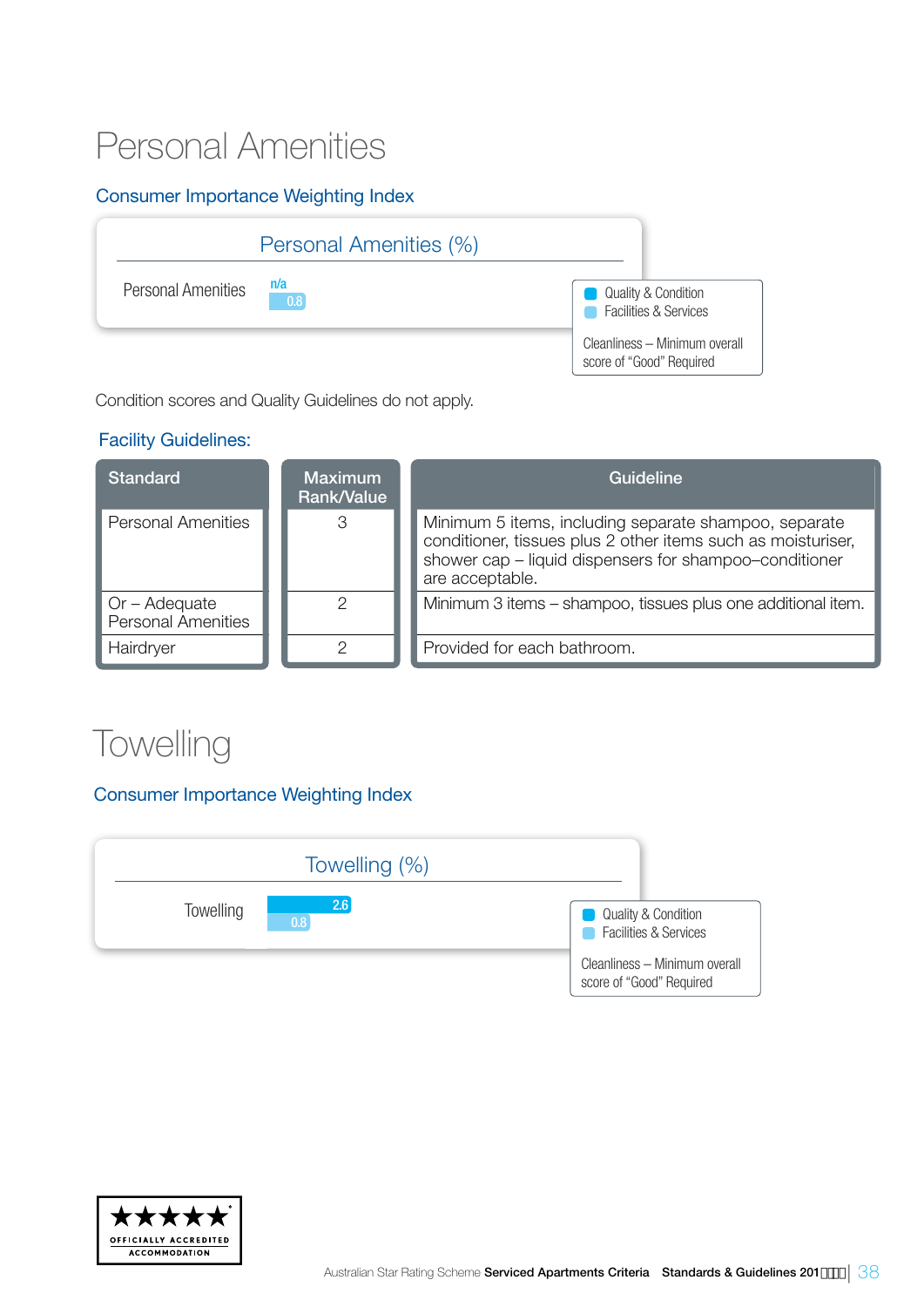# Personal Amenities

## Consumer Importance Weighting Index

**Personal Amenities (%)**

| | Quality & Condition | Facilities & Services |
|---|---|---|
| Personal Amenities | n/a | 0.8 |

Cleanliness – Minimum overall score of "Good" Required

Condition scores and Quality Guidelines do not apply.

## Facility Guidelines:

| Standard | Maximum Rank/Value | Guideline |
|---|---|---|
| Personal Amenities | 3 | Minimum 5 items, including separate shampoo, separate conditioner, tissues plus 2 other items such as moisturiser, shower cap – liquid dispensers for shampoo–conditioner are acceptable. |
| Or – Adequate Personal Amenities | 2 | Minimum 3 items – shampoo, tissues plus one additional item. |
| Hairdryer | 2 | Provided for each bathroom. |

# Towelling

## Consumer Importance Weighting Index

**Towelling (%)**

| | Quality & Condition | Facilities & Services |
|---|---|---|
| Towelling | 2.6 | 0.8 |

Cleanliness – Minimum overall score of "Good" Required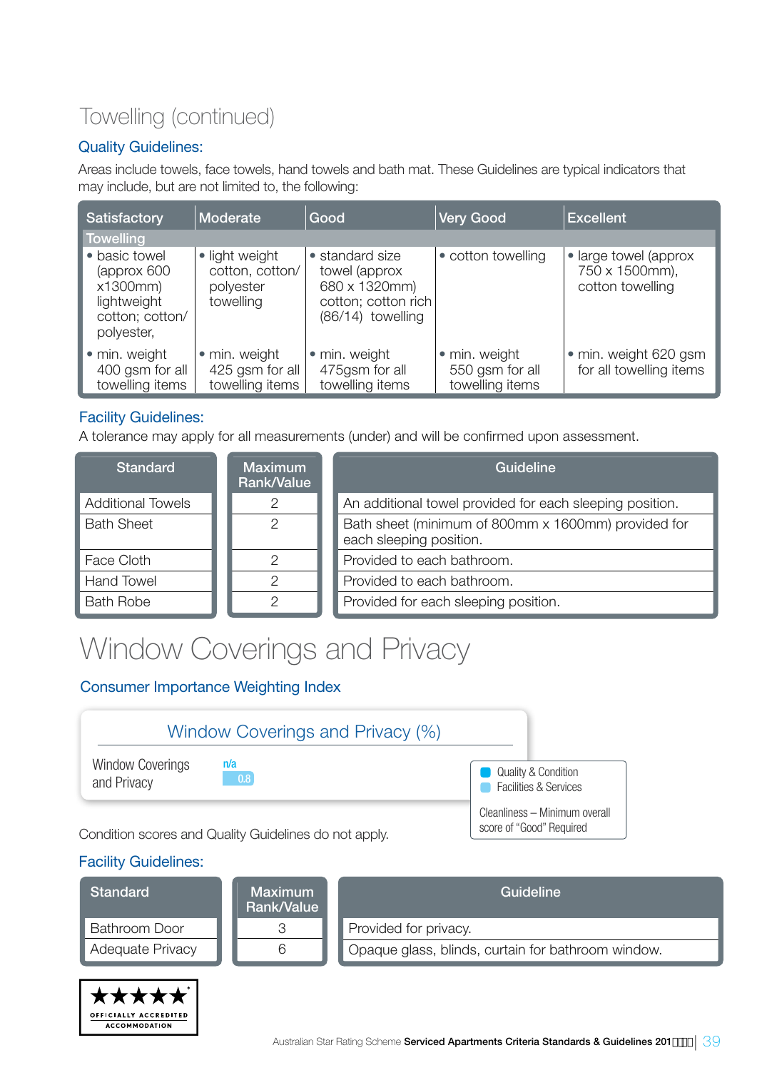## Towelling (continued)

### Quality Guidelines:

Areas include towels, face towels, hand towels and bath mat. These Guidelines are typical indicators that may include, but are not limited to, the following:

| Satisfactory | Moderate | Good | Very Good | Excellent |
|---|---|---|---|---|
| **Towelling** | | | | |
| • basic towel (approx 600 x1300mm) lightweight cotton; cotton/ polyester, | • light weight cotton, cotton/ polyester towelling | • standard size towel (approx 680 x 1320mm) cotton; cotton rich (86/14) towelling | • cotton towelling | • large towel (approx 750 x 1500mm), cotton towelling |
| • min. weight 400 gsm for all towelling items | • min. weight 425 gsm for all towelling items | • min. weight 475gsm for all towelling items | • min. weight 550 gsm for all towelling items | • min. weight 620 gsm for all towelling items |

### Facility Guidelines:

A tolerance may apply for all measurements (under) and will be confirmed upon assessment.

| Standard | Maximum Rank/Value | Guideline |
|---|---|---|
| Additional Towels | 2 | An additional towel provided for each sleeping position. |
| Bath Sheet | 2 | Bath sheet (minimum of 800mm x 1600mm) provided for each sleeping position. |
| Face Cloth | 2 | Provided to each bathroom. |
| Hand Towel | 2 | Provided to each bathroom. |
| Bath Robe | 2 | Provided for each sleeping position. |

# Window Coverings and Privacy

### Consumer Importance Weighting Index

**Window Coverings and Privacy (%)**

| | Quality & Condition | Facilities & Services |
|---|---|---|
| Window Coverings and Privacy | n/a | 0.8 |

Cleanliness – Minimum overall score of “Good” Required

Condition scores and Quality Guidelines do not apply.

### Facility Guidelines:

| Standard | Maximum Rank/Value | Guideline |
|---|---|---|
| Bathroom Door | 3 | Provided for privacy. |
| Adequate Privacy | 6 | Opaque glass, blinds, curtain for bathroom window. |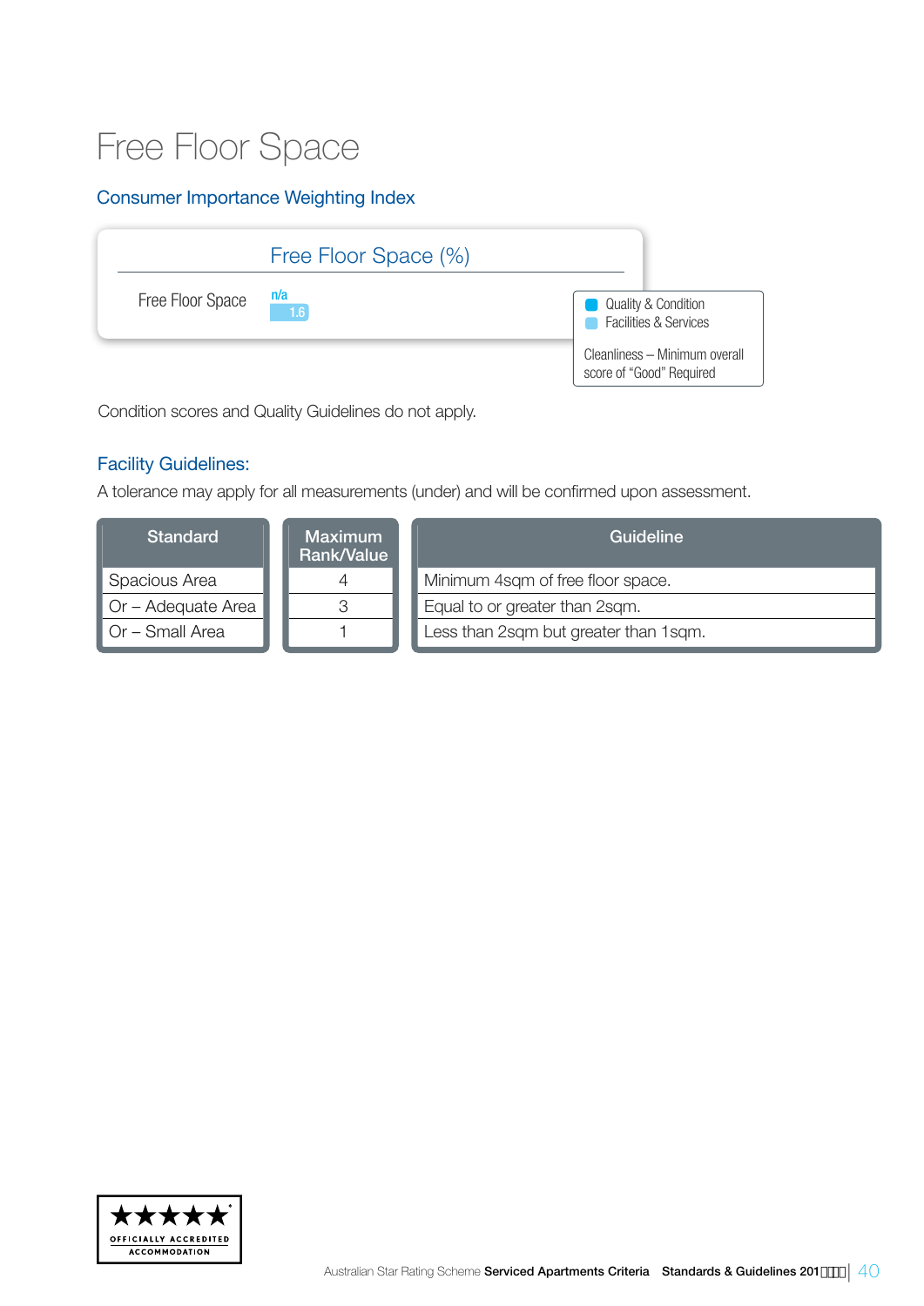# Free Floor Space

## Consumer Importance Weighting Index

| Free Floor Space (%) | |
|---|---|
| Free Floor Space | n/a 1.6 |

- Quality & Condition
- Facilities & Services

Cleanliness – Minimum overall score of "Good" Required

Condition scores and Quality Guidelines do not apply.

## Facility Guidelines:

A tolerance may apply for all measurements (under) and will be confirmed upon assessment.

| Standard | Maximum Rank/Value | Guideline |
|---|---|---|
| Spacious Area | 4 | Minimum 4sqm of free floor space. |
| Or – Adequate Area | 3 | Equal to or greater than 2sqm. |
| Or – Small Area | 1 | Less than 2sqm but greater than 1sqm. |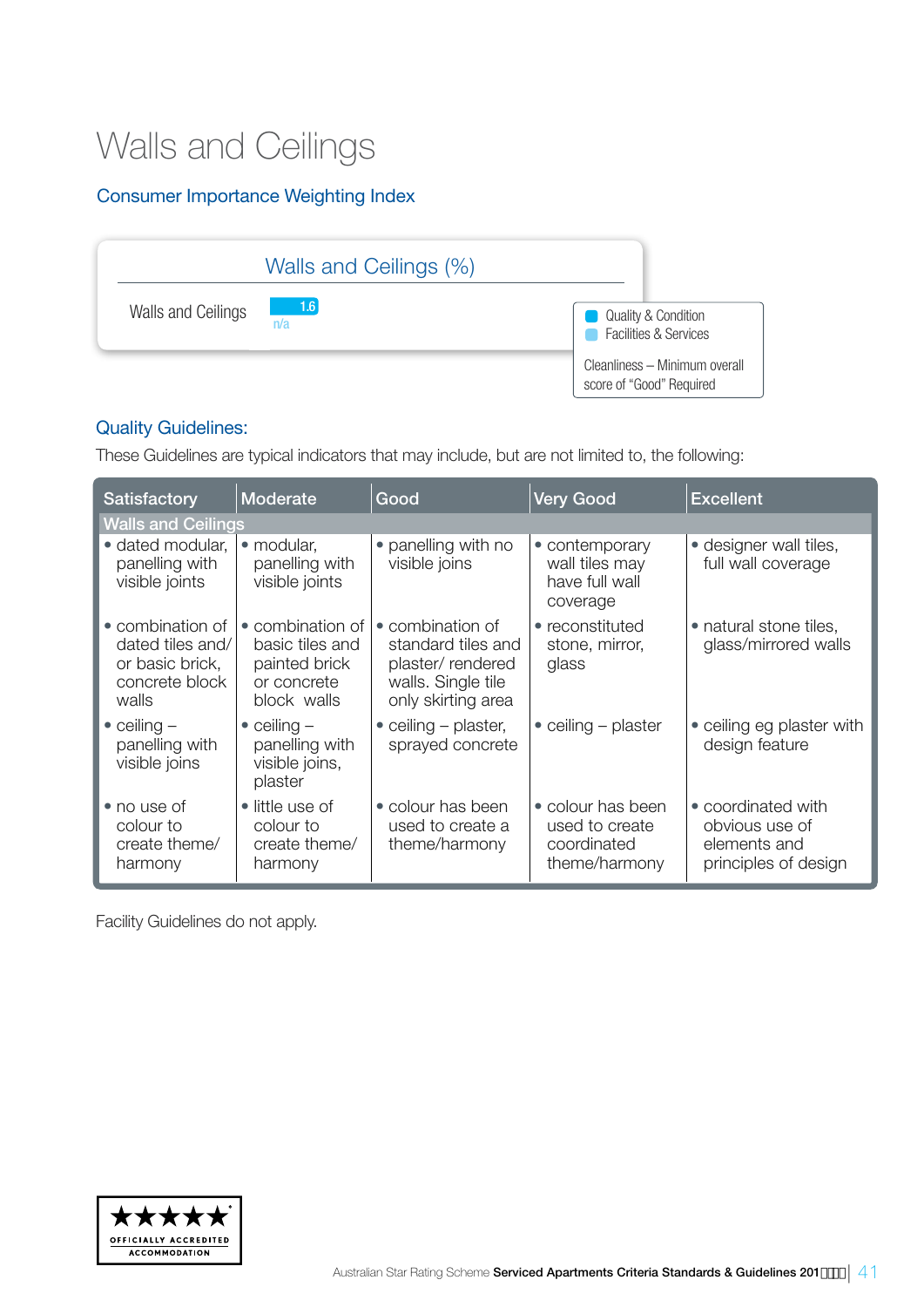# Walls and Ceilings

## Consumer Importance Weighting Index

| Walls and Ceilings (%) | |
|---|---|
| Walls and Ceilings | 1.6 |
| | n/a |

- Quality & Condition
- Facilities & Services

Cleanliness – Minimum overall score of "Good" Required

## Quality Guidelines:

These Guidelines are typical indicators that may include, but are not limited to, the following:

| Satisfactory | Moderate | Good | Very Good | Excellent |
|---|---|---|---|---|
| **Walls and Ceilings** | | | | |
| • dated modular, panelling with visible joints | • modular, panelling with visible joints | • panelling with no visible joins | • contemporary wall tiles may have full wall coverage | • designer wall tiles, full wall coverage |
| • combination of dated tiles and/ or basic brick, concrete block walls | • combination of basic tiles and painted brick or concrete block walls | • combination of standard tiles and plaster/ rendered walls. Single tile only skirting area | • reconstituted stone, mirror, glass | • natural stone tiles, glass/mirrored walls |
| • ceiling – panelling with visible joins | • ceiling – panelling with visible joins, plaster | • ceiling – plaster, sprayed concrete | • ceiling – plaster | • ceiling eg plaster with design feature |
| • no use of colour to create theme/ harmony | • little use of colour to create theme/ harmony | • colour has been used to create a theme/harmony | • colour has been used to create coordinated theme/harmony | • coordinated with obvious use of elements and principles of design |

Facility Guidelines do not apply.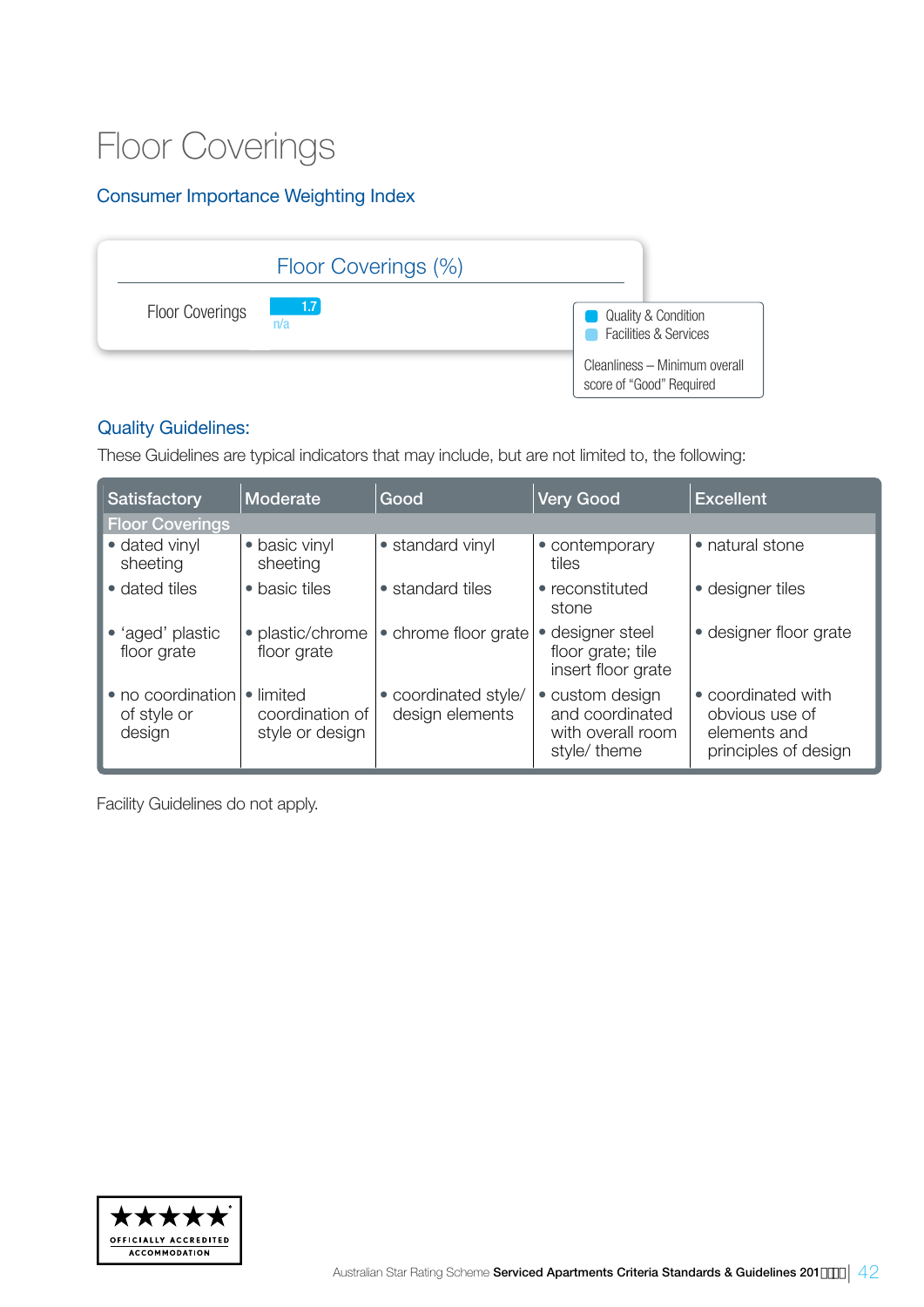# Floor Coverings

## Consumer Importance Weighting Index

| Floor Coverings (%) | |
|---|---|
| Floor Coverings | 1.7 / n/a |

- Quality & Condition
- Facilities & Services

Cleanliness – Minimum overall score of "Good" Required

## Quality Guidelines:

These Guidelines are typical indicators that may include, but are not limited to, the following:

| Satisfactory | Moderate | Good | Very Good | Excellent |
|---|---|---|---|---|
| **Floor Coverings** | | | | |
| • dated vinyl sheeting | • basic vinyl sheeting | • standard vinyl | • contemporary tiles | • natural stone |
| • dated tiles | • basic tiles | • standard tiles | • reconstituted stone | • designer tiles |
| • 'aged' plastic floor grate | • plastic/chrome floor grate | • chrome floor grate | • designer steel floor grate; tile insert floor grate | • designer floor grate |
| • no coordination of style or design | • limited coordination of style or design | • coordinated style/ design elements | • custom design and coordinated with overall room style/ theme | • coordinated with obvious use of elements and principles of design |

Facility Guidelines do not apply.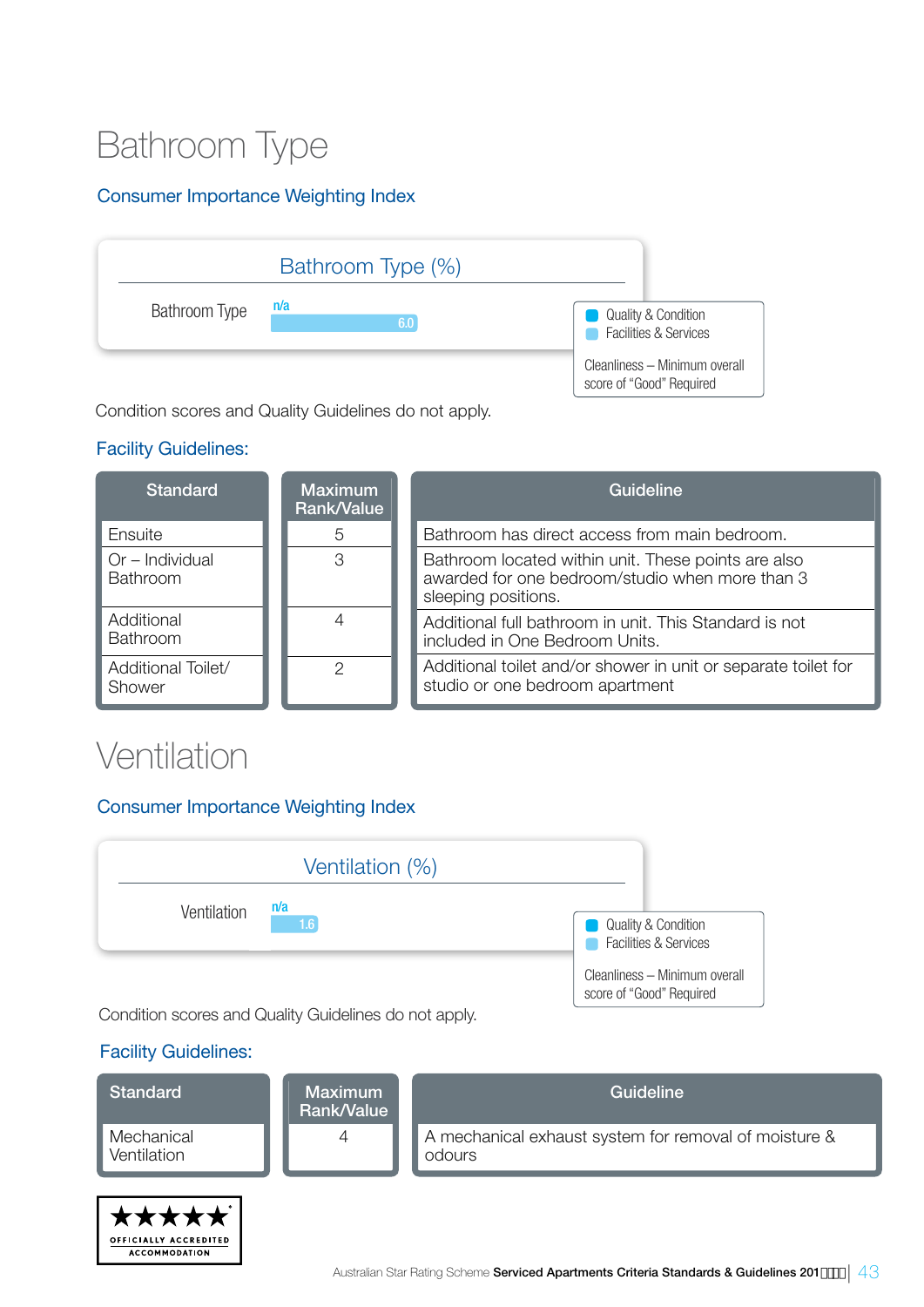# Bathroom Type

## Consumer Importance Weighting Index

**Bathroom Type (%)**

| | Quality & Condition | Facilities & Services |
|---|---|---|
| Bathroom Type | n/a | 6.0 |

Quality & Condition
Facilities & Services

Cleanliness – Minimum overall score of "Good" Required

Condition scores and Quality Guidelines do not apply.

## Facility Guidelines:

| Standard | Maximum Rank/Value | Guideline |
|---|---|---|
| Ensuite | 5 | Bathroom has direct access from main bedroom. |
| Or – Individual Bathroom | 3 | Bathroom located within unit. These points are also awarded for one bedroom/studio when more than 3 sleeping positions. |
| Additional Bathroom | 4 | Additional full bathroom in unit. This Standard is not included in One Bedroom Units. |
| Additional Toilet/ Shower | 2 | Additional toilet and/or shower in unit or separate toilet for studio or one bedroom apartment |

# Ventilation

## Consumer Importance Weighting Index

**Ventilation (%)**

| | Quality & Condition | Facilities & Services |
|---|---|---|
| Ventilation | n/a | 1.6 |

Quality & Condition
Facilities & Services

Cleanliness – Minimum overall score of "Good" Required

Condition scores and Quality Guidelines do not apply.

## Facility Guidelines:

| Standard | Maximum Rank/Value | Guideline |
|---|---|---|
| Mechanical Ventilation | 4 | A mechanical exhaust system for removal of moisture & odours |

OFFICIALLY ACCREDITED ACCOMMODATION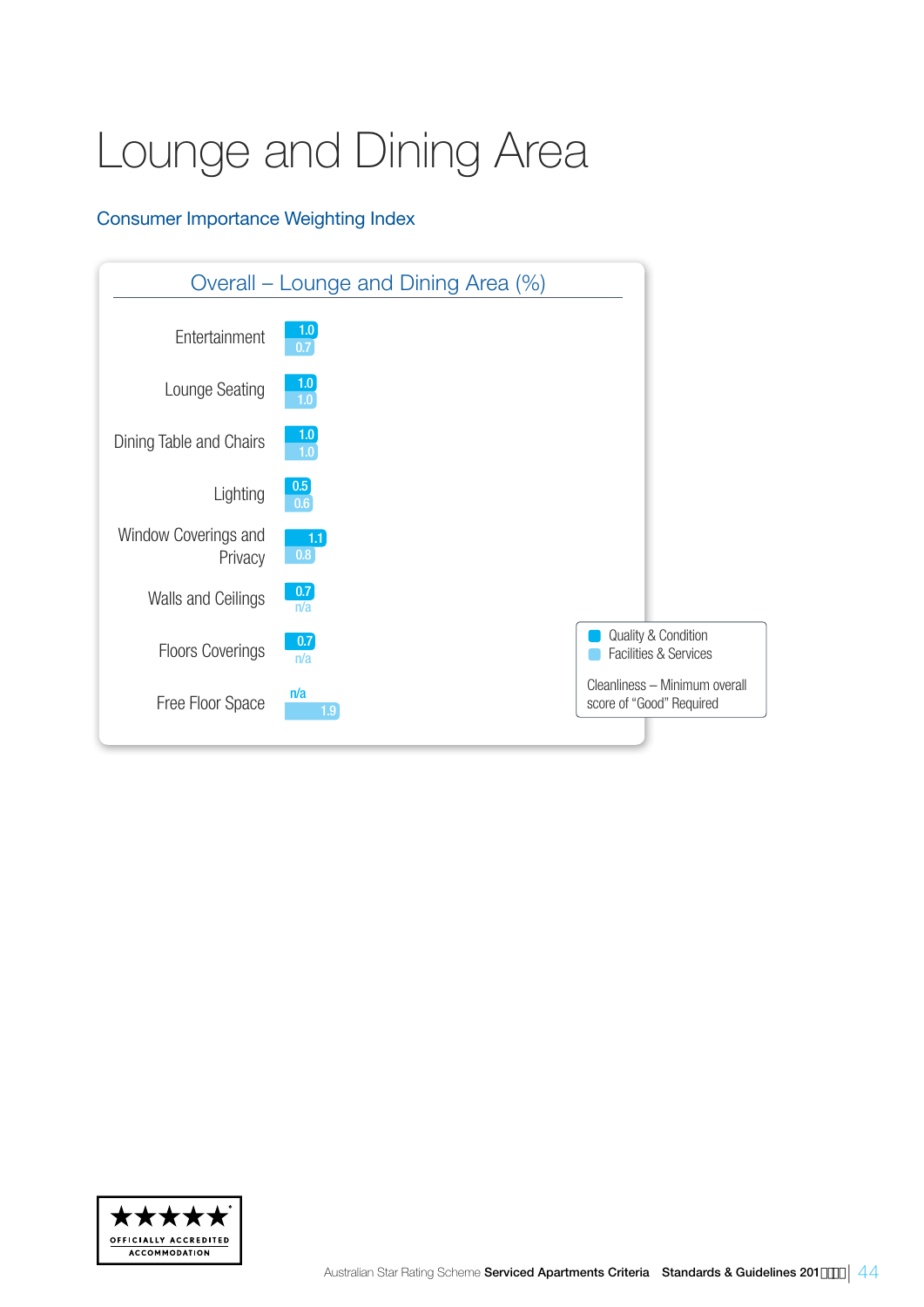# Lounge and Dining Area

## Consumer Importance Weighting Index

### Overall – Lounge and Dining Area (%)

| Item | Quality & Condition | Facilities & Services |
|---|---|---|
| Entertainment | 1.0 | 0.7 |
| Lounge Seating | 1.0 | 1.0 |
| Dining Table and Chairs | 1.0 | 1.0 |
| Lighting | 0.5 | 0.6 |
| Window Coverings and Privacy | 1.1 | 0.8 |
| Walls and Ceilings | 0.7 | n/a |
| Floors Coverings | 0.7 | n/a |
| Free Floor Space | n/a | 1.9 |

Cleanliness – Minimum overall score of "Good" Required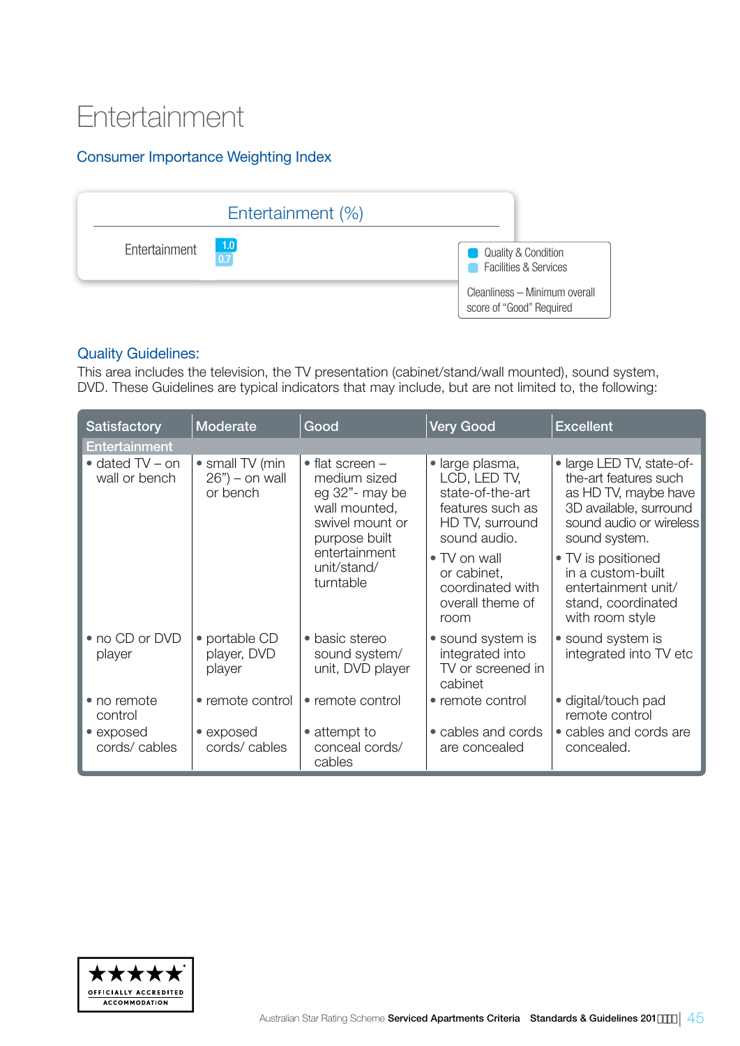# Entertainment

## Consumer Importance Weighting Index

| Entertainment (%) | | |
|---|---|---|
| Entertainment | 1.0 | 0.7 |

- Quality & Condition
- Facilities & Services

Cleanliness – Minimum overall score of "Good" Required

## Quality Guidelines:

This area includes the television, the TV presentation (cabinet/stand/wall mounted), sound system, DVD. These Guidelines are typical indicators that may include, but are not limited to, the following:

| Satisfactory | Moderate | Good | Very Good | Excellent |
|---|---|---|---|---|
| **Entertainment** | | | | |
| • dated TV – on wall or bench | • small TV (min 26") – on wall or bench | • flat screen – medium sized eg 32"- may be wall mounted, swivel mount or purpose built entertainment unit/stand/ turntable | • large plasma, LCD, LED TV, state-of-the-art features such as HD TV, surround sound audio.<br>• TV on wall or cabinet, coordinated with overall theme of room | • large LED TV, state-of-the-art features such as HD TV, maybe have 3D available, surround sound audio or wireless sound system.<br>• TV is positioned in a custom-built entertainment unit/ stand, coordinated with room style |
| • no CD or DVD player | • portable CD player, DVD player | • basic stereo sound system/ unit, DVD player | • sound system is integrated into TV or screened in cabinet | • sound system is integrated into TV etc |
| • no remote control | • remote control | • remote control | • remote control | • digital/touch pad remote control |
| • exposed cords/ cables | • exposed cords/ cables | • attempt to conceal cords/ cables | • cables and cords are concealed | • cables and cords are concealed. |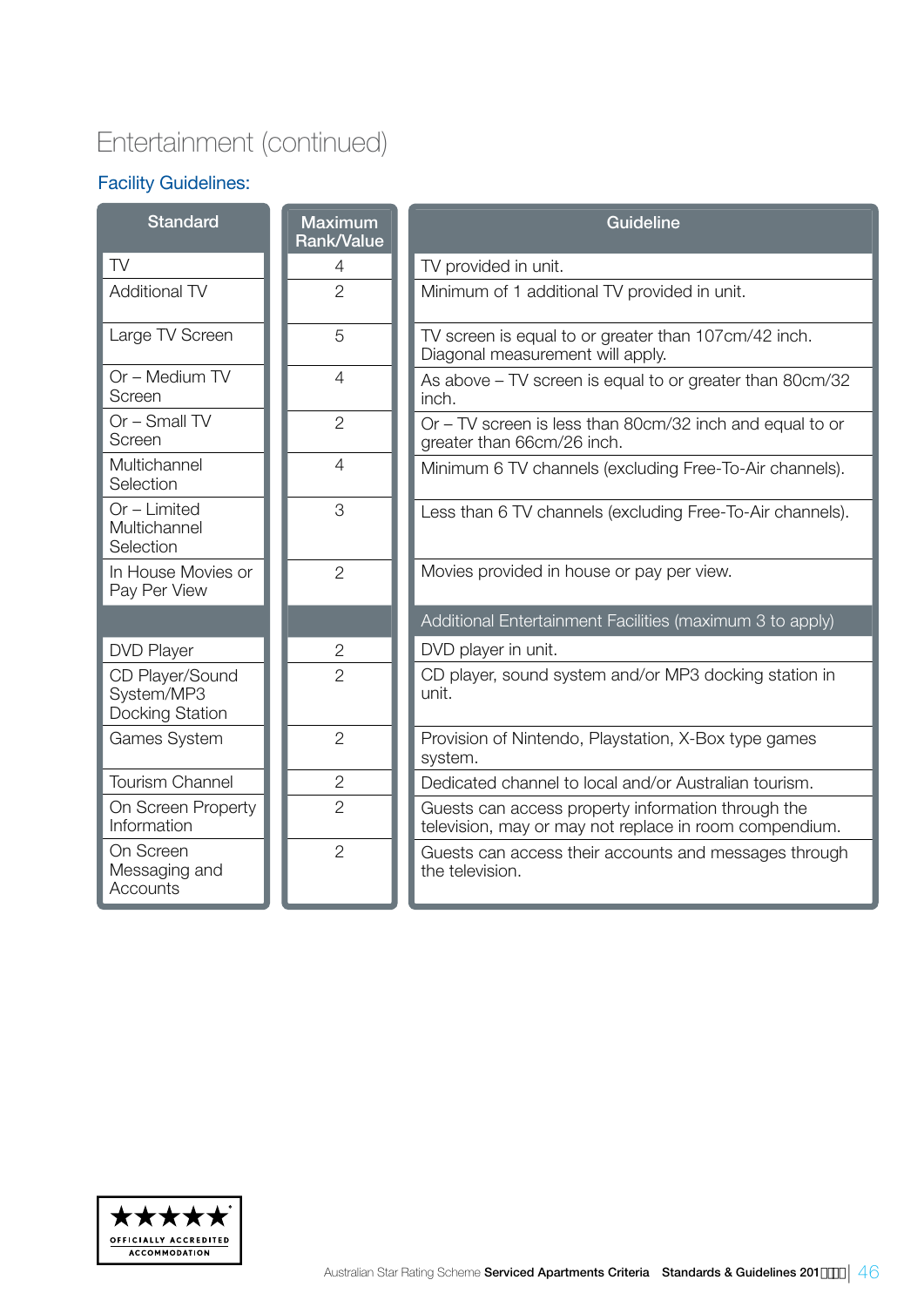# Entertainment (continued)

## Facility Guidelines:

| Standard | Maximum Rank/Value | Guideline |
|---|---|---|
| TV | 4 | TV provided in unit. |
| Additional TV | 2 | Minimum of 1 additional TV provided in unit. |
| Large TV Screen | 5 | TV screen is equal to or greater than 107cm/42 inch. Diagonal measurement will apply. |
| Or – Medium TV Screen | 4 | As above – TV screen is equal to or greater than 80cm/32 inch. |
| Or – Small TV Screen | 2 | Or – TV screen is less than 80cm/32 inch and equal to or greater than 66cm/26 inch. |
| Multichannel Selection | 4 | Minimum 6 TV channels (excluding Free-To-Air channels). |
| Or – Limited Multichannel Selection | 3 | Less than 6 TV channels (excluding Free-To-Air channels). |
| In House Movies or Pay Per View | 2 | Movies provided in house or pay per view. |
| | | Additional Entertainment Facilities (maximum 3 to apply) |
| DVD Player | 2 | DVD player in unit. |
| CD Player/Sound System/MP3 Docking Station | 2 | CD player, sound system and/or MP3 docking station in unit. |
| Games System | 2 | Provision of Nintendo, Playstation, X-Box type games system. |
| Tourism Channel | 2 | Dedicated channel to local and/or Australian tourism. |
| On Screen Property Information | 2 | Guests can access property information through the television, may or may not replace in room compendium. |
| On Screen Messaging and Accounts | 2 | Guests can access their accounts and messages through the television. |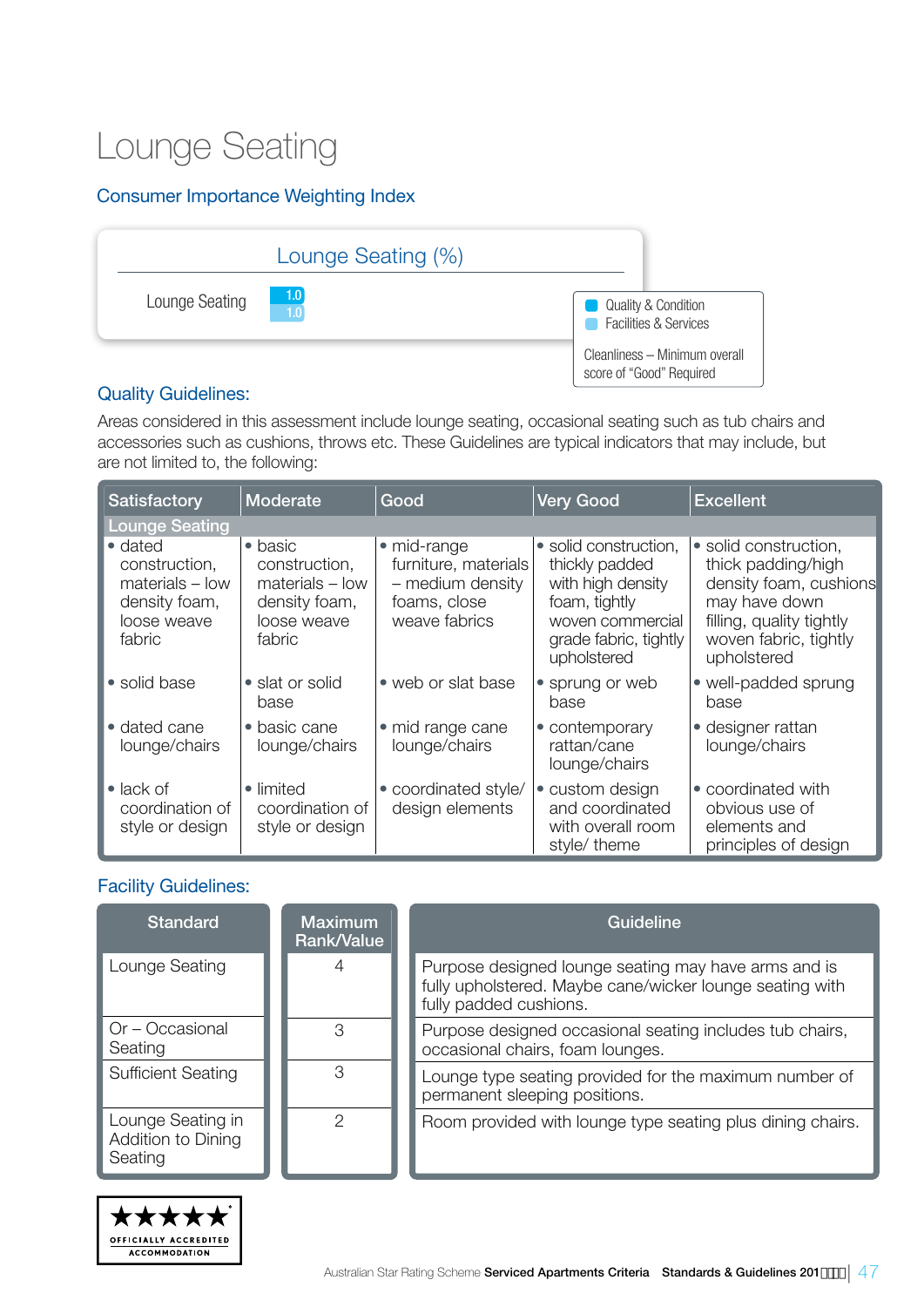# Lounge Seating

## Consumer Importance Weighting Index

| Lounge Seating (%) | |
|---|---|
| Lounge Seating | 1.0 |
| | 1.0 |

- Quality & Condition
- Facilities & Services

Cleanliness – Minimum overall score of "Good" Required

## Quality Guidelines:

Areas considered in this assessment include lounge seating, occasional seating such as tub chairs and accessories such as cushions, throws etc. These Guidelines are typical indicators that may include, but are not limited to, the following:

| Satisfactory | Moderate | Good | Very Good | Excellent |
|---|---|---|---|---|
| **Lounge Seating** | | | | |
| • dated construction, materials – low density foam, loose weave fabric | • basic construction, materials – low density foam, loose weave fabric | • mid-range furniture, materials – medium density foams, close weave fabrics | • solid construction, thickly padded with high density foam, tightly woven commercial grade fabric, tightly upholstered | • solid construction, thick padding/high density foam, cushions may have down filling, quality tightly woven fabric, tightly upholstered |
| • solid base | • slat or solid base | • web or slat base | • sprung or web base | • well-padded sprung base |
| • dated cane lounge/chairs | • basic cane lounge/chairs | • mid range cane lounge/chairs | • contemporary rattan/cane lounge/chairs | • designer rattan lounge/chairs |
| • lack of coordination of style or design | • limited coordination of style or design | • coordinated style/ design elements | • custom design and coordinated with overall room style/ theme | • coordinated with obvious use of elements and principles of design |

## Facility Guidelines:

| Standard | Maximum Rank/Value | Guideline |
|---|---|---|
| Lounge Seating | 4 | Purpose designed lounge seating may have arms and is fully upholstered. Maybe cane/wicker lounge seating with fully padded cushions. |
| Or – Occasional Seating | 3 | Purpose designed occasional seating includes tub chairs, occasional chairs, foam lounges. |
| Sufficient Seating | 3 | Lounge type seating provided for the maximum number of permanent sleeping positions. |
| Lounge Seating in Addition to Dining Seating | 2 | Room provided with lounge type seating plus dining chairs. |

OFFICIALLY ACCREDITED ACCOMMODATION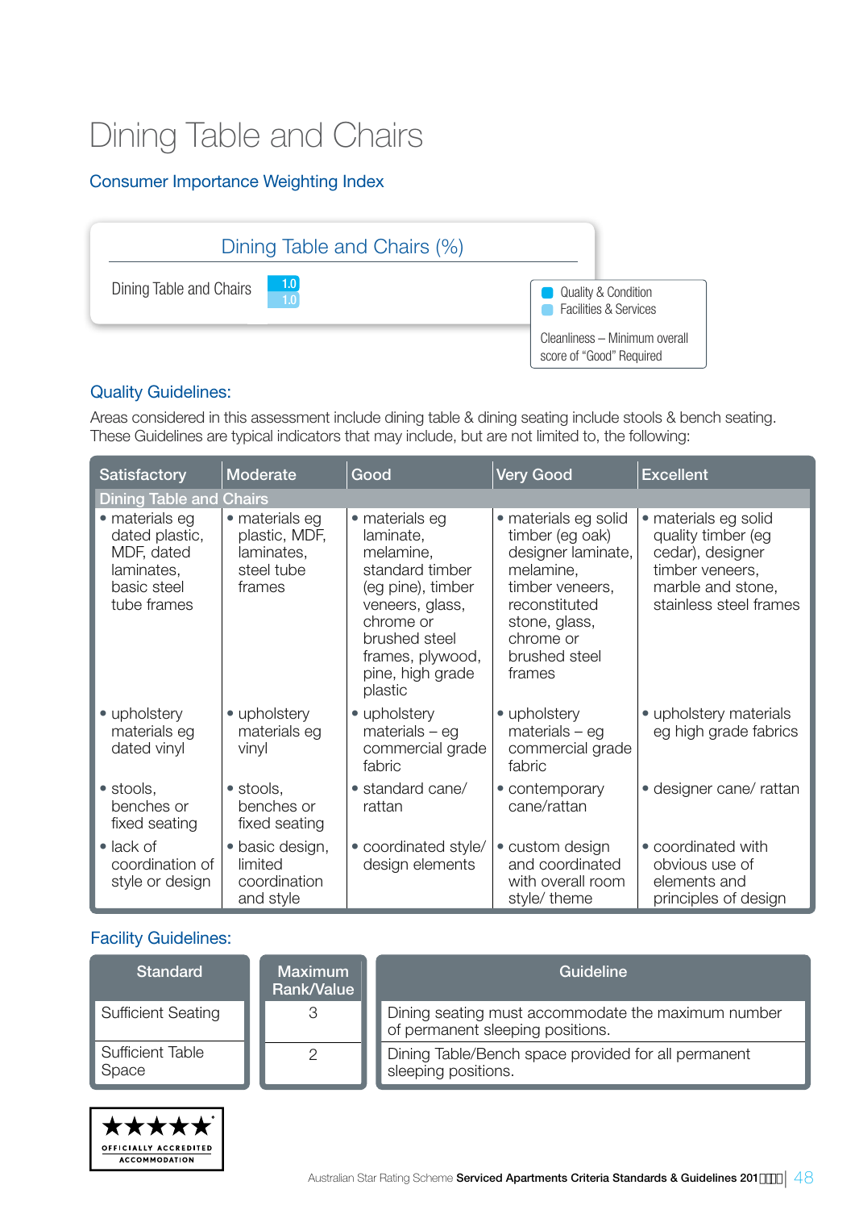# Dining Table and Chairs

## Consumer Importance Weighting Index

| Dining Table and Chairs (%) | |
|---|---|
| Dining Table and Chairs | 1.0 / 1.0 |

- Quality & Condition
- Facilities & Services

Cleanliness – Minimum overall score of "Good" Required

## Quality Guidelines:

Areas considered in this assessment include dining table & dining seating include stools & bench seating. These Guidelines are typical indicators that may include, but are not limited to, the following:

| Satisfactory | Moderate | Good | Very Good | Excellent |
|---|---|---|---|---|
| **Dining Table and Chairs** | | | | |
| • materials eg dated plastic, MDF, dated laminates, basic steel tube frames | • materials eg plastic, MDF, laminates, steel tube frames | • materials eg laminate, melamine, standard timber (eg pine), timber veneers, glass, chrome or brushed steel frames, plywood, pine, high grade plastic | • materials eg solid timber (eg oak) designer laminate, melamine, timber veneers, reconstituted stone, glass, chrome or brushed steel frames | • materials eg solid quality timber (eg cedar), designer timber veneers, marble and stone, stainless steel frames |
| • upholstery materials eg dated vinyl | • upholstery materials eg vinyl | • upholstery materials – eg commercial grade fabric | • upholstery materials – eg commercial grade fabric | • upholstery materials eg high grade fabrics |
| • stools, benches or fixed seating | • stools, benches or fixed seating | • standard cane/ rattan | • contemporary cane/rattan | • designer cane/ rattan |
| • lack of coordination of style or design | • basic design, limited coordination and style | • coordinated style/ design elements | • custom design and coordinated with overall room style/ theme | • coordinated with obvious use of elements and principles of design |

## Facility Guidelines:

| Standard | Maximum Rank/Value | Guideline |
|---|---|---|
| Sufficient Seating | 3 | Dining seating must accommodate the maximum number of permanent sleeping positions. |
| Sufficient Table Space | 2 | Dining Table/Bench space provided for all permanent sleeping positions. |

OFFICIALLY ACCREDITED ACCOMMODATION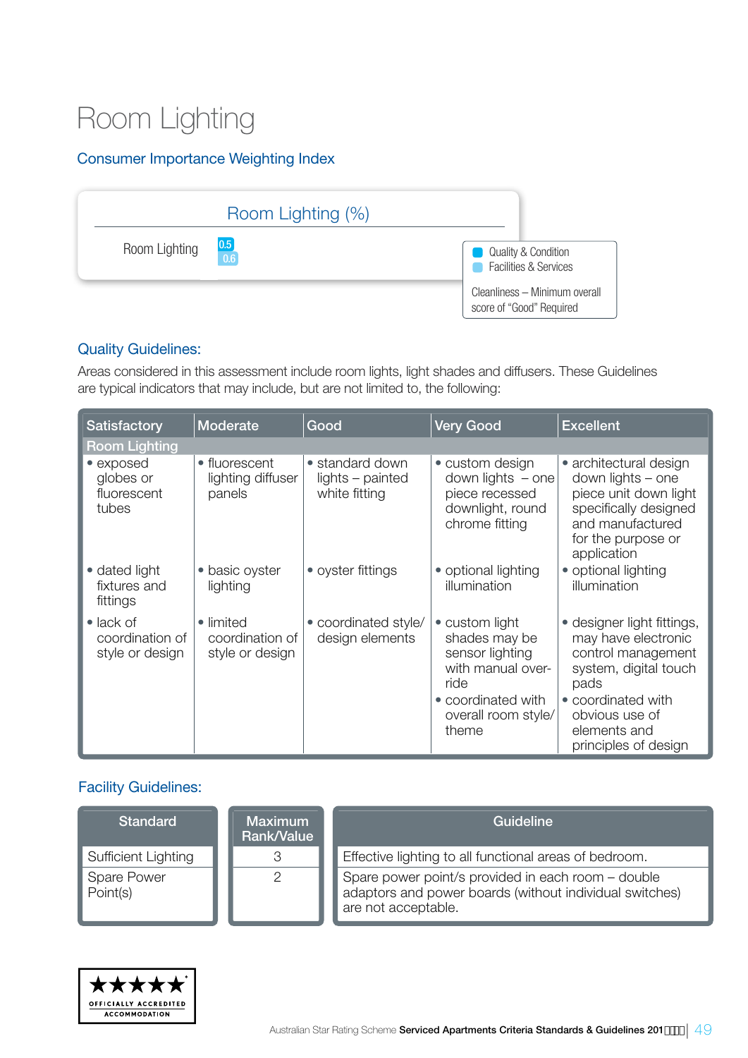# Room Lighting

## Consumer Importance Weighting Index

| Room Lighting (%) | |
|---|---|
| Room Lighting | 0.5 / 0.6 |

- Quality & Condition
- Facilities & Services

Cleanliness – Minimum overall score of "Good" Required

## Quality Guidelines:

Areas considered in this assessment include room lights, light shades and diffusers. These Guidelines are typical indicators that may include, but are not limited to, the following:

| Satisfactory | Moderate | Good | Very Good | Excellent |
|---|---|---|---|---|
| **Room Lighting** | | | | |
| • exposed globes or fluorescent tubes | • fluorescent lighting diffuser panels | • standard down lights – painted white fitting | • custom design down lights – one piece recessed downlight, round chrome fitting | • architectural design down lights – one piece unit down light specifically designed and manufactured for the purpose or application |
| • dated light fixtures and fittings | • basic oyster lighting | • oyster fittings | • optional lighting illumination | • optional lighting illumination |
| • lack of coordination of style or design | • limited coordination of style or design | • coordinated style/ design elements | • custom light shades may be sensor lighting with manual over-ride<br>• coordinated with overall room style/ theme | • designer light fittings, may have electronic control management system, digital touch pads<br>• coordinated with obvious use of elements and principles of design |

## Facility Guidelines:

| Standard | Maximum Rank/Value | Guideline |
|---|---|---|
| Sufficient Lighting | 3 | Effective lighting to all functional areas of bedroom. |
| Spare Power Point(s) | 2 | Spare power point/s provided in each room – double adaptors and power boards (without individual switches) are not acceptable. |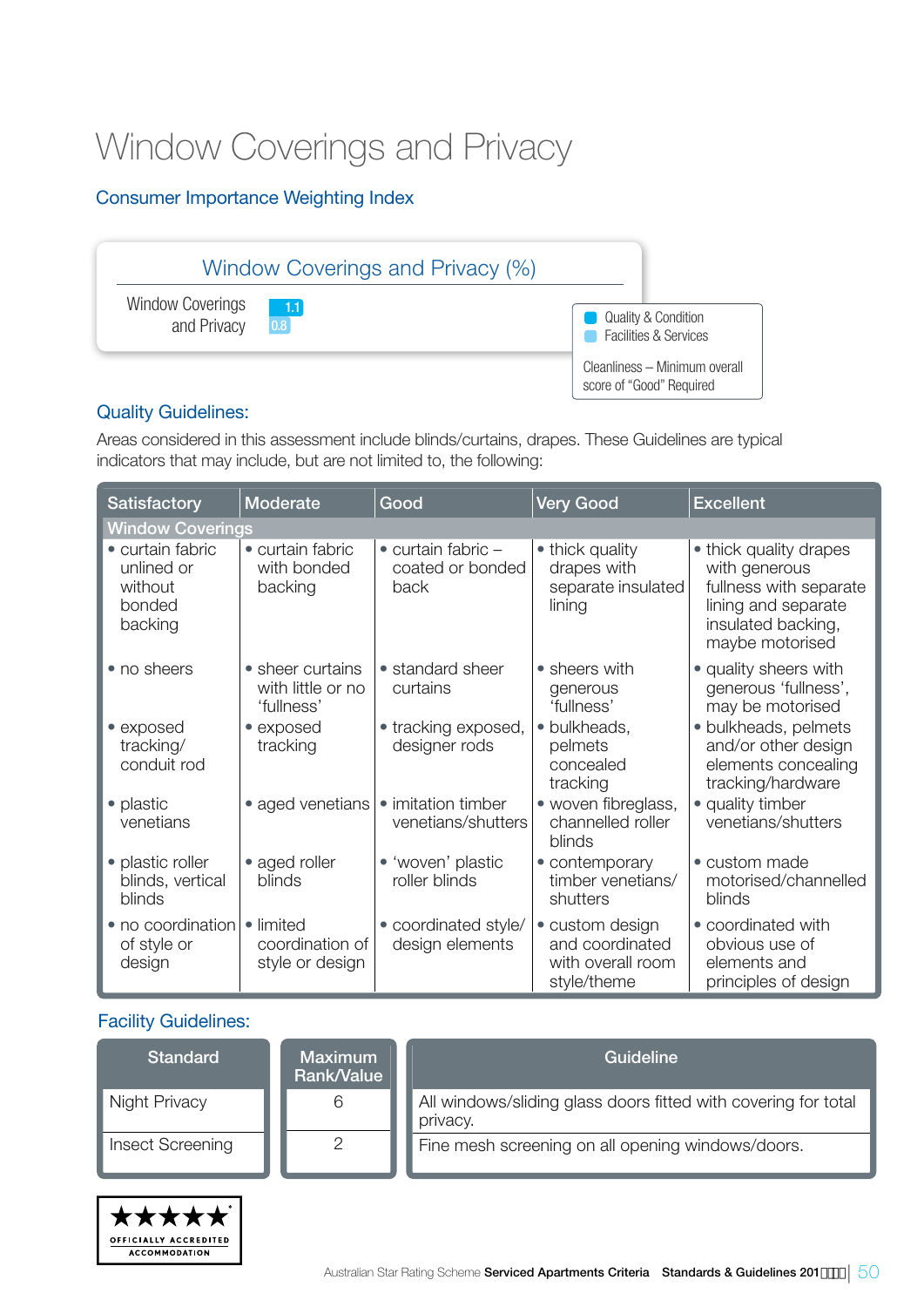# Window Coverings and Privacy

## Consumer Importance Weighting Index

| Window Coverings and Privacy (%) | |
|---|---|
| Window Coverings and Privacy | 1.1 (Quality & Condition) |
| | 0.8 (Facilities & Services) |

- Quality & Condition
- Facilities & Services

Cleanliness – Minimum overall score of "Good" Required

## Quality Guidelines:

Areas considered in this assessment include blinds/curtains, drapes. These Guidelines are typical indicators that may include, but are not limited to, the following:

| Satisfactory | Moderate | Good | Very Good | Excellent |
|---|---|---|---|---|
| **Window Coverings** | | | | |
| • curtain fabric unlined or without bonded backing | • curtain fabric with bonded backing | • curtain fabric – coated or bonded back | • thick quality drapes with separate insulated lining | • thick quality drapes with generous fullness with separate lining and separate insulated backing, maybe motorised |
| • no sheers | • sheer curtains with little or no 'fullness' | • standard sheer curtains | • sheers with generous 'fullness' | • quality sheers with generous 'fullness', may be motorised |
| • exposed tracking/ conduit rod | • exposed tracking | • tracking exposed, designer rods | • bulkheads, pelmets concealed tracking | • bulkheads, pelmets and/or other design elements concealing tracking/hardware |
| • plastic venetians | • aged venetians | • imitation timber venetians/shutters | • woven fibreglass, channelled roller blinds | • quality timber venetians/shutters |
| • plastic roller blinds, vertical blinds | • aged roller blinds | • 'woven' plastic roller blinds | • contemporary timber venetians/ shutters | • custom made motorised/channelled blinds |
| • no coordination of style or design | • limited coordination of style or design | • coordinated style/ design elements | • custom design and coordinated with overall room style/theme | • coordinated with obvious use of elements and principles of design |

## Facility Guidelines:

| Standard | Maximum Rank/Value | Guideline |
|---|---|---|
| Night Privacy | 6 | All windows/sliding glass doors fitted with covering for total privacy. |
| Insect Screening | 2 | Fine mesh screening on all opening windows/doors. |

OFFICIALLY ACCREDITED ACCOMMODATION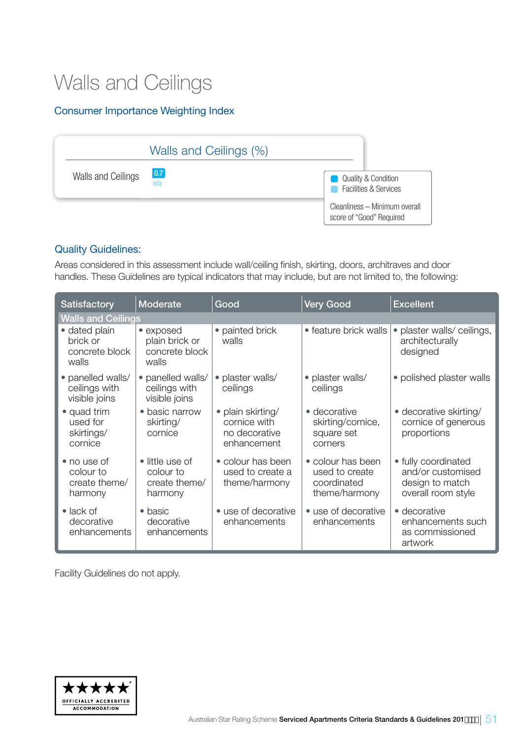# Walls and Ceilings

## Consumer Importance Weighting Index

| Walls and Ceilings (%) | |
|---|---|
| Walls and Ceilings | 0.7 n/a |

- Quality & Condition
- Facilities & Services

Cleanliness – Minimum overall score of "Good" Required

## Quality Guidelines:

Areas considered in this assessment include wall/ceiling finish, skirting, doors, architraves and door handles. These Guidelines are typical indicators that may include, but are not limited to, the following:

| Satisfactory | Moderate | Good | Very Good | Excellent |
|---|---|---|---|---|
| **Walls and Ceilings** | | | | |
| • dated plain brick or concrete block walls | • exposed plain brick or concrete block walls | • painted brick walls | • feature brick walls | • plaster walls/ ceilings, architecturally designed |
| • panelled walls/ ceilings with visible joins | • panelled walls/ ceilings with visible joins | • plaster walls/ ceilings | • plaster walls/ ceilings | • polished plaster walls |
| • quad trim used for skirtings/ cornice | • basic narrow skirting/ cornice | • plain skirting/ cornice with no decorative enhancement | • decorative skirting/cornice, square set corners | • decorative skirting/ cornice of generous proportions |
| • no use of colour to create theme/ harmony | • little use of colour to create theme/ harmony | • colour has been used to create a theme/harmony | • colour has been used to create coordinated theme/harmony | • fully coordinated and/or customised design to match overall room style |
| • lack of decorative enhancements | • basic decorative enhancements | • use of decorative enhancements | • use of decorative enhancements | • decorative enhancements such as commissioned artwork |

Facility Guidelines do not apply.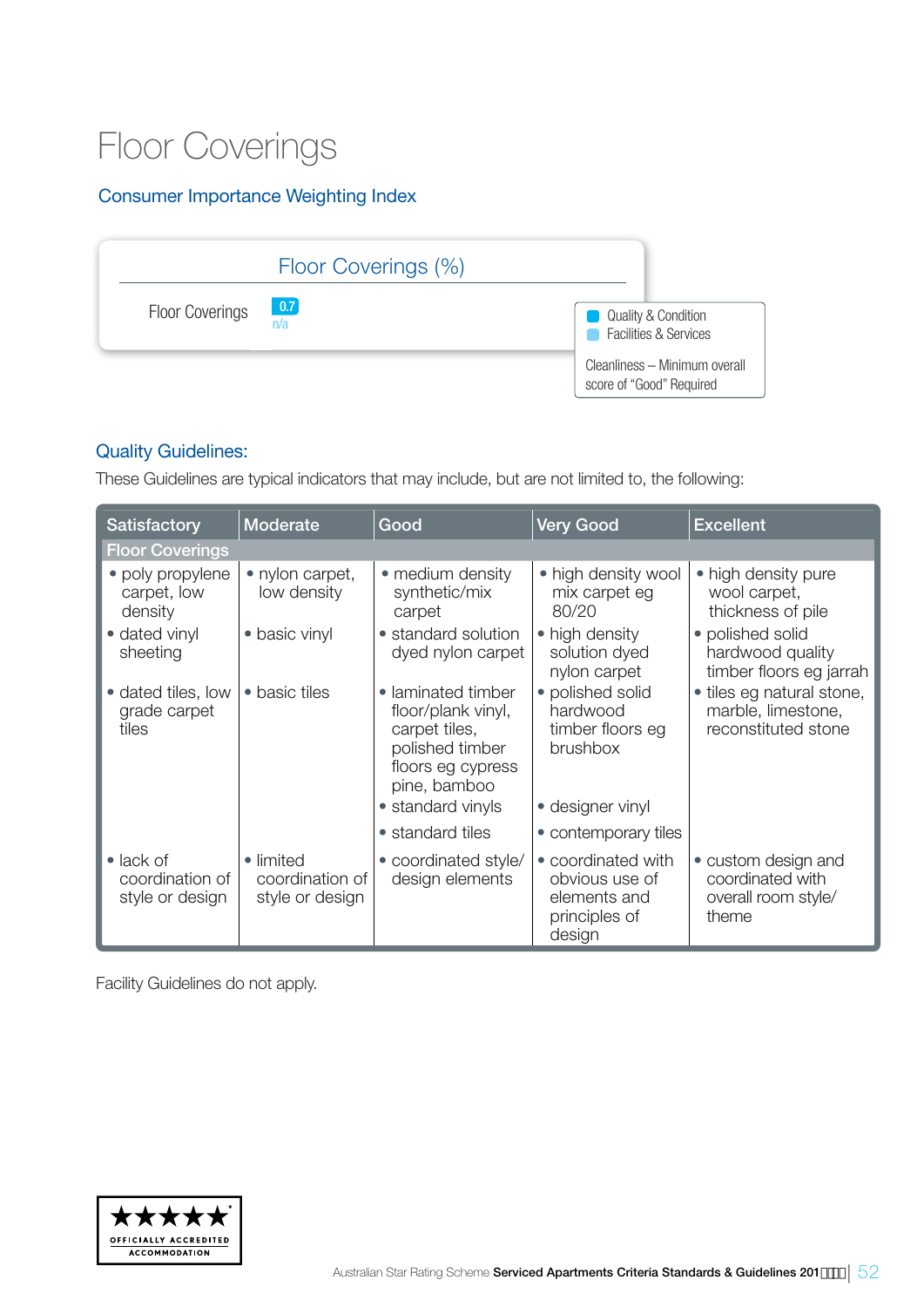# Floor Coverings

## Consumer Importance Weighting Index

| Floor Coverings (%) | |
|---|---|
| Floor Coverings | 0.7 |
| | n/a |

- Quality & Condition
- Facilities & Services

Cleanliness – Minimum overall score of "Good" Required

## Quality Guidelines:

These Guidelines are typical indicators that may include, but are not limited to, the following:

| Satisfactory | Moderate | Good | Very Good | Excellent |
|---|---|---|---|---|
| **Floor Coverings** | | | | |
| • poly propylene carpet, low density | • nylon carpet, low density | • medium density synthetic/mix carpet | • high density wool mix carpet eg 80/20 | • high density pure wool carpet, thickness of pile |
| • dated vinyl sheeting | • basic vinyl | • standard solution dyed nylon carpet | • high density solution dyed nylon carpet | • polished solid hardwood quality timber floors eg jarrah |
| • dated tiles, low grade carpet tiles | • basic tiles | • laminated timber floor/plank vinyl, carpet tiles, polished timber floors eg cypress pine, bamboo | • polished solid hardwood timber floors eg brushbox | • tiles eg natural stone, marble, limestone, reconstituted stone |
| | | • standard vinyls | • designer vinyl | |
| | | • standard tiles | • contemporary tiles | |
| • lack of coordination of style or design | • limited coordination of style or design | • coordinated style/ design elements | • coordinated with obvious use of elements and principles of design | • custom design and coordinated with overall room style/ theme |

Facility Guidelines do not apply.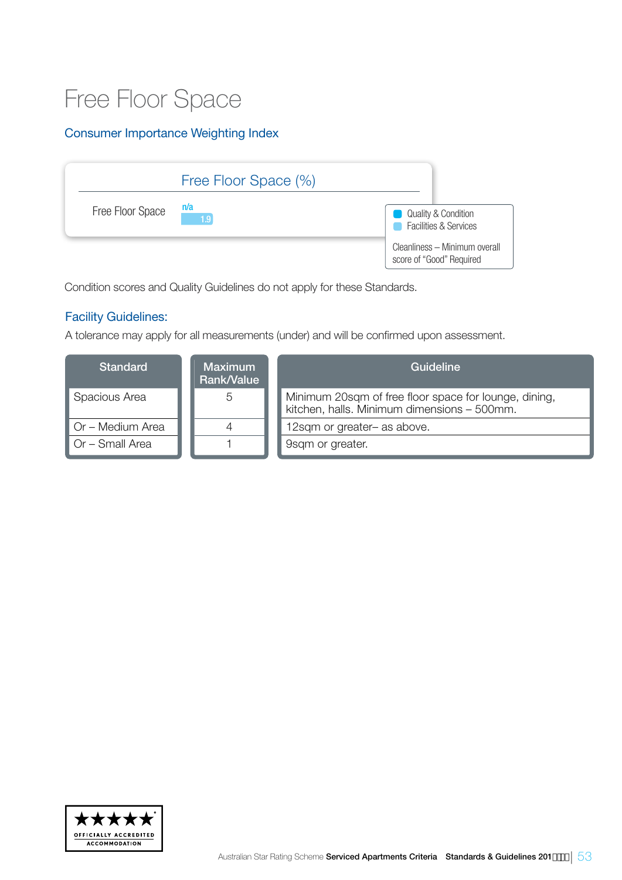# Free Floor Space

## Consumer Importance Weighting Index

| Free Floor Space (%) | | |
|---|---|---|
| Free Floor Space | n/a | 1.9 |

- Quality & Condition
- Facilities & Services

Cleanliness – Minimum overall score of "Good" Required

Condition scores and Quality Guidelines do not apply for these Standards.

## Facility Guidelines:

A tolerance may apply for all measurements (under) and will be confirmed upon assessment.

| Standard | Maximum Rank/Value | Guideline |
|---|---|---|
| Spacious Area | 5 | Minimum 20sqm of free floor space for lounge, dining, kitchen, halls. Minimum dimensions – 500mm. |
| Or – Medium Area | 4 | 12sqm or greater– as above. |
| Or – Small Area | 1 | 9sqm or greater. |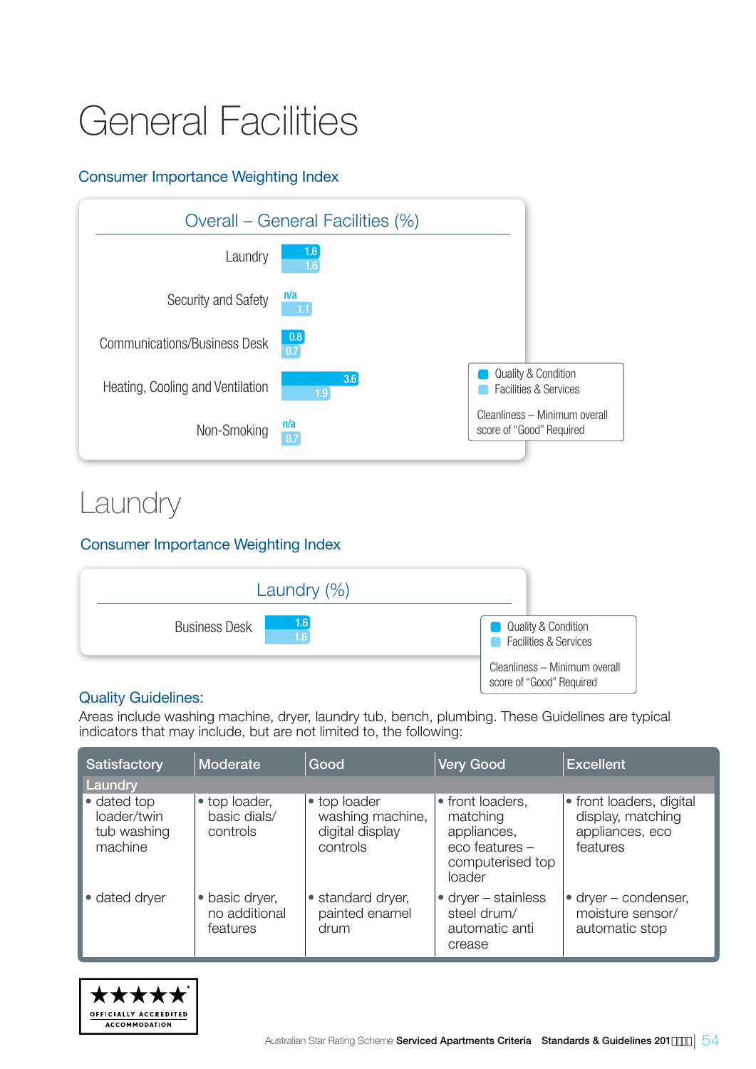# General Facilities

### Consumer Importance Weighting Index

**Overall – General Facilities (%)**

| | Quality & Condition | Facilities & Services |
|---|---|---|
| Laundry | 1.6 | 1.6 |
| Security and Safety | n/a | 1.1 |
| Communications/Business Desk | 0.8 | 0.7 |
| Heating, Cooling and Ventilation | 3.6 | 1.9 |
| Non-Smoking | n/a | 0.7 |

Cleanliness – Minimum overall score of "Good" Required

## Laundry

### Consumer Importance Weighting Index

**Laundry (%)**

| | Quality & Condition | Facilities & Services |
|---|---|---|
| Business Desk | 1.6 | 1.6 |

Cleanliness – Minimum overall score of "Good" Required

### Quality Guidelines:

Areas include washing machine, dryer, laundry tub, bench, plumbing. These Guidelines are typical indicators that may include, but are not limited to, the following:

| Satisfactory | Moderate | Good | Very Good | Excellent |
|---|---|---|---|---|
| **Laundry** | | | | |
| • dated top loader/twin tub washing machine | • top loader, basic dials/ controls | • top loader washing machine, digital display controls | • front loaders, matching appliances, eco features – computerised top loader | • front loaders, digital display, matching appliances, eco features |
| • dated dryer | • basic dryer, no additional features | • standard dryer, painted enamel drum | • dryer – stainless steel drum/ automatic anti crease | • dryer – condenser, moisture sensor/ automatic stop |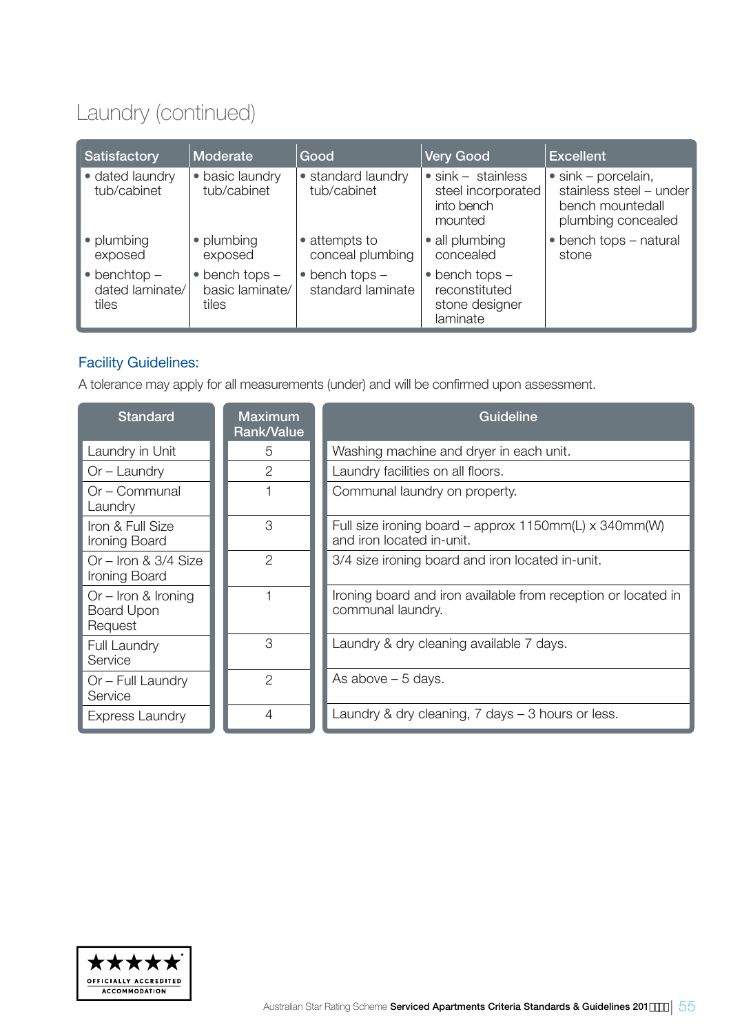# Laundry (continued)

| Satisfactory | Moderate | Good | Very Good | Excellent |
|---|---|---|---|---|
| • dated laundry tub/cabinet | • basic laundry tub/cabinet | • standard laundry tub/cabinet | • sink – stainless steel incorporated into bench mounted | • sink – porcelain, stainless steel – under bench mountedall plumbing concealed |
| • plumbing exposed | • plumbing exposed | • attempts to conceal plumbing | • all plumbing concealed | • bench tops – natural stone |
| • benchtop – dated laminate/ tiles | • bench tops – basic laminate/ tiles | • bench tops – standard laminate | • bench tops – reconstituted stone designer laminate | |

## Facility Guidelines:

A tolerance may apply for all measurements (under) and will be confirmed upon assessment.

| Standard | Maximum Rank/Value | Guideline |
|---|---|---|
| Laundry in Unit | 5 | Washing machine and dryer in each unit. |
| Or – Laundry | 2 | Laundry facilities on all floors. |
| Or – Communal Laundry | 1 | Communal laundry on property. |
| Iron & Full Size Ironing Board | 3 | Full size ironing board – approx 1150mm(L) x 340mm(W) and iron located in-unit. |
| Or – Iron & 3/4 Size Ironing Board | 2 | 3/4 size ironing board and iron located in-unit. |
| Or – Iron & Ironing Board Upon Request | 1 | Ironing board and iron available from reception or located in communal laundry. |
| Full Laundry Service | 3 | Laundry & dry cleaning available 7 days. |
| Or – Full Laundry Service | 2 | As above – 5 days. |
| Express Laundry | 4 | Laundry & dry cleaning, 7 days – 3 hours or less. |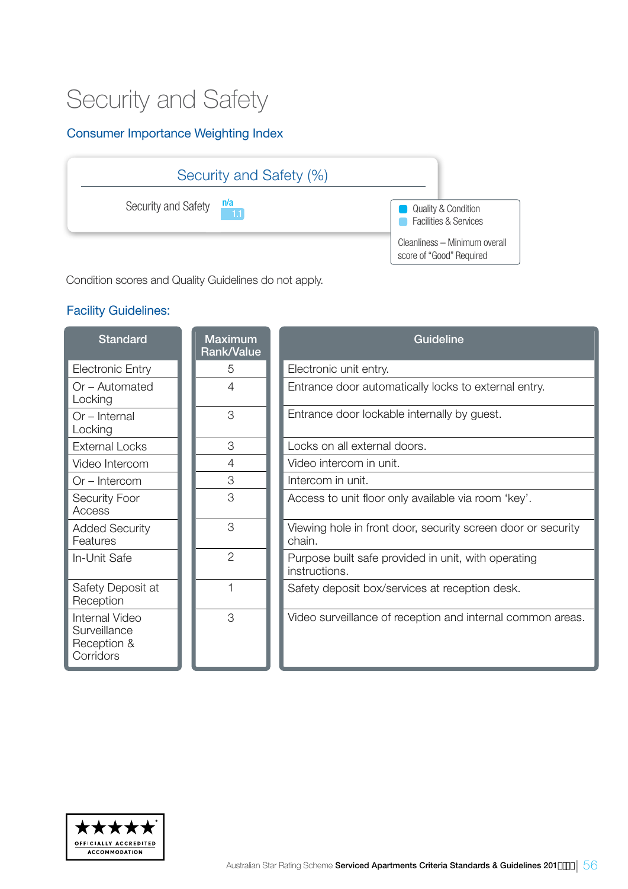# Security and Safety

## Consumer Importance Weighting Index

| Security and Safety (%) | |
|---|---|
| Security and Safety | n/a 1.1 |

- Quality & Condition
- Facilities & Services

Cleanliness – Minimum overall score of "Good" Required

Condition scores and Quality Guidelines do not apply.

## Facility Guidelines:

| Standard | Maximum Rank/Value | Guideline |
|---|---|---|
| Electronic Entry | 5 | Electronic unit entry. |
| Or – Automated Locking | 4 | Entrance door automatically locks to external entry. |
| Or – Internal Locking | 3 | Entrance door lockable internally by guest. |
| External Locks | 3 | Locks on all external doors. |
| Video Intercom | 4 | Video intercom in unit. |
| Or – Intercom | 3 | Intercom in unit. |
| Security Foor Access | 3 | Access to unit floor only available via room 'key'. |
| Added Security Features | 3 | Viewing hole in front door, security screen door or security chain. |
| In-Unit Safe | 2 | Purpose built safe provided in unit, with operating instructions. |
| Safety Deposit at Reception | 1 | Safety deposit box/services at reception desk. |
| Internal Video Surveillance Reception & Corridors | 3 | Video surveillance of reception and internal common areas. |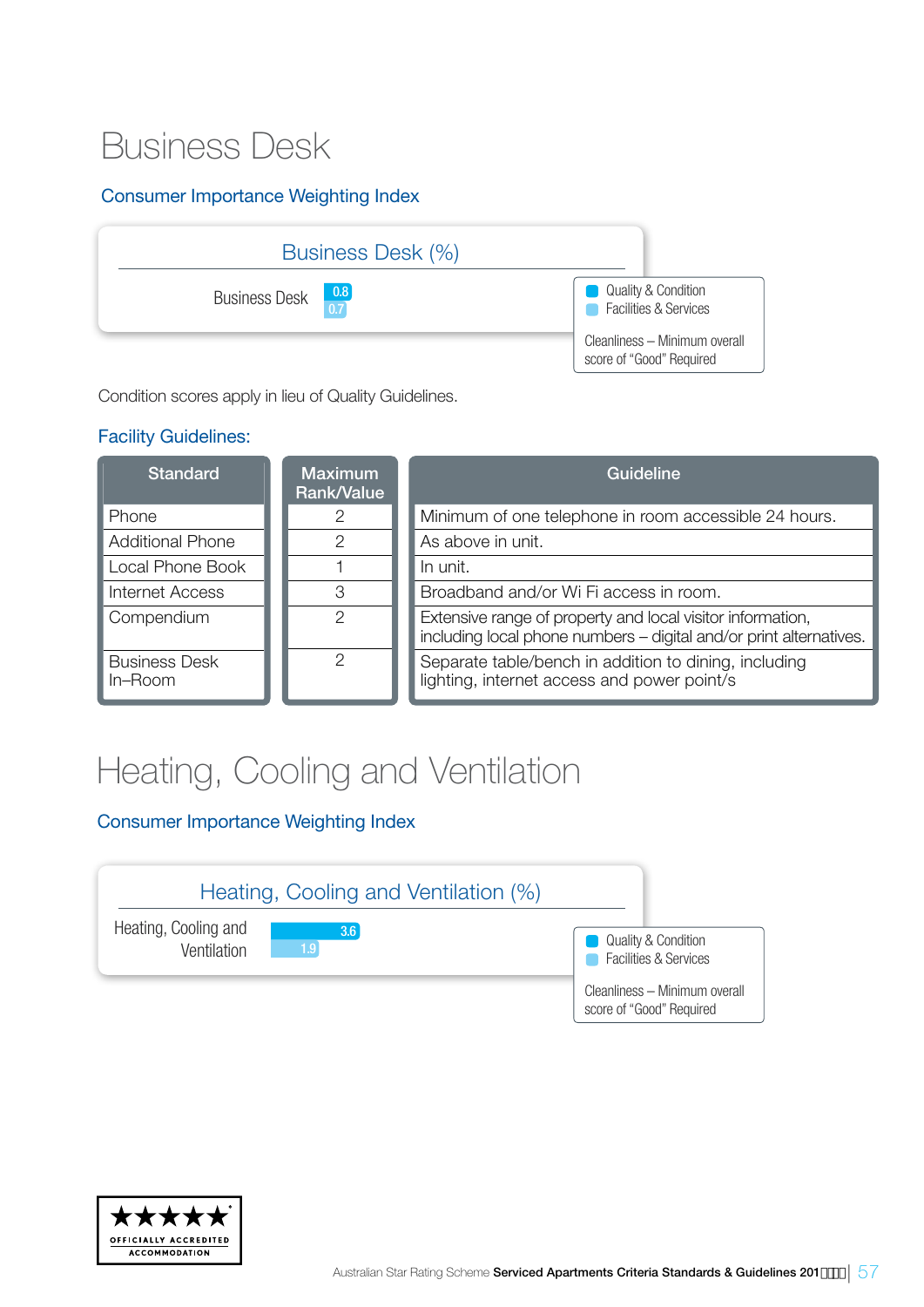# Business Desk

## Consumer Importance Weighting Index

**Business Desk (%)**

| | Quality & Condition | Facilities & Services |
|---|---|---|
| Business Desk | 0.8 | 0.7 |

Cleanliness – Minimum overall score of "Good" Required

Condition scores apply in lieu of Quality Guidelines.

## Facility Guidelines:

| Standard | Maximum Rank/Value | Guideline |
|---|---|---|
| Phone | 2 | Minimum of one telephone in room accessible 24 hours. |
| Additional Phone | 2 | As above in unit. |
| Local Phone Book | 1 | In unit. |
| Internet Access | 3 | Broadband and/or Wi Fi access in room. |
| Compendium | 2 | Extensive range of property and local visitor information, including local phone numbers – digital and/or print alternatives. |
| Business Desk In–Room | 2 | Separate table/bench in addition to dining, including lighting, internet access and power point/s |

# Heating, Cooling and Ventilation

## Consumer Importance Weighting Index

**Heating, Cooling and Ventilation (%)**

| | Quality & Condition | Facilities & Services |
|---|---|---|
| Heating, Cooling and Ventilation | 3.6 | 1.9 |

Cleanliness – Minimum overall score of "Good" Required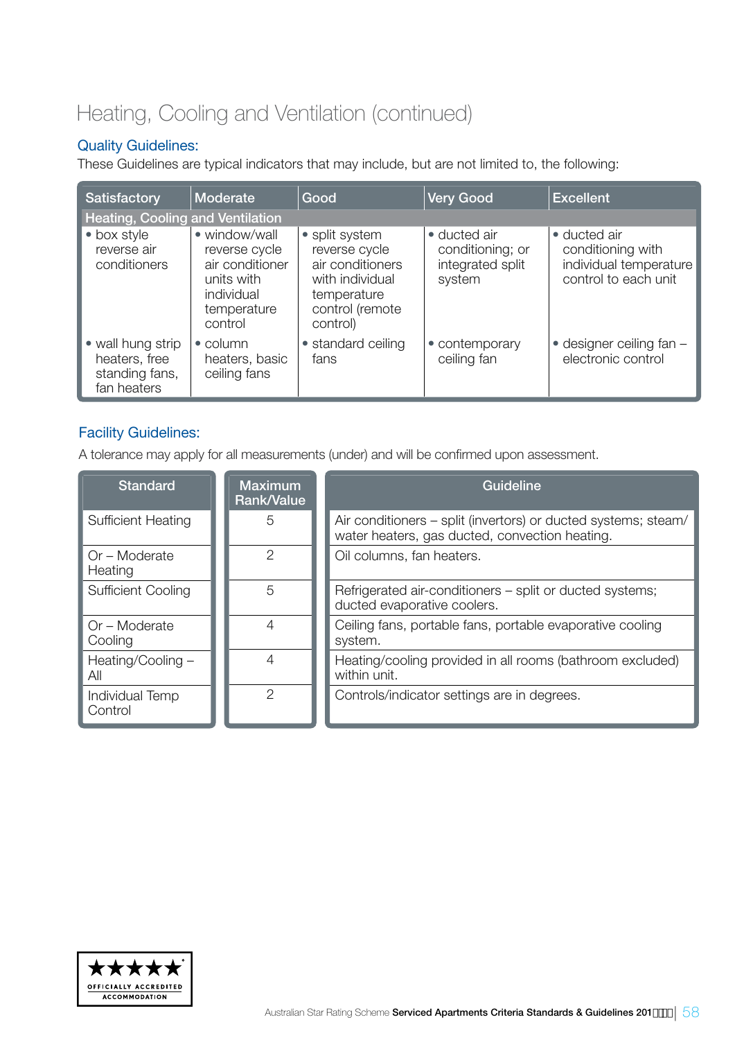# Heating, Cooling and Ventilation (continued)

## Quality Guidelines:

These Guidelines are typical indicators that may include, but are not limited to, the following:

| Satisfactory | Moderate | Good | Very Good | Excellent |
|---|---|---|---|---|
| **Heating, Cooling and Ventilation** | | | | |
| • box style reverse air conditioners | • window/wall reverse cycle air conditioner units with individual temperature control | • split system reverse cycle air conditioners with individual temperature control (remote control) | • ducted air conditioning; or integrated split system | • ducted air conditioning with individual temperature control to each unit |
| • wall hung strip heaters, free standing fans, fan heaters | • column heaters, basic ceiling fans | • standard ceiling fans | • contemporary ceiling fan | • designer ceiling fan – electronic control |

## Facility Guidelines:

A tolerance may apply for all measurements (under) and will be confirmed upon assessment.

| Standard | Maximum Rank/Value | Guideline |
|---|---|---|
| Sufficient Heating | 5 | Air conditioners – split (invertors) or ducted systems; steam/ water heaters, gas ducted, convection heating. |
| Or – Moderate Heating | 2 | Oil columns, fan heaters. |
| Sufficient Cooling | 5 | Refrigerated air-conditioners – split or ducted systems; ducted evaporative coolers. |
| Or – Moderate Cooling | 4 | Ceiling fans, portable fans, portable evaporative cooling system. |
| Heating/Cooling – All | 4 | Heating/cooling provided in all rooms (bathroom excluded) within unit. |
| Individual Temp Control | 2 | Controls/indicator settings are in degrees. |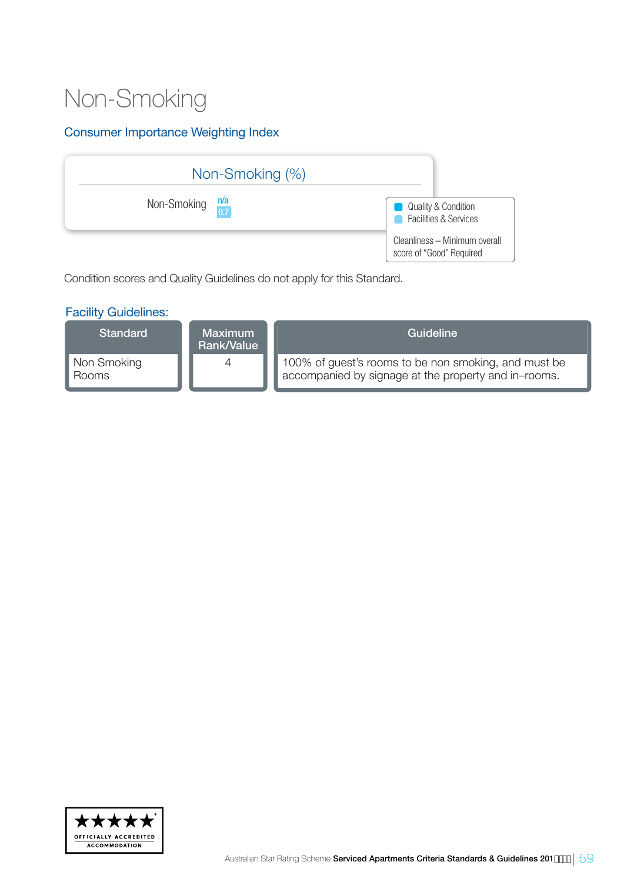# Non-Smoking

## Consumer Importance Weighting Index

| Non-Smoking (%) | |
|---|---|
| Non-Smoking | n/a<br>0.7 |

- Quality & Condition
- Facilities & Services

Cleanliness – Minimum overall score of "Good" Required

Condition scores and Quality Guidelines do not apply for this Standard.

## Facility Guidelines:

| Standard | Maximum Rank/Value | Guideline |
|---|---|---|
| Non Smoking Rooms | 4 | 100% of guest's rooms to be non smoking, and must be accompanied by signage at the property and in–rooms. |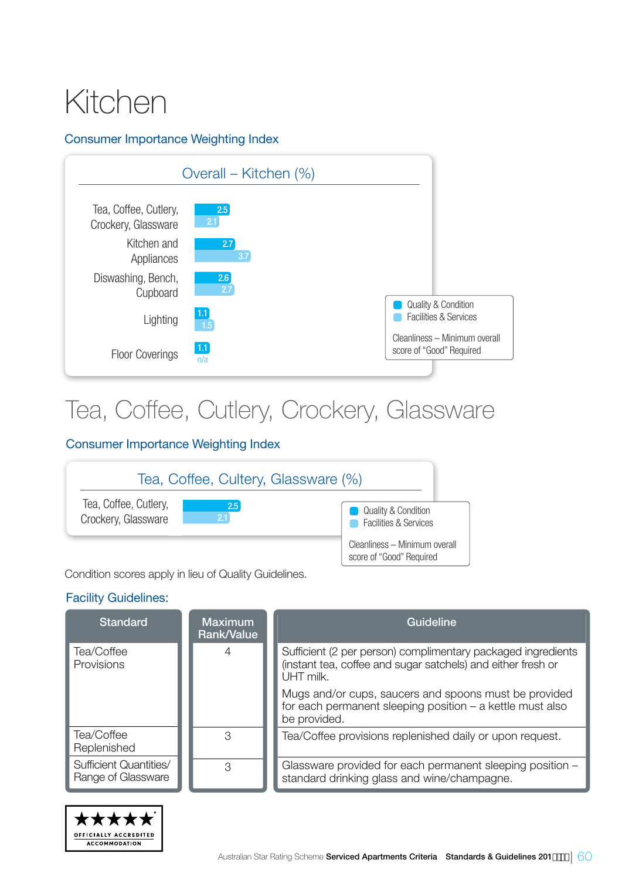# Kitchen

## Consumer Importance Weighting Index

**Overall – Kitchen (%)**

| | Quality & Condition | Facilities & Services |
|---|---|---|
| Tea, Coffee, Cutlery, Crockery, Glassware | 2.5 | 2.1 |
| Kitchen and Appliances | 2.7 | 3.7 |
| Diswashing, Bench, Cupboard | 2.6 | 2.7 |
| Lighting | 1.1 | 1.5 |
| Floor Coverings | 1.1 | n/a |

Cleanliness – Minimum overall score of "Good" Required

# Tea, Coffee, Cutlery, Crockery, Glassware

## Consumer Importance Weighting Index

**Tea, Coffee, Cultery, Glassware (%)**

| | Quality & Condition | Facilities & Services |
|---|---|---|
| Tea, Coffee, Cutlery, Crockery, Glassware | 2.5 | 2.1 |

Cleanliness – Minimum overall score of "Good" Required

Condition scores apply in lieu of Quality Guidelines.

## Facility Guidelines:

| Standard | Maximum Rank/Value | Guideline |
|---|---|---|
| Tea/Coffee Provisions | 4 | Sufficient (2 per person) complimentary packaged ingredients (instant tea, coffee and sugar satchels) and either fresh or UHT milk.<br><br>Mugs and/or cups, saucers and spoons must be provided for each permanent sleeping position – a kettle must also be provided. |
| Tea/Coffee Replenished | 3 | Tea/Coffee provisions replenished daily or upon request. |
| Sufficient Quantities/ Range of Glassware | 3 | Glassware provided for each permanent sleeping position – standard drinking glass and wine/champagne. |

OFFICIALLY ACCREDITED ACCOMMODATION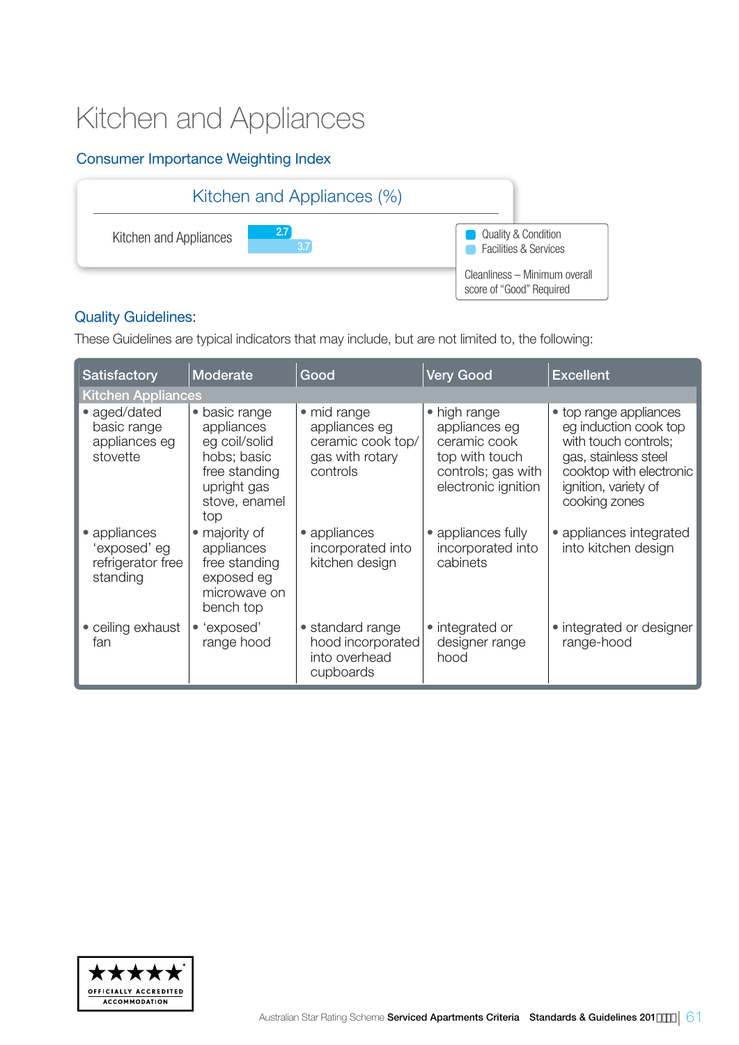# Kitchen and Appliances

## Consumer Importance Weighting Index

**Kitchen and Appliances (%)**

| | Quality & Condition | Facilities & Services |
|---|---|---|
| Kitchen and Appliances | 2.7 | 3.7 |

Cleanliness – Minimum overall score of "Good" Required

## Quality Guidelines:

These Guidelines are typical indicators that may include, but are not limited to, the following:

| Satisfactory | Moderate | Good | Very Good | Excellent |
|---|---|---|---|---|
| **Kitchen Appliances** | | | | |
| • aged/dated basic range appliances eg stovette | • basic range appliances eg coil/solid hobs; basic free standing upright gas stove, enamel top | • mid range appliances eg ceramic cook top/ gas with rotary controls | • high range appliances eg ceramic cook top with touch controls; gas with electronic ignition | • top range appliances eg induction cook top with touch controls; gas, stainless steel cooktop with electronic ignition, variety of cooking zones |
| • appliances 'exposed' eg refrigerator free standing | • majority of appliances free standing exposed eg microwave on bench top | • appliances incorporated into kitchen design | • appliances fully incorporated into cabinets | • appliances integrated into kitchen design |
| • ceiling exhaust fan | • 'exposed' range hood | • standard range hood incorporated into overhead cupboards | • integrated or designer range hood | • integrated or designer range-hood |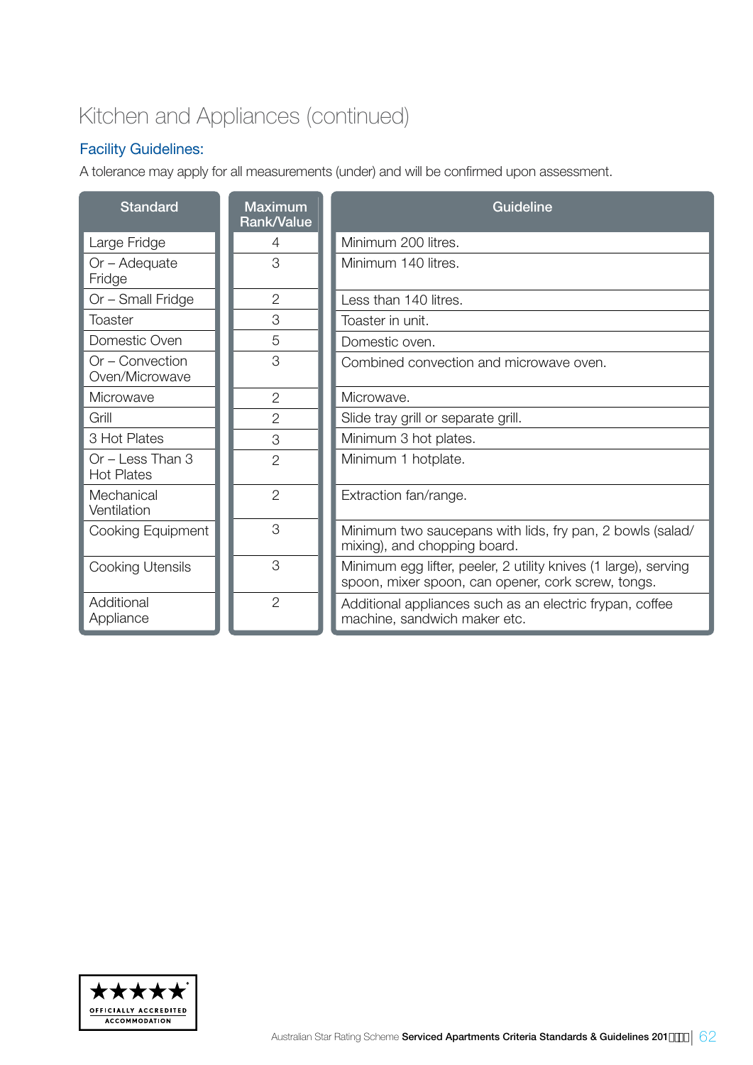# Kitchen and Appliances (continued)

## Facility Guidelines:

A tolerance may apply for all measurements (under) and will be confirmed upon assessment.

| Standard | Maximum Rank/Value | Guideline |
|---|---|---|
| Large Fridge | 4 | Minimum 200 litres. |
| Or – Adequate Fridge | 3 | Minimum 140 litres. |
| Or – Small Fridge | 2 | Less than 140 litres. |
| Toaster | 3 | Toaster in unit. |
| Domestic Oven | 5 | Domestic oven. |
| Or – Convection Oven/Microwave | 3 | Combined convection and microwave oven. |
| Microwave | 2 | Microwave. |
| Grill | 2 | Slide tray grill or separate grill. |
| 3 Hot Plates | 3 | Minimum 3 hot plates. |
| Or – Less Than 3 Hot Plates | 2 | Minimum 1 hotplate. |
| Mechanical Ventilation | 2 | Extraction fan/range. |
| Cooking Equipment | 3 | Minimum two saucepans with lids, fry pan, 2 bowls (salad/ mixing), and chopping board. |
| Cooking Utensils | 3 | Minimum egg lifter, peeler, 2 utility knives (1 large), serving spoon, mixer spoon, can opener, cork screw, tongs. |
| Additional Appliance | 2 | Additional appliances such as an electric frypan, coffee machine, sandwich maker etc. |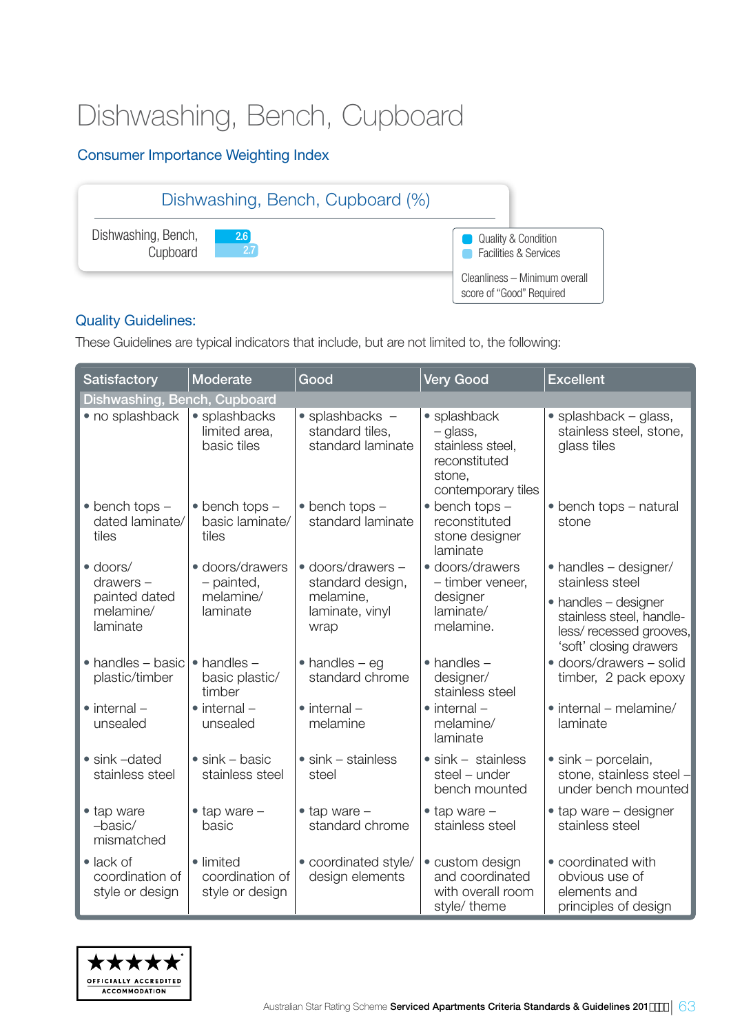# Dishwashing, Bench, Cupboard

## Consumer Importance Weighting Index

**Dishwashing, Bench, Cupboard (%)**

| | Quality & Condition | Facilities & Services |
|---|---|---|
| Dishwashing, Bench, Cupboard | 2.6 | 2.7 |

Cleanliness – Minimum overall score of “Good” Required

## Quality Guidelines:

These Guidelines are typical indicators that include, but are not limited to, the following:

| Satisfactory | Moderate | Good | Very Good | Excellent |
|---|---|---|---|---|
| **Dishwashing, Bench, Cupboard** | | | | |
| • no splashback | • splashbacks limited area, basic tiles | • splashbacks – standard tiles, standard laminate | • splashback – glass, stainless steel, reconstituted stone, contemporary tiles | • splashback – glass, stainless steel, stone, glass tiles |
| • bench tops – dated laminate/ tiles | • bench tops – basic laminate/ tiles | • bench tops – standard laminate | • bench tops – reconstituted stone designer laminate | • bench tops – natural stone |
| • doors/ drawers – painted dated melamine/ laminate | • doors/drawers – painted, melamine/ laminate | • doors/drawers – standard design, melamine, laminate, vinyl wrap | • doors/drawers – timber veneer, designer laminate/ melamine. | • handles – designer/ stainless steel<br>• handles – designer stainless steel, handle-less/ recessed grooves, ‘soft’ closing drawers |
| • handles – basic plastic/timber | • handles – basic plastic/ timber | • handles – eg standard chrome | • handles – designer/ stainless steel | • doors/drawers – solid timber, 2 pack epoxy |
| • internal – unsealed | • internal – unsealed | • internal – melamine | • internal – melamine/ laminate | • internal – melamine/ laminate |
| • sink –dated stainless steel | • sink – basic stainless steel | • sink – stainless steel | • sink – stainless steel – under bench mounted | • sink – porcelain, stone, stainless steel – under bench mounted |
| • tap ware –basic/ mismatched | • tap ware – basic | • tap ware – standard chrome | • tap ware – stainless steel | • tap ware – designer stainless steel |
| • lack of coordination of style or design | • limited coordination of style or design | • coordinated style/ design elements | • custom design and coordinated with overall room style/ theme | • coordinated with obvious use of elements and principles of design |

OFFICIALLY ACCREDITED ACCOMMODATION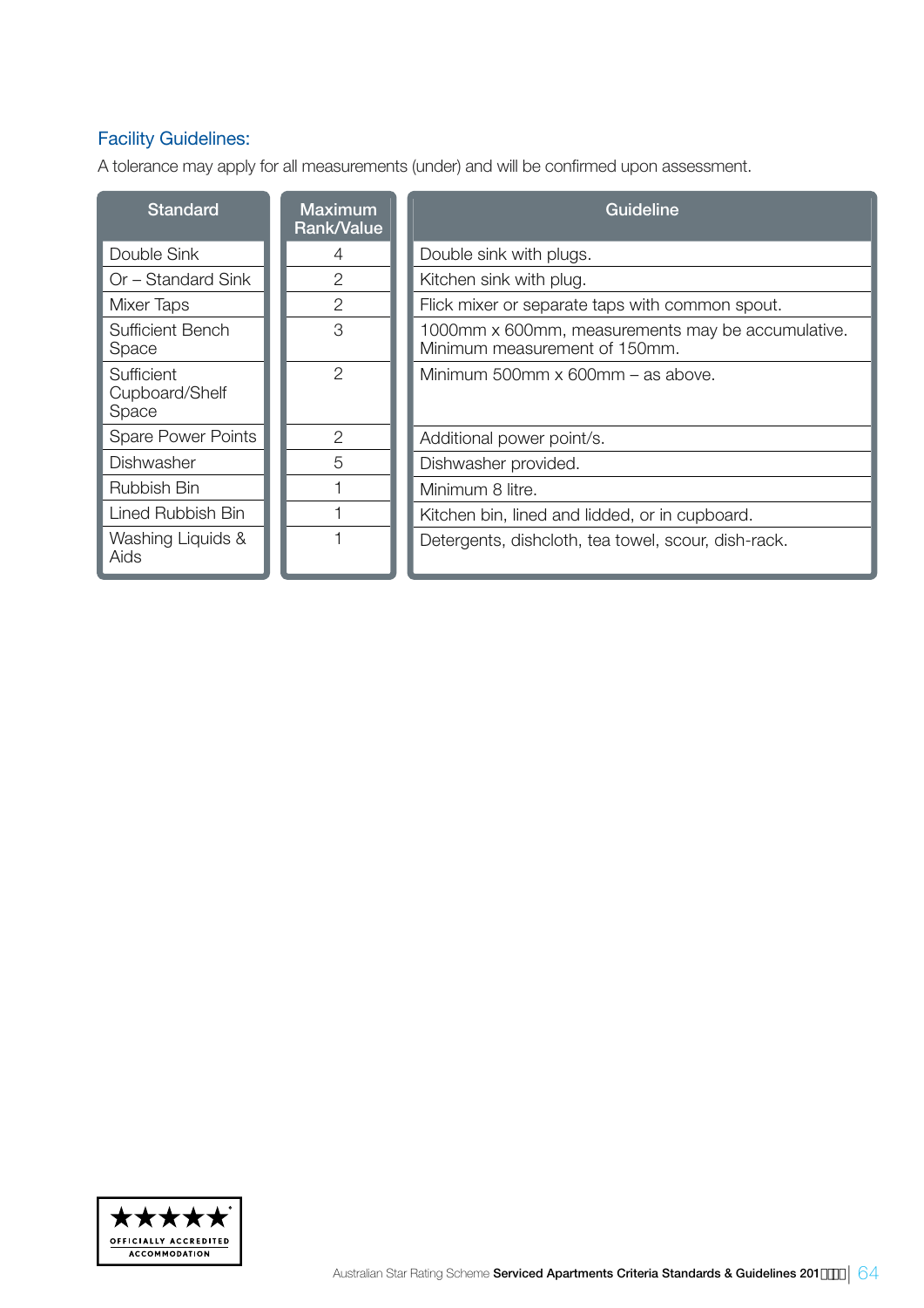### Facility Guidelines:

A tolerance may apply for all measurements (under) and will be confirmed upon assessment.

| Standard | Maximum Rank/Value | Guideline |
|---|---|---|
| Double Sink | 4 | Double sink with plugs. |
| Or – Standard Sink | 2 | Kitchen sink with plug. |
| Mixer Taps | 2 | Flick mixer or separate taps with common spout. |
| Sufficient Bench Space | 3 | 1000mm x 600mm, measurements may be accumulative. Minimum measurement of 150mm. |
| Sufficient Cupboard/Shelf Space | 2 | Minimum 500mm x 600mm – as above. |
| Spare Power Points | 2 | Additional power point/s. |
| Dishwasher | 5 | Dishwasher provided. |
| Rubbish Bin | 1 | Minimum 8 litre. |
| Lined Rubbish Bin | 1 | Kitchen bin, lined and lidded, or in cupboard. |
| Washing Liquids & Aids | 1 | Detergents, dishcloth, tea towel, scour, dish-rack. |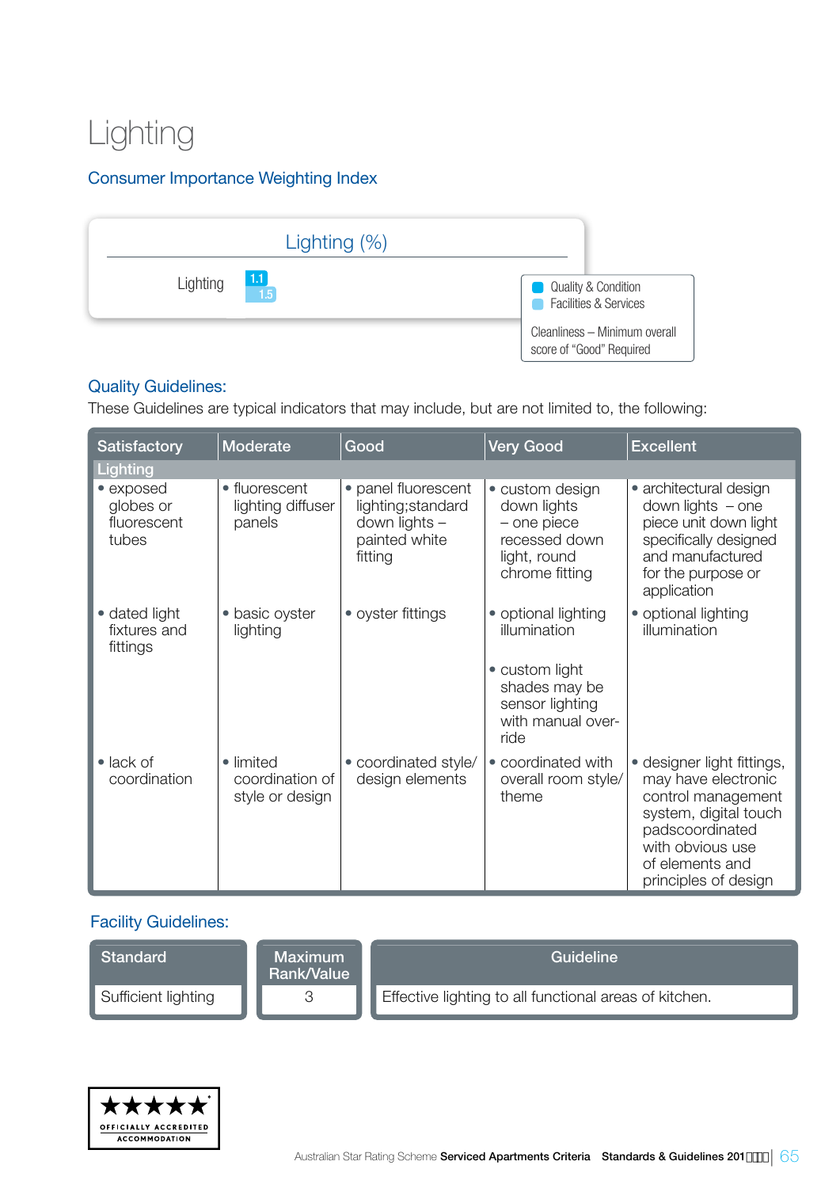# Lighting

## Consumer Importance Weighting Index

**Lighting (%)**

| | Quality & Condition | Facilities & Services |
|---|---|---|
| Lighting | 1.1 | 1.5 |

Quality & Condition
Facilities & Services

Cleanliness – Minimum overall score of "Good" Required

## Quality Guidelines:

These Guidelines are typical indicators that may include, but are not limited to, the following:

| Satisfactory | Moderate | Good | Very Good | Excellent |
|---|---|---|---|---|
| **Lighting** | | | | |
| • exposed globes or fluorescent tubes | • fluorescent lighting diffuser panels | • panel fluorescent lighting;standard down lights – painted white fitting | • custom design down lights – one piece recessed down light, round chrome fitting | • architectural design down lights – one piece unit down light specifically designed and manufactured for the purpose or application |
| • dated light fixtures and fittings | • basic oyster lighting | • oyster fittings | • optional lighting illumination<br>• custom light shades may be sensor lighting with manual over-ride | • optional lighting illumination |
| • lack of coordination | • limited coordination of style or design | • coordinated style/ design elements | • coordinated with overall room style/ theme | • designer light fittings, may have electronic control management system, digital touch padscoordinated with obvious use of elements and principles of design |

## Facility Guidelines:

| Standard | Maximum Rank/Value | Guideline |
|---|---|---|
| Sufficient lighting | 3 | Effective lighting to all functional areas of kitchen. |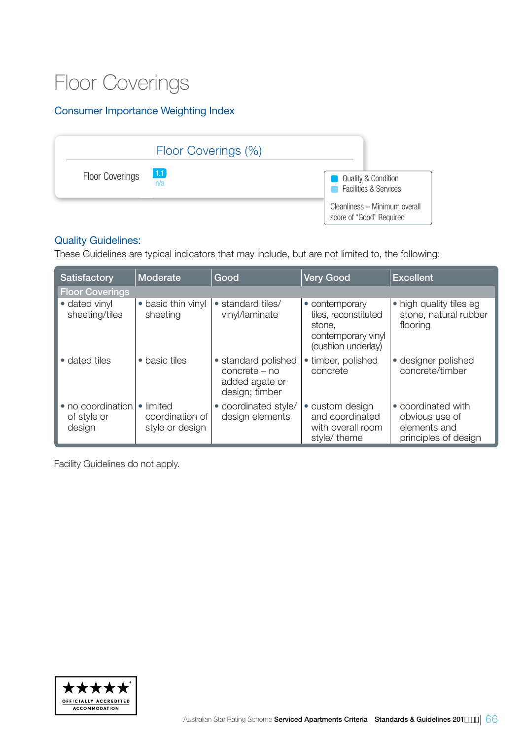# Floor Coverings

## Consumer Importance Weighting Index

| Floor Coverings (%) | |
|---|---|
| Floor Coverings | 1.1 n/a |

- Quality & Condition
- Facilities & Services

Cleanliness – Minimum overall score of "Good" Required

## Quality Guidelines:

These Guidelines are typical indicators that may include, but are not limited to, the following:

| Satisfactory | Moderate | Good | Very Good | Excellent |
|---|---|---|---|---|
| **Floor Coverings** | | | | |
| • dated vinyl sheeting/tiles | • basic thin vinyl sheeting | • standard tiles/ vinyl/laminate | • contemporary tiles, reconstituted stone, contemporary vinyl (cushion underlay) | • high quality tiles eg stone, natural rubber flooring |
| • dated tiles | • basic tiles | • standard polished concrete – no added agate or design; timber | • timber, polished concrete | • designer polished concrete/timber |
| • no coordination of style or design | • limited coordination of style or design | • coordinated style/ design elements | • custom design and coordinated with overall room style/ theme | • coordinated with obvious use of elements and principles of design |

Facility Guidelines do not apply.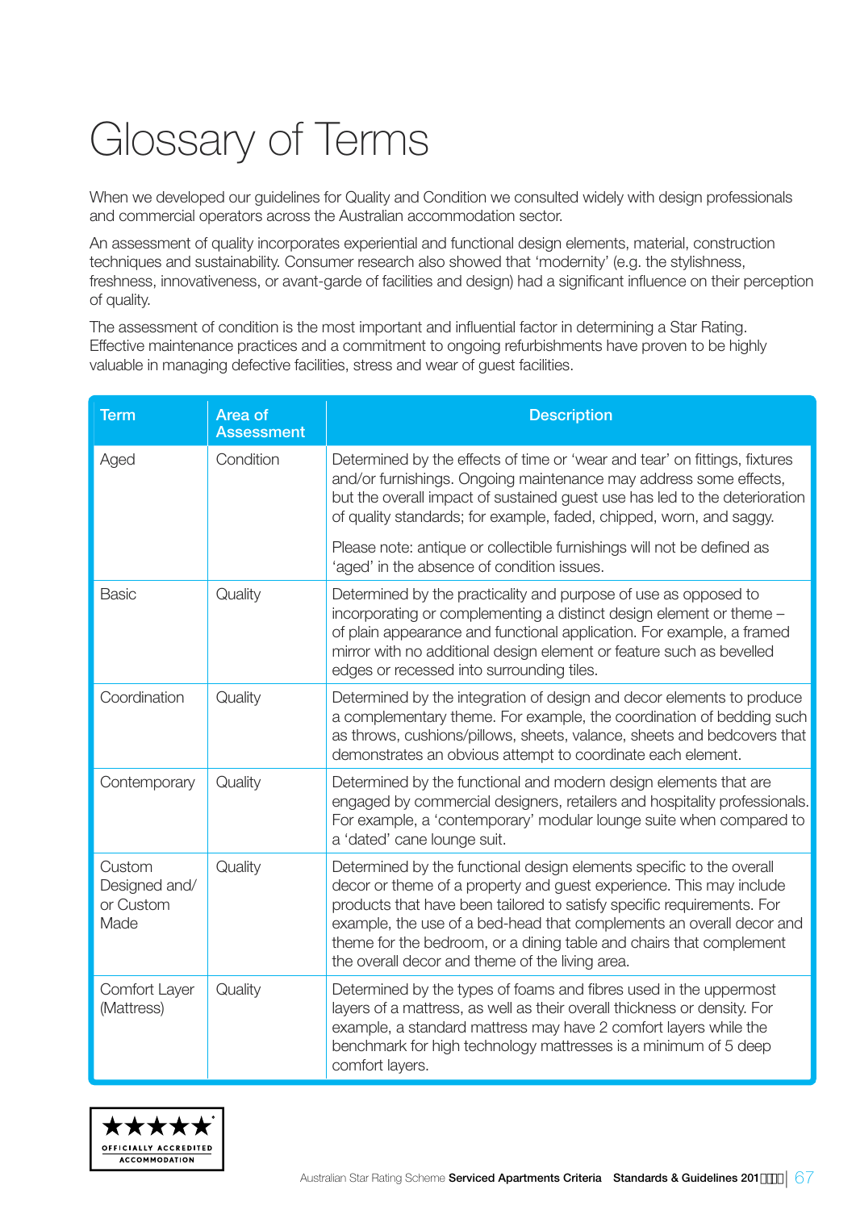# Glossary of Terms

When we developed our guidelines for Quality and Condition we consulted widely with design professionals and commercial operators across the Australian accommodation sector.

An assessment of quality incorporates experiential and functional design elements, material, construction techniques and sustainability. Consumer research also showed that 'modernity' (e.g. the stylishness, freshness, innovativeness, or avant-garde of facilities and design) had a significant influence on their perception of quality.

The assessment of condition is the most important and influential factor in determining a Star Rating. Effective maintenance practices and a commitment to ongoing refurbishments have proven to be highly valuable in managing defective facilities, stress and wear of guest facilities.

| Term | Area of Assessment | Description |
|---|---|---|
| Aged | Condition | Determined by the effects of time or 'wear and tear' on fittings, fixtures and/or furnishings. Ongoing maintenance may address some effects, but the overall impact of sustained guest use has led to the deterioration of quality standards; for example, faded, chipped, worn, and saggy.<br><br>Please note: antique or collectible furnishings will not be defined as 'aged' in the absence of condition issues. |
| Basic | Quality | Determined by the practicality and purpose of use as opposed to incorporating or complementing a distinct design element or theme – of plain appearance and functional application. For example, a framed mirror with no additional design element or feature such as bevelled edges or recessed into surrounding tiles. |
| Coordination | Quality | Determined by the integration of design and decor elements to produce a complementary theme. For example, the coordination of bedding such as throws, cushions/pillows, sheets, valance, sheets and bedcovers that demonstrates an obvious attempt to coordinate each element. |
| Contemporary | Quality | Determined by the functional and modern design elements that are engaged by commercial designers, retailers and hospitality professionals. For example, a 'contemporary' modular lounge suite when compared to a 'dated' cane lounge suit. |
| Custom Designed and/ or Custom Made | Quality | Determined by the functional design elements specific to the overall decor or theme of a property and guest experience. This may include products that have been tailored to satisfy specific requirements. For example, the use of a bed-head that complements an overall decor and theme for the bedroom, or a dining table and chairs that complement the overall decor and theme of the living area. |
| Comfort Layer (Mattress) | Quality | Determined by the types of foams and fibres used in the uppermost layers of a mattress, as well as their overall thickness or density. For example, a standard mattress may have 2 comfort layers while the benchmark for high technology mattresses is a minimum of 5 deep comfort layers. |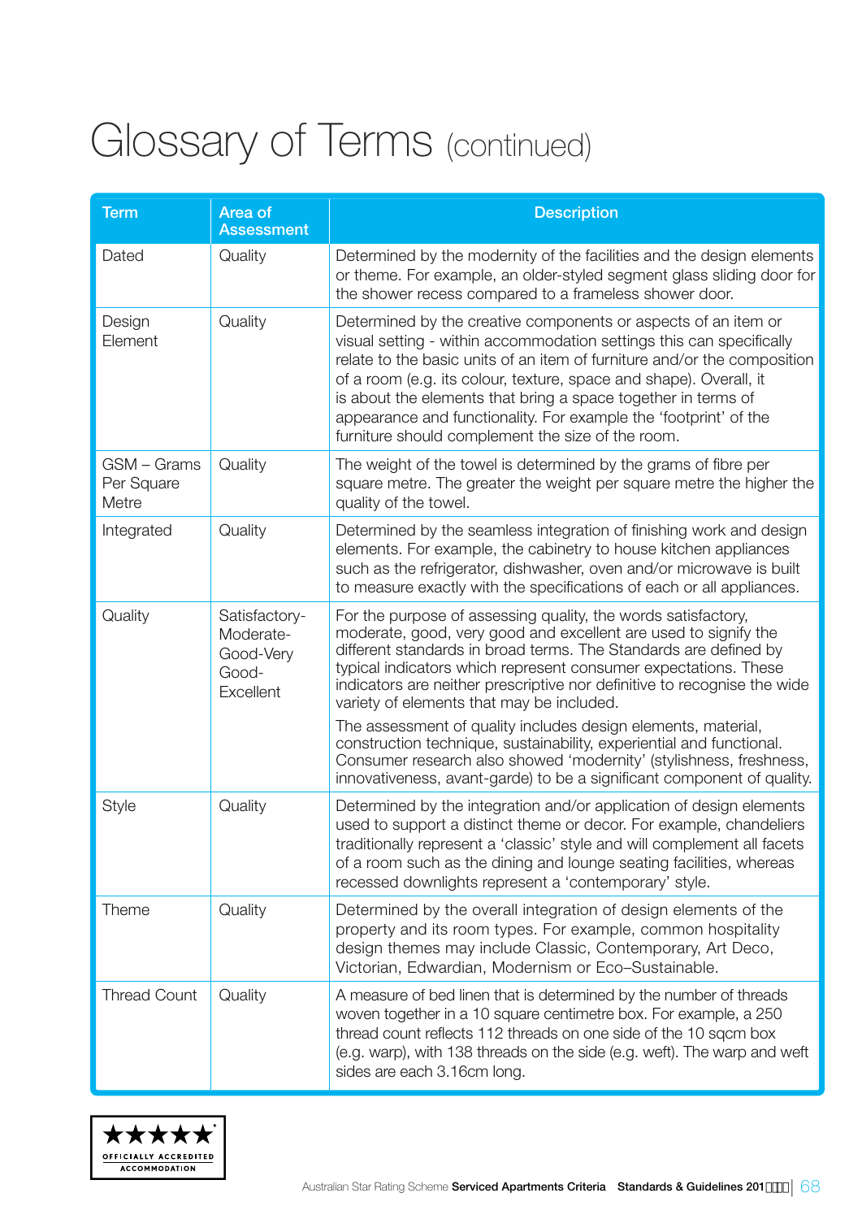# Glossary of Terms (continued)

| Term | Area of Assessment | Description |
|---|---|---|
| Dated | Quality | Determined by the modernity of the facilities and the design elements or theme. For example, an older-styled segment glass sliding door for the shower recess compared to a frameless shower door. |
| Design Element | Quality | Determined by the creative components or aspects of an item or visual setting - within accommodation settings this can specifically relate to the basic units of an item of furniture and/or the composition of a room (e.g. its colour, texture, space and shape). Overall, it is about the elements that bring a space together in terms of appearance and functionality. For example the 'footprint' of the furniture should complement the size of the room. |
| GSM – Grams Per Square Metre | Quality | The weight of the towel is determined by the grams of fibre per square metre. The greater the weight per square metre the higher the quality of the towel. |
| Integrated | Quality | Determined by the seamless integration of finishing work and design elements. For example, the cabinetry to house kitchen appliances such as the refrigerator, dishwasher, oven and/or microwave is built to measure exactly with the specifications of each or all appliances. |
| Quality | Satisfactory-Moderate-Good-Very Good-Excellent | For the purpose of assessing quality, the words satisfactory, moderate, good, very good and excellent are used to signify the different standards in broad terms. The Standards are defined by typical indicators which represent consumer expectations. These indicators are neither prescriptive nor definitive to recognise the wide variety of elements that may be included.<br><br>The assessment of quality includes design elements, material, construction technique, sustainability, experiential and functional. Consumer research also showed 'modernity' (stylishness, freshness, innovativeness, avant-garde) to be a significant component of quality. |
| Style | Quality | Determined by the integration and/or application of design elements used to support a distinct theme or decor. For example, chandeliers traditionally represent a 'classic' style and will complement all facets of a room such as the dining and lounge seating facilities, whereas recessed downlights represent a 'contemporary' style. |
| Theme | Quality | Determined by the overall integration of design elements of the property and its room types. For example, common hospitality design themes may include Classic, Contemporary, Art Deco, Victorian, Edwardian, Modernism or Eco–Sustainable. |
| Thread Count | Quality | A measure of bed linen that is determined by the number of threads woven together in a 10 square centimetre box. For example, a 250 thread count reflects 112 threads on one side of the 10 sqcm box (e.g. warp), with 138 threads on the side (e.g. weft). The warp and weft sides are each 3.16cm long. |

★★★★★ OFFICIALLY ACCREDITED ACCOMMODATION